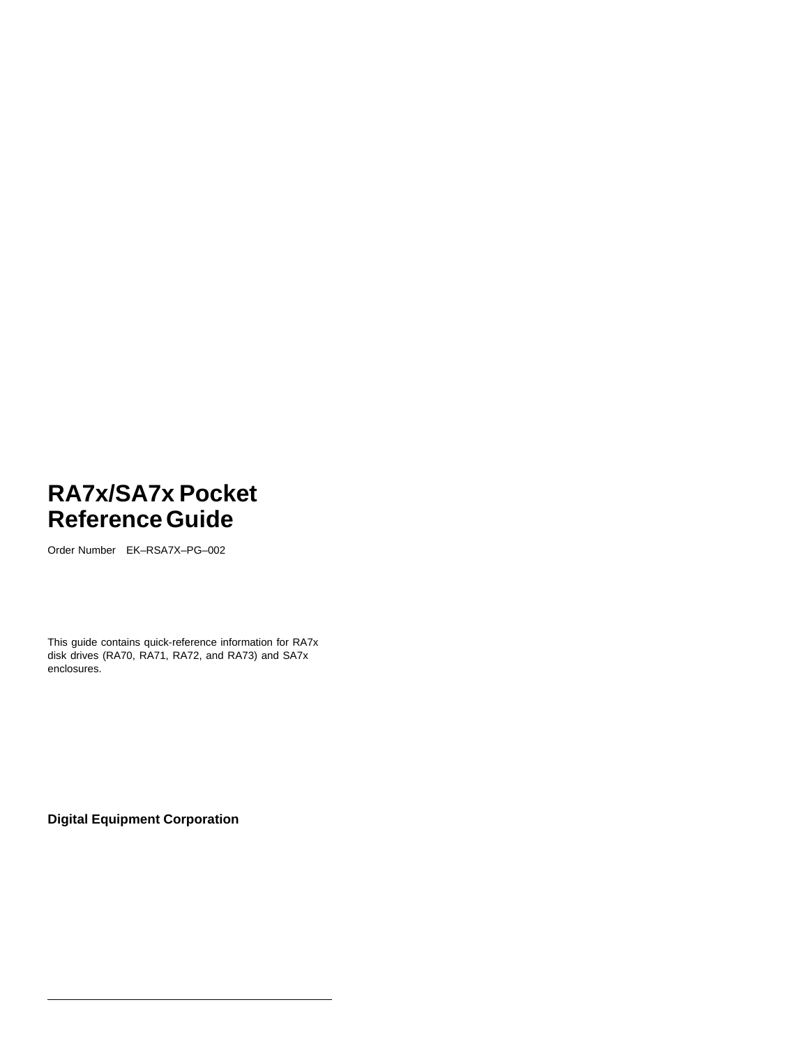# RA7x/SA7x Pocket Reference Guide

Order Number EK–RSA7X–PG–002

This guide contains quick-reference information for RA7x disk drives (RA70, RA71, RA72, and RA73) and SA7x enclosures.

**Digital Equipment Corporation**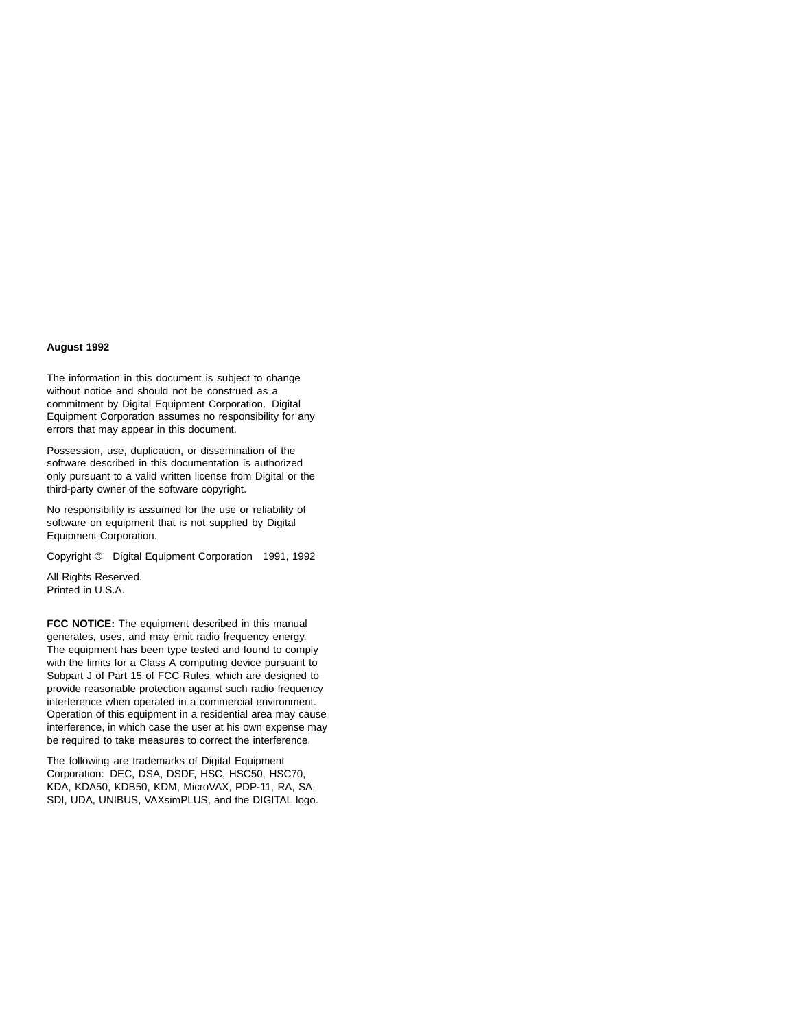**August 1992**

The information in this document is subject to change without notice and should not be construed as a commitment by Digital Equipment Corporation. Digital Equipment Corporation assumes no responsibility for any errors that may appear in this document.

Possession, use, duplication, or dissemination of the software described in this documentation is authorized only pursuant to a valid written license from Digital or the third-party owner of the software copyright.

No responsibility is assumed for the use or reliability of software on equipment that is not supplied by Digital Equipment Corporation.

Copyright © Digital Equipment Corporation 1991, 1992

All Rights Reserved.
Printed in U.S.A.

**FCC NOTICE:** The equipment described in this manual generates, uses, and may emit radio frequency energy. The equipment has been type tested and found to comply with the limits for a Class A computing device pursuant to Subpart J of Part 15 of FCC Rules, which are designed to provide reasonable protection against such radio frequency interference when operated in a commercial environment. Operation of this equipment in a residential area may cause interference, in which case the user at his own expense may be required to take measures to correct the interference.

The following are trademarks of Digital Equipment Corporation: DEC, DSA, DSDF, HSC, HSC50, HSC70, KDA, KDA50, KDB50, KDM, MicroVAX, PDP-11, RA, SA, SDI, UDA, UNIBUS, VAXsimPLUS, and the DIGITAL logo.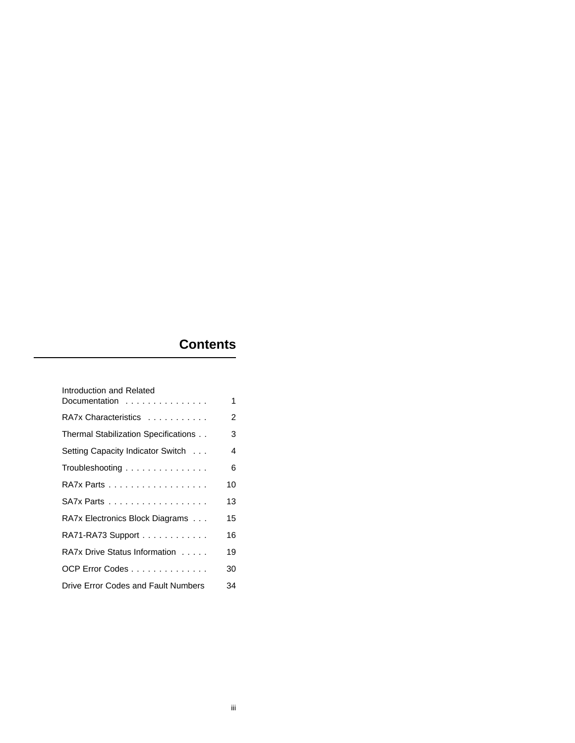# Contents

| | |
|---|---|
| Introduction and Related Documentation | 1 |
| RA7x Characteristics | 2 |
| Thermal Stabilization Specifications | 3 |
| Setting Capacity Indicator Switch | 4 |
| Troubleshooting | 6 |
| RA7x Parts | 10 |
| SA7x Parts | 13 |
| RA7x Electronics Block Diagrams | 15 |
| RA71-RA73 Support | 16 |
| RA7x Drive Status Information | 19 |
| OCP Error Codes | 30 |
| Drive Error Codes and Fault Numbers | 34 |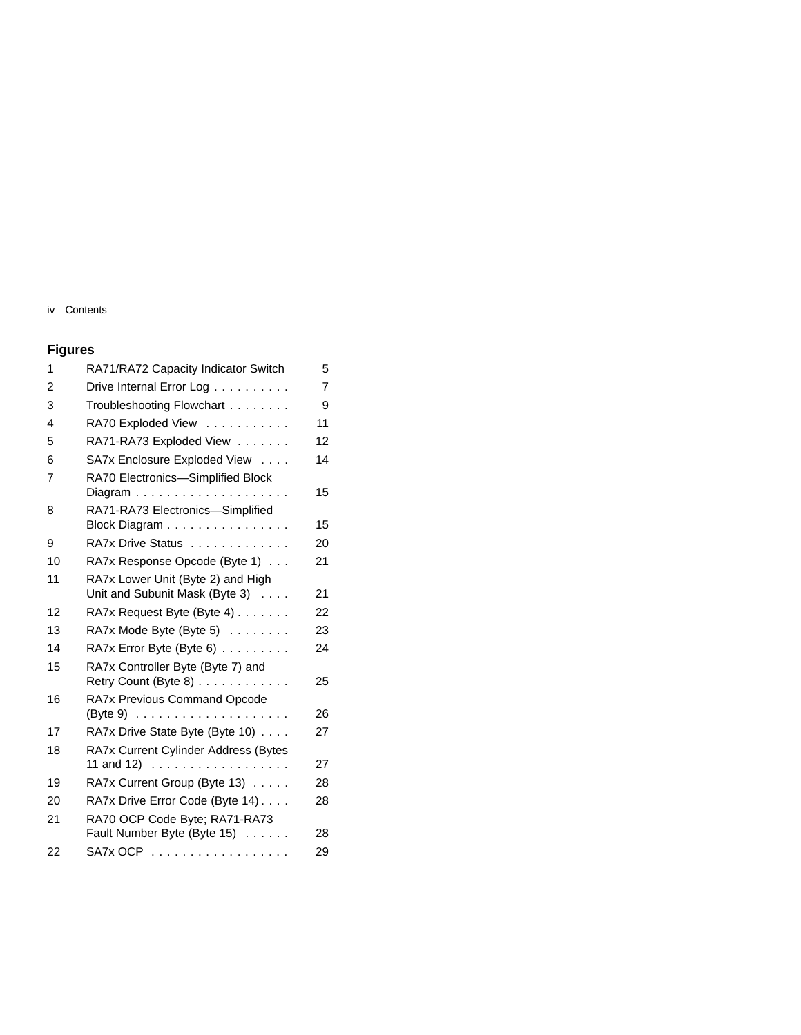## Figures

| | | |
|---|---|---|
| 1 | RA71/RA72 Capacity Indicator Switch | 5 |
| 2 | Drive Internal Error Log | 7 |
| 3 | Troubleshooting Flowchart | 9 |
| 4 | RA70 Exploded View | 11 |
| 5 | RA71-RA73 Exploded View | 12 |
| 6 | SA7x Enclosure Exploded View | 14 |
| 7 | RA70 Electronics—Simplified Block Diagram | 15 |
| 8 | RA71-RA73 Electronics—Simplified Block Diagram | 15 |
| 9 | RA7x Drive Status | 20 |
| 10 | RA7x Response Opcode (Byte 1) | 21 |
| 11 | RA7x Lower Unit (Byte 2) and High Unit and Subunit Mask (Byte 3) | 21 |
| 12 | RA7x Request Byte (Byte 4) | 22 |
| 13 | RA7x Mode Byte (Byte 5) | 23 |
| 14 | RA7x Error Byte (Byte 6) | 24 |
| 15 | RA7x Controller Byte (Byte 7) and Retry Count (Byte 8) | 25 |
| 16 | RA7x Previous Command Opcode (Byte 9) | 26 |
| 17 | RA7x Drive State Byte (Byte 10) | 27 |
| 18 | RA7x Current Cylinder Address (Bytes 11 and 12) | 27 |
| 19 | RA7x Current Group (Byte 13) | 28 |
| 20 | RA7x Drive Error Code (Byte 14) | 28 |
| 21 | RA70 OCP Code Byte; RA71-RA73 Fault Number Byte (Byte 15) | 28 |
| 22 | SA7x OCP | 29 |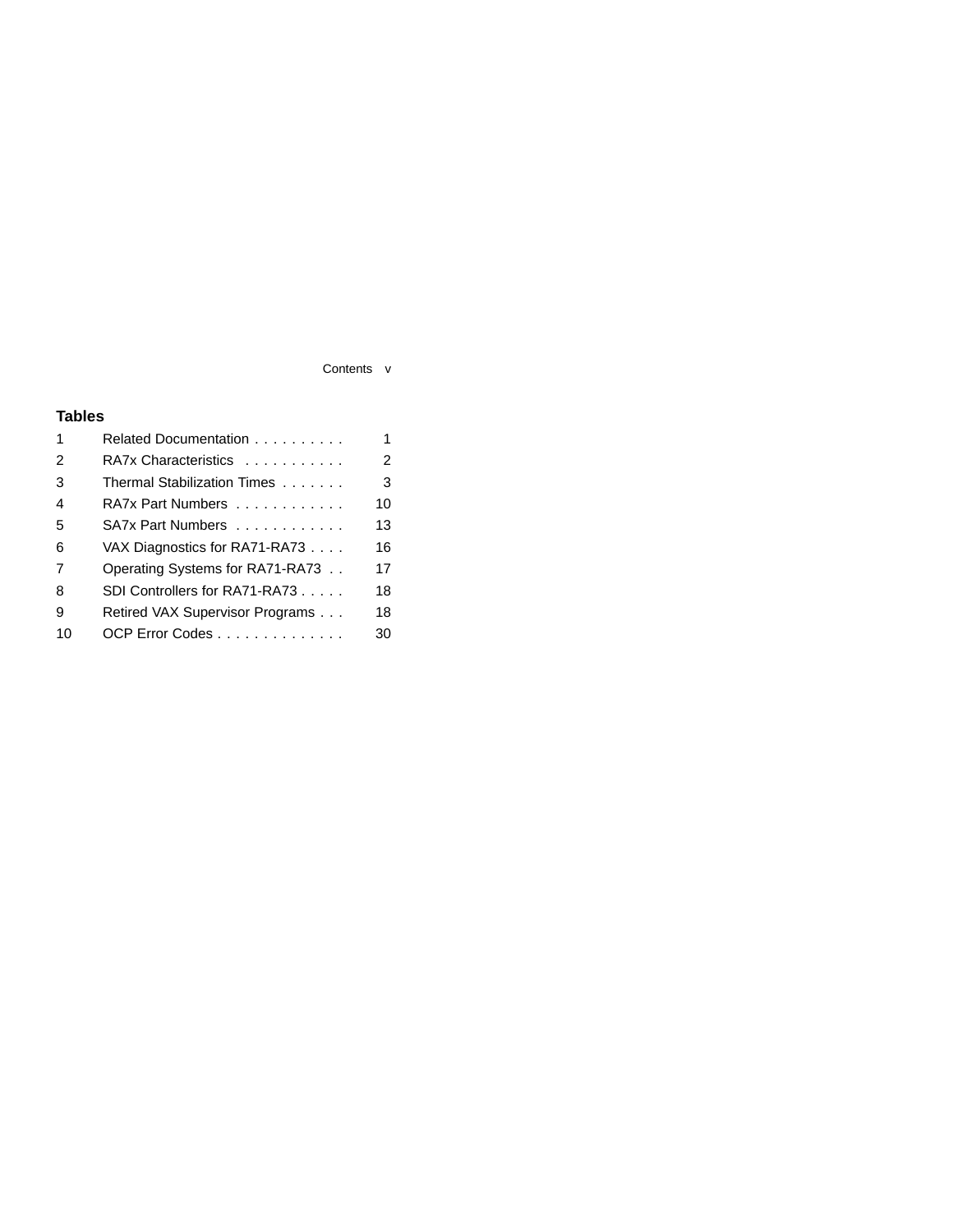## Tables

| | | |
|---|---|---|
| 1 | Related Documentation | 1 |
| 2 | RA7x Characteristics | 2 |
| 3 | Thermal Stabilization Times | 3 |
| 4 | RA7x Part Numbers | 10 |
| 5 | SA7x Part Numbers | 13 |
| 6 | VAX Diagnostics for RA71-RA73 | 16 |
| 7 | Operating Systems for RA71-RA73 | 17 |
| 8 | SDI Controllers for RA71-RA73 | 18 |
| 9 | Retired VAX Supervisor Programs | 18 |
| 10 | OCP Error Codes | 30 |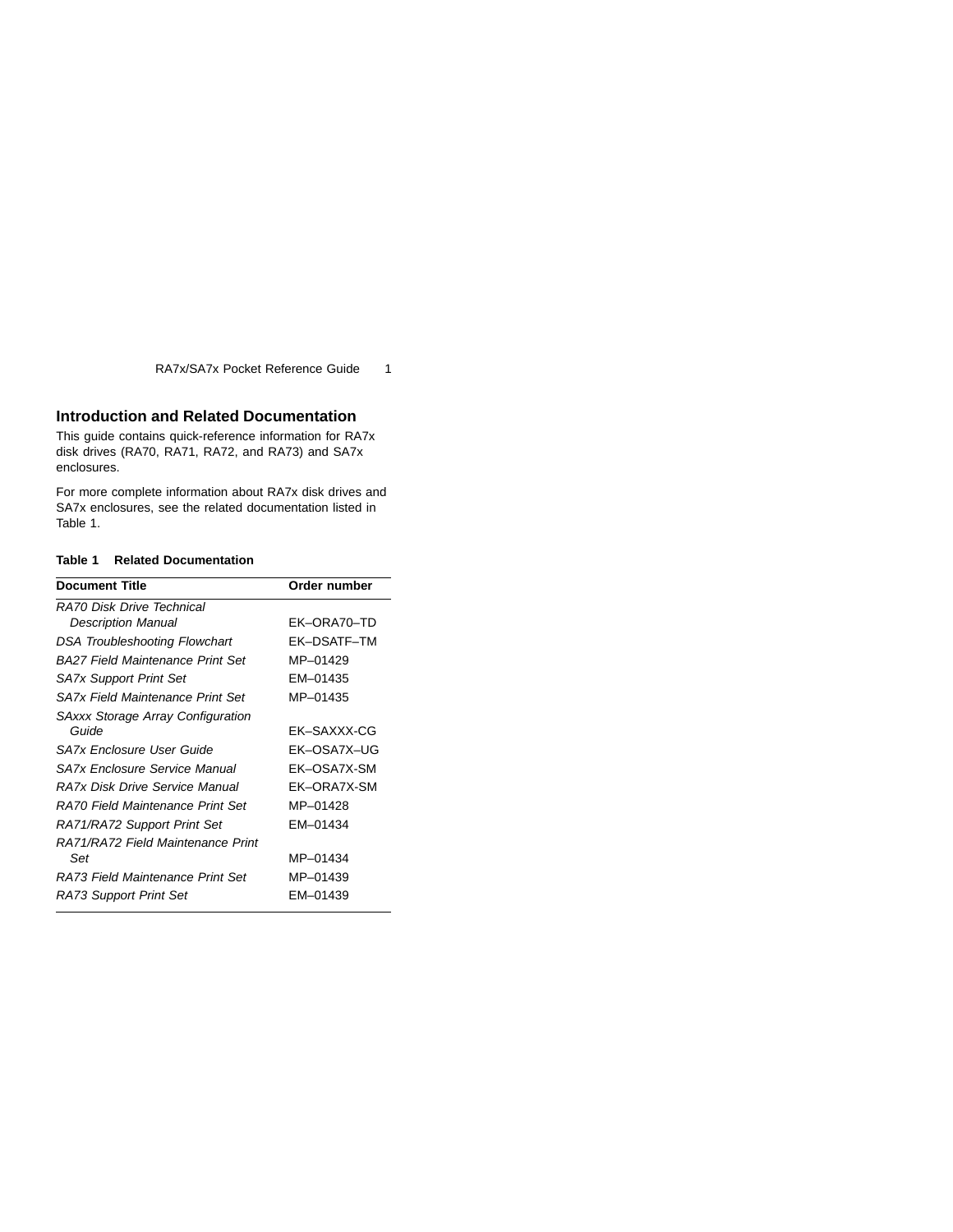## Introduction and Related Documentation

This guide contains quick-reference information for RA7x disk drives (RA70, RA71, RA72, and RA73) and SA7x enclosures.

For more complete information about RA7x disk drives and SA7x enclosures, see the related documentation listed in Table 1.

**Table 1 Related Documentation**

| Document Title | Order number |
|---|---|
| *RA70 Disk Drive Technical Description Manual* | EK–ORA70–TD |
| *DSA Troubleshooting Flowchart* | EK–DSATF–TM |
| *BA27 Field Maintenance Print Set* | MP–01429 |
| *SA7x Support Print Set* | EM–01435 |
| *SA7x Field Maintenance Print Set* | MP–01435 |
| *SAxxx Storage Array Configuration Guide* | EK–SAXXX-CG |
| *SA7x Enclosure User Guide* | EK–OSA7X–UG |
| *SA7x Enclosure Service Manual* | EK–OSA7X-SM |
| *RA7x Disk Drive Service Manual* | EK–ORA7X-SM |
| *RA70 Field Maintenance Print Set* | MP–01428 |
| *RA71/RA72 Support Print Set* | EM–01434 |
| *RA71/RA72 Field Maintenance Print Set* | MP–01434 |
| *RA73 Field Maintenance Print Set* | MP–01439 |
| *RA73 Support Print Set* | EM–01439 |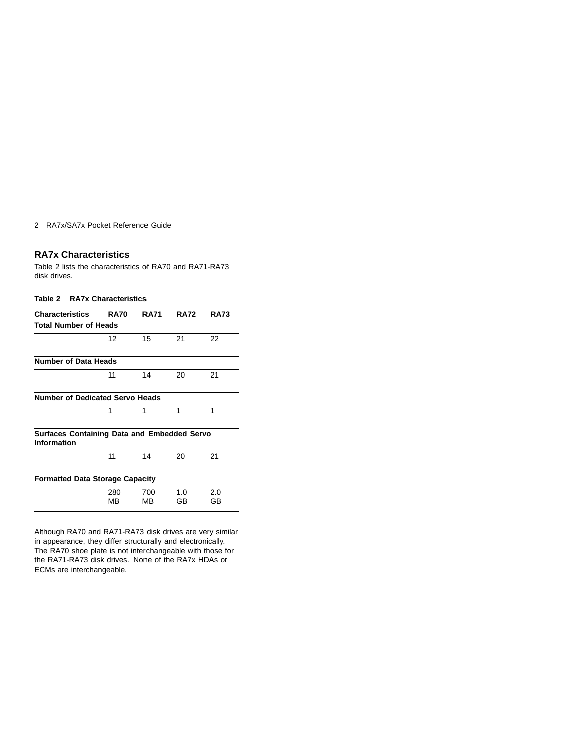## RA7x Characteristics

Table 2 lists the characteristics of RA70 and RA71-RA73 disk drives.

**Table 2 RA7x Characteristics**

| Characteristics | RA70 | RA71 | RA72 | RA73 |
|---|---|---|---|---|
| **Total Number of Heads** | | | | |
| | 12 | 15 | 21 | 22 |
| **Number of Data Heads** | | | | |
| | 11 | 14 | 20 | 21 |
| **Number of Dedicated Servo Heads** | | | | |
| | 1 | 1 | 1 | 1 |
| **Surfaces Containing Data and Embedded Servo Information** | | | | |
| | 11 | 14 | 20 | 21 |
| **Formatted Data Storage Capacity** | | | | |
| | 280 MB | 700 MB | 1.0 GB | 2.0 GB |

Although RA70 and RA71-RA73 disk drives are very similar in appearance, they differ structurally and electronically. The RA70 shoe plate is not interchangeable with those for the RA71-RA73 disk drives. None of the RA7x HDAs or ECMs are interchangeable.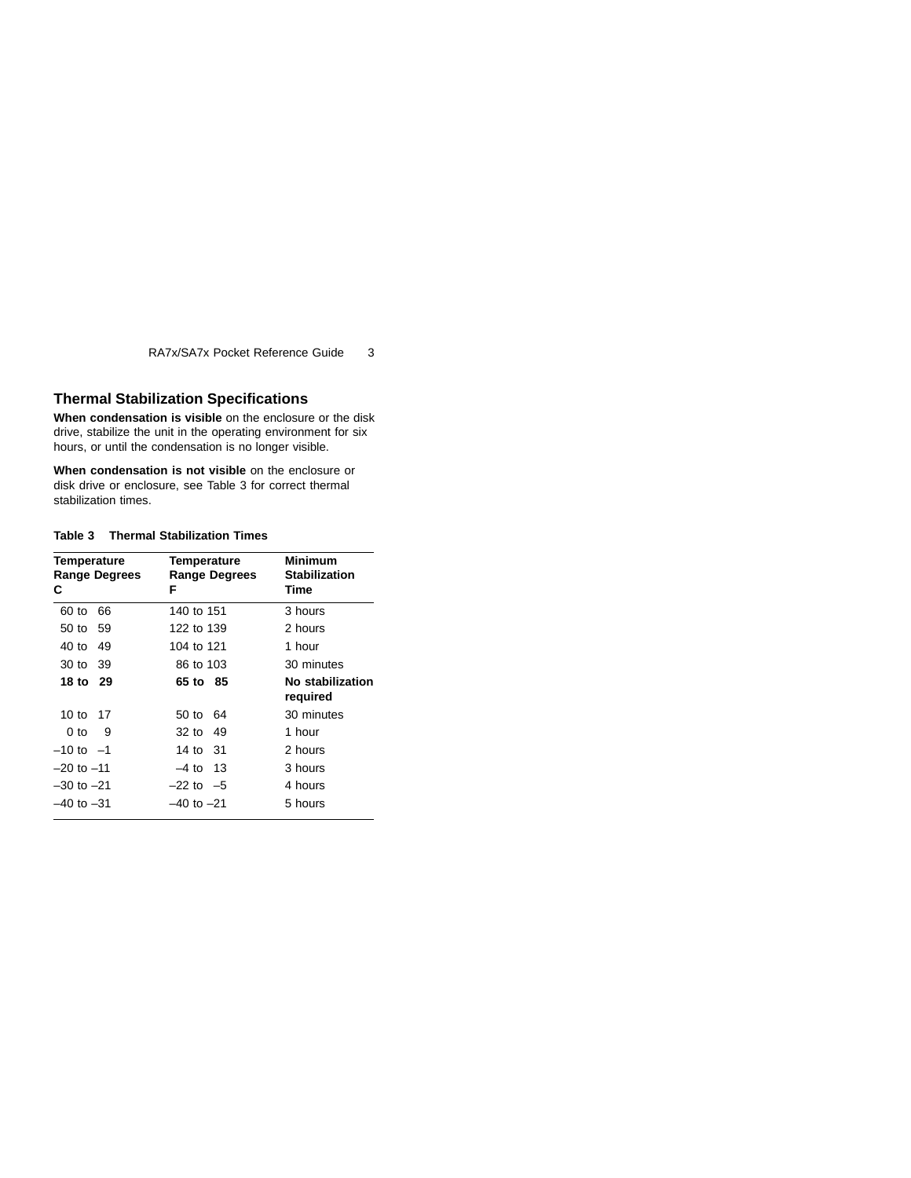## Thermal Stabilization Specifications

**When condensation is visible** on the enclosure or the disk drive, stabilize the unit in the operating environment for six hours, or until the condensation is no longer visible.

**When condensation is not visible** on the enclosure or disk drive or enclosure, see Table 3 for correct thermal stabilization times.

**Table 3 Thermal Stabilization Times**

| Temperature Range Degrees C | Temperature Range Degrees F | Minimum Stabilization Time |
|---|---|---|
| 60 to 66 | 140 to 151 | 3 hours |
| 50 to 59 | 122 to 139 | 2 hours |
| 40 to 49 | 104 to 121 | 1 hour |
| 30 to 39 | 86 to 103 | 30 minutes |
| **18 to 29** | **65 to 85** | **No stabilization required** |
| 10 to 17 | 50 to 64 | 30 minutes |
| 0 to 9 | 32 to 49 | 1 hour |
| –10 to –1 | 14 to 31 | 2 hours |
| –20 to –11 | –4 to 13 | 3 hours |
| –30 to –21 | –22 to –5 | 4 hours |
| –40 to –31 | –40 to –21 | 5 hours |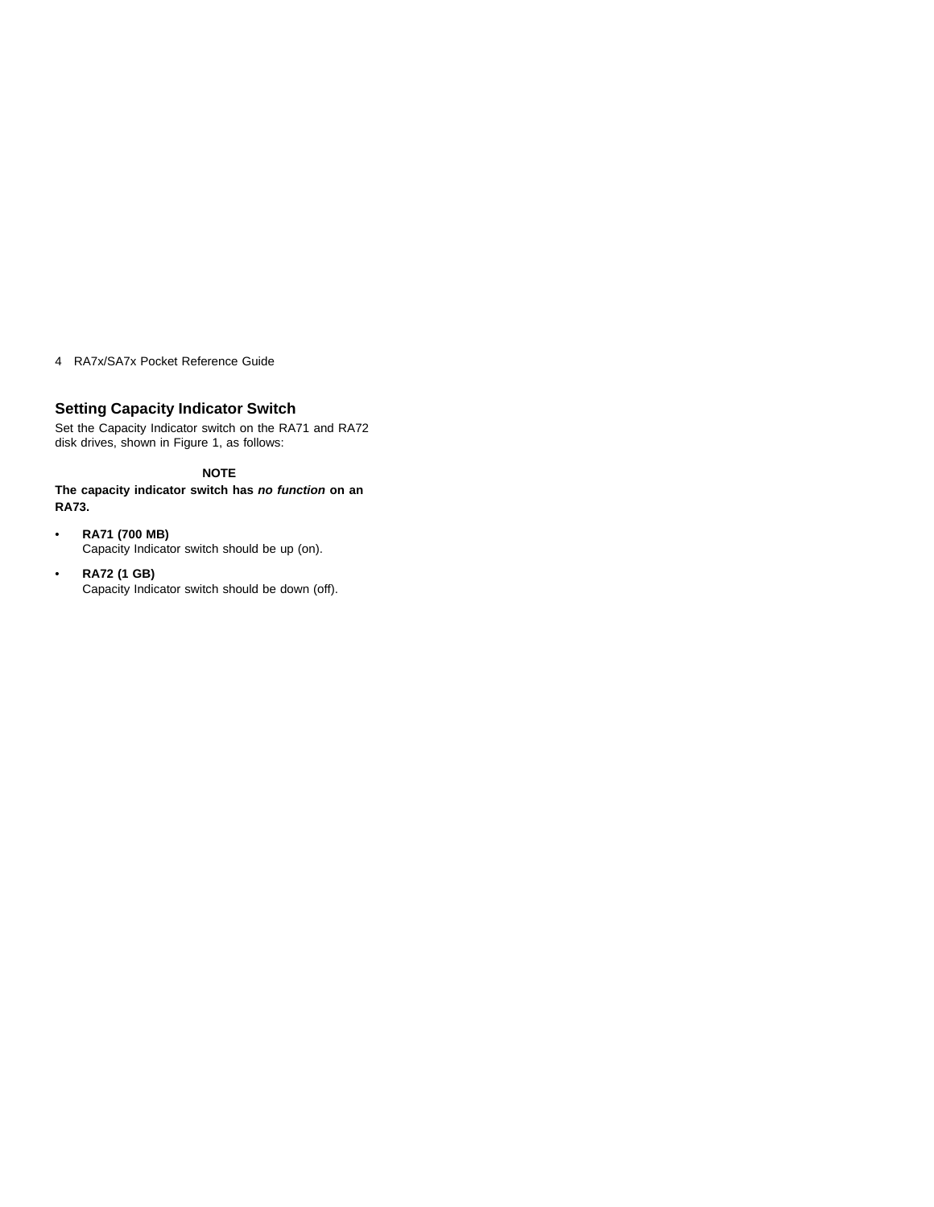## Setting Capacity Indicator Switch

Set the Capacity Indicator switch on the RA71 and RA72 disk drives, shown in Figure 1, as follows:

**NOTE**

**The capacity indicator switch has *no function* on an RA73.**

- **RA71 (700 MB)**
  Capacity Indicator switch should be up (on).
- **RA72 (1 GB)**
  Capacity Indicator switch should be down (off).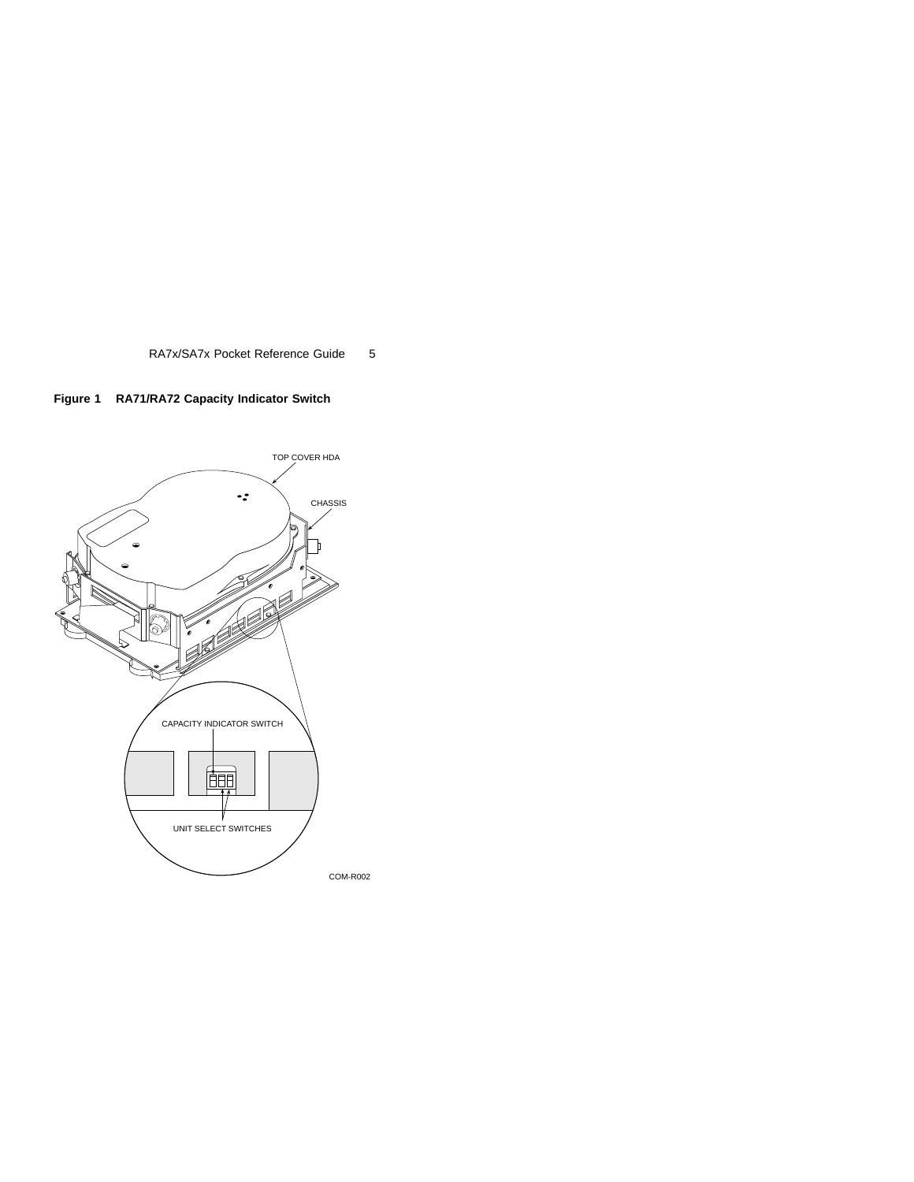**Figure 1 RA71/RA72 Capacity Indicator Switch**

TOP COVER HDA

CHASSIS

CAPACITY INDICATOR SWITCH

UNIT SELECT SWITCHES

COM-R002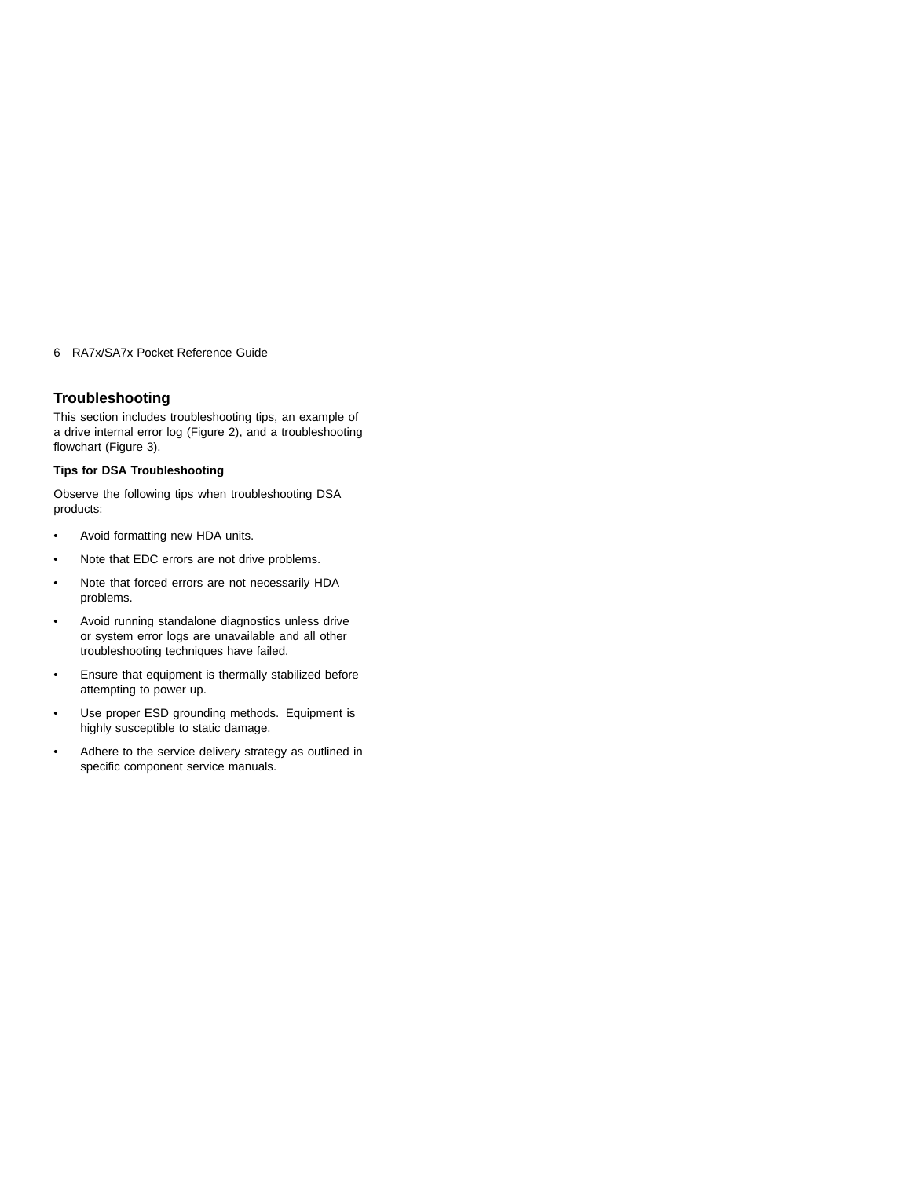## Troubleshooting

This section includes troubleshooting tips, an example of a drive internal error log (Figure 2), and a troubleshooting flowchart (Figure 3).

**Tips for DSA Troubleshooting**

Observe the following tips when troubleshooting DSA products:

- Avoid formatting new HDA units.
- Note that EDC errors are not drive problems.
- Note that forced errors are not necessarily HDA problems.
- Avoid running standalone diagnostics unless drive or system error logs are unavailable and all other troubleshooting techniques have failed.
- Ensure that equipment is thermally stabilized before attempting to power up.
- Use proper ESD grounding methods. Equipment is highly susceptible to static damage.
- Adhere to the service delivery strategy as outlined in specific component service manuals.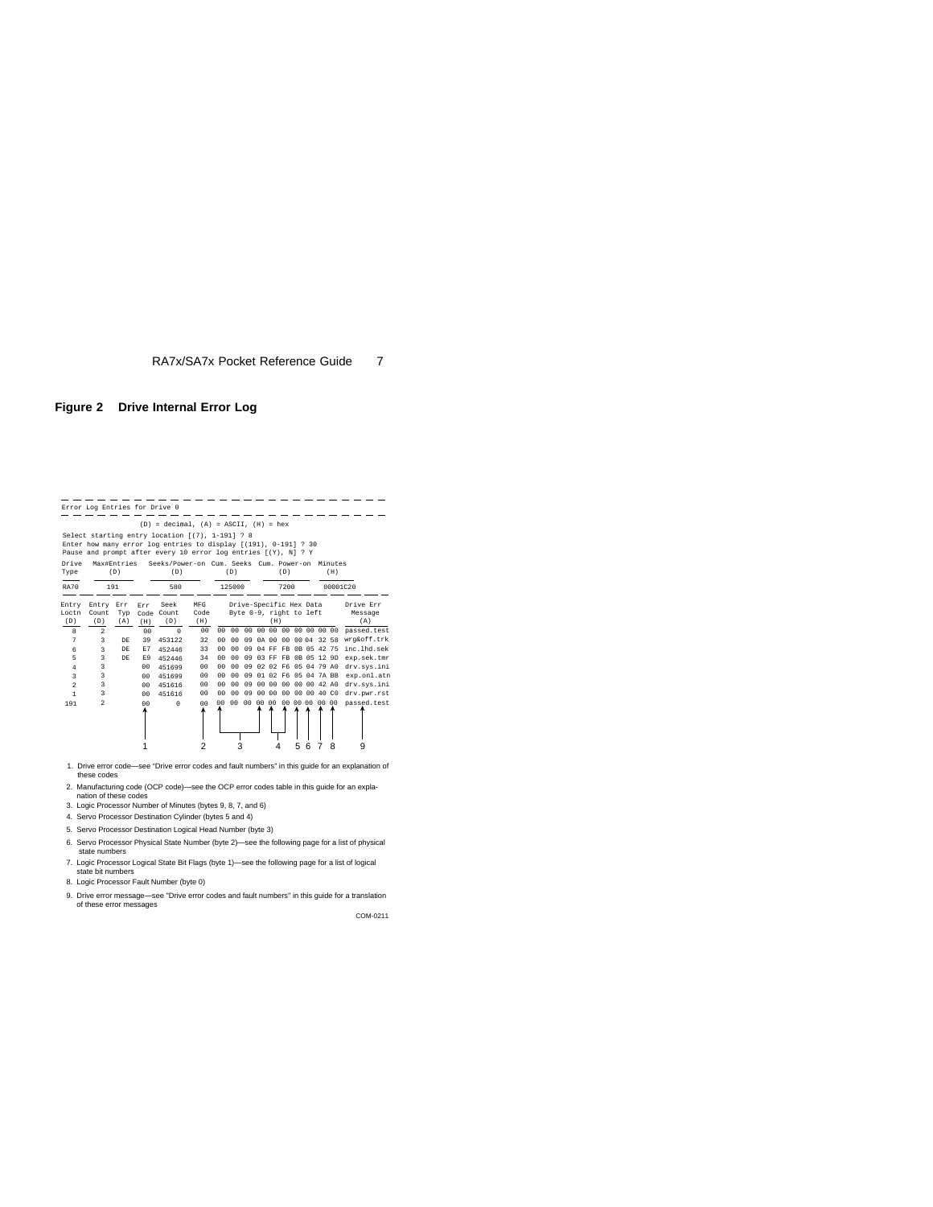## Figure 2 Drive Internal Error Log

```
Error Log Entries for Drive 0

            (D) = decimal, (A) = ASCII, (H) = hex

Select starting entry location [(7), 1-191] ? 8
Enter how many error log entries to display [(191), 0-191] ? 30
Pause and prompt after every 10 error log entries [(Y), N] ? Y

Drive   Max#Entries    Seeks/Power-on  Cum. Seeks  Cum. Power-on  Minutes
Type       (D)              (D)           (D)          (D)          (H)

RA70       191              580          125000        7200       00001C20

Entry  Entry  Err   Err   Seek    MFG     Drive-Specific Hex Data       Drive Err
Loctn  Count  Typ   Code  Count   Code    Byte 0-9, right to left        Message
(D)     (D)   (A)   (H)   (D)     (H)              (H)                     (A)
  8      2           00       0    00    00 00 00 00 00 00 00 00 00 00  passed.test
  7      3     DE    39  453122    32    00 00 09 0A 00 00 00 04 32 58  wrg&off.trk
  6      3     DE    E7  452446    33    00 00 09 04 FF FB 0B 05 42 75  inc.lhd.sek
  5      3     DE    E9  452446    34    00 00 09 03 FF FB 0B 05 12 9D  exp.sek.tmr
  4      3           00  451699    00    00 00 09 02 02 F6 05 04 79 A0  drv.sys.ini
  3      3           00  451699    00    00 00 09 01 02 F6 05 04 7A BB  exp.onl.atn
  2      3           00  451616    00    00 00 09 00 00 00 00 00 42 A0  drv.sys.ini
  1      3           00  451616    00    00 00 09 00 00 00 00 00 40 C0  drv.pwr.rst
191      2           00       0    00    00 00 00 00 00 00 00 00 00 00  passed.test
                     ^             ^     ^        ^  ^  ^  ^  ^  ^  ^         ^
                     1             2     |___3____|  |_4_|  5  6  7  8        9
```

1. Drive error code—see “Drive error codes and fault numbers” in this guide for an explanation of these codes
2. Manufacturing code (OCP code)—see the OCP error codes table in this guide for an explanation of these codes
3. Logic Processor Number of Minutes (bytes 9, 8, 7, and 6)
4. Servo Processor Destination Cylinder (bytes 5 and 4)
5. Servo Processor Destination Logical Head Number (byte 3)
6. Servo Processor Physical State Number (byte 2)—see the following page for a list of physical state numbers
7. Logic Processor Logical State Bit Flags (byte 1)—see the following page for a list of logical state bit numbers
8. Logic Processor Fault Number (byte 0)
9. Drive error message—see “Drive error codes and fault numbers” in this guide for a translation of these error messages

COM-0211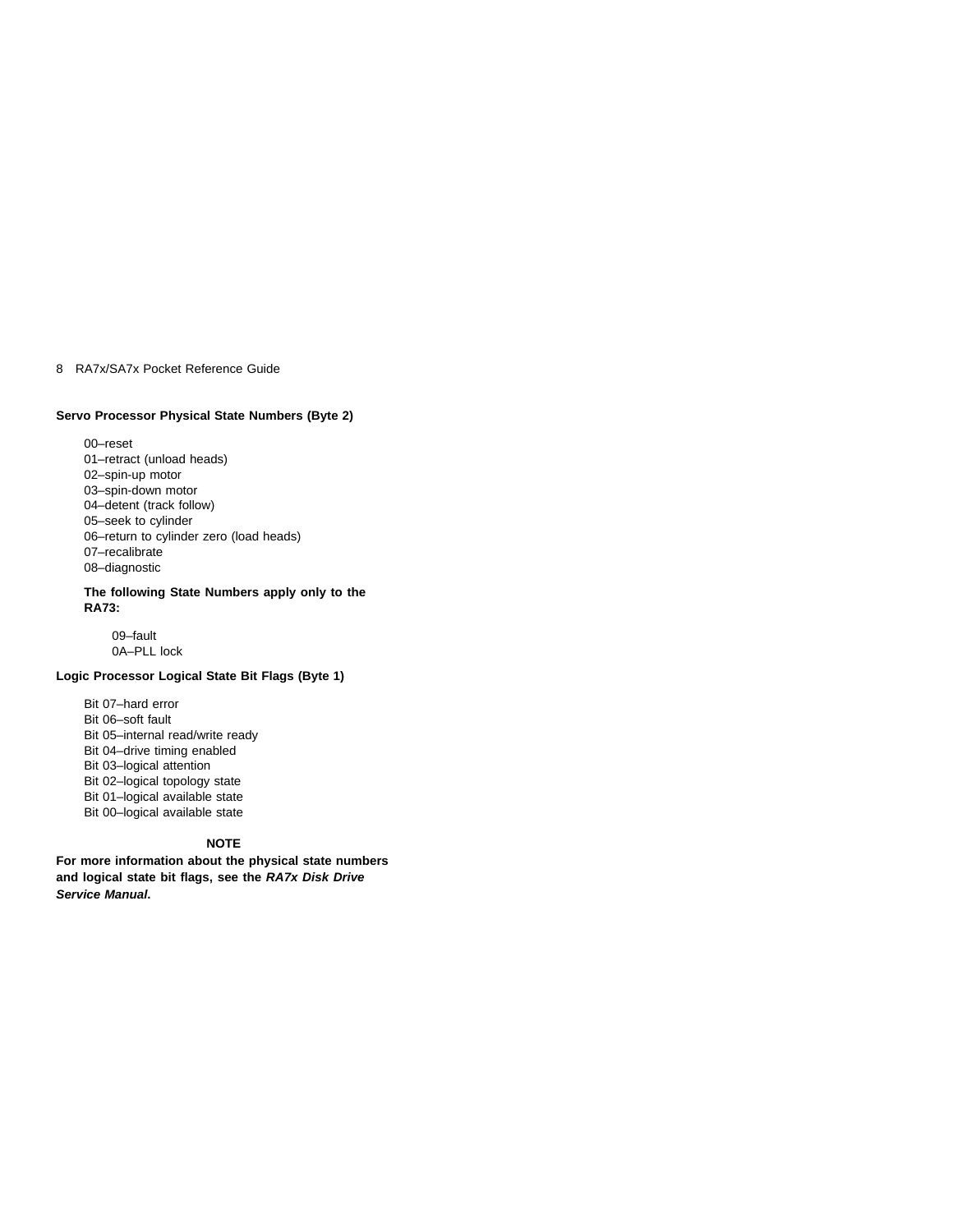**Servo Processor Physical State Numbers (Byte 2)**

00–reset
01–retract (unload heads)
02–spin-up motor
03–spin-down motor
04–detent (track follow)
05–seek to cylinder
06–return to cylinder zero (load heads)
07–recalibrate
08–diagnostic

**The following State Numbers apply only to the RA73:**

09–fault
0A–PLL lock

**Logic Processor Logical State Bit Flags (Byte 1)**

Bit 07–hard error
Bit 06–soft fault
Bit 05–internal read/write ready
Bit 04–drive timing enabled
Bit 03–logical attention
Bit 02–logical topology state
Bit 01–logical available state
Bit 00–logical available state

**NOTE**

**For more information about the physical state numbers and logical state bit flags, see the *RA7x Disk Drive Service Manual*.**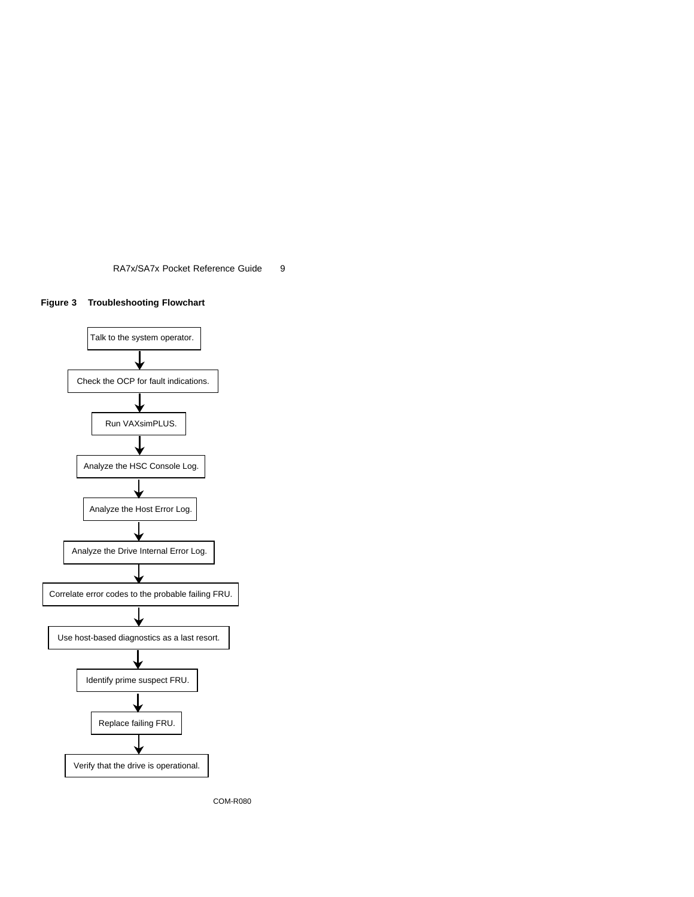**Figure 3 Troubleshooting Flowchart**

1. Talk to the system operator.
2. Check the OCP for fault indications.
3. Run VAXsimPLUS.
4. Analyze the HSC Console Log.
5. Analyze the Host Error Log.
6. Analyze the Drive Internal Error Log.
7. Correlate error codes to the probable failing FRU.
8. Use host-based diagnostics as a last resort.
9. Identify prime suspect FRU.
10. Replace failing FRU.
11. Verify that the drive is operational.

COM-R080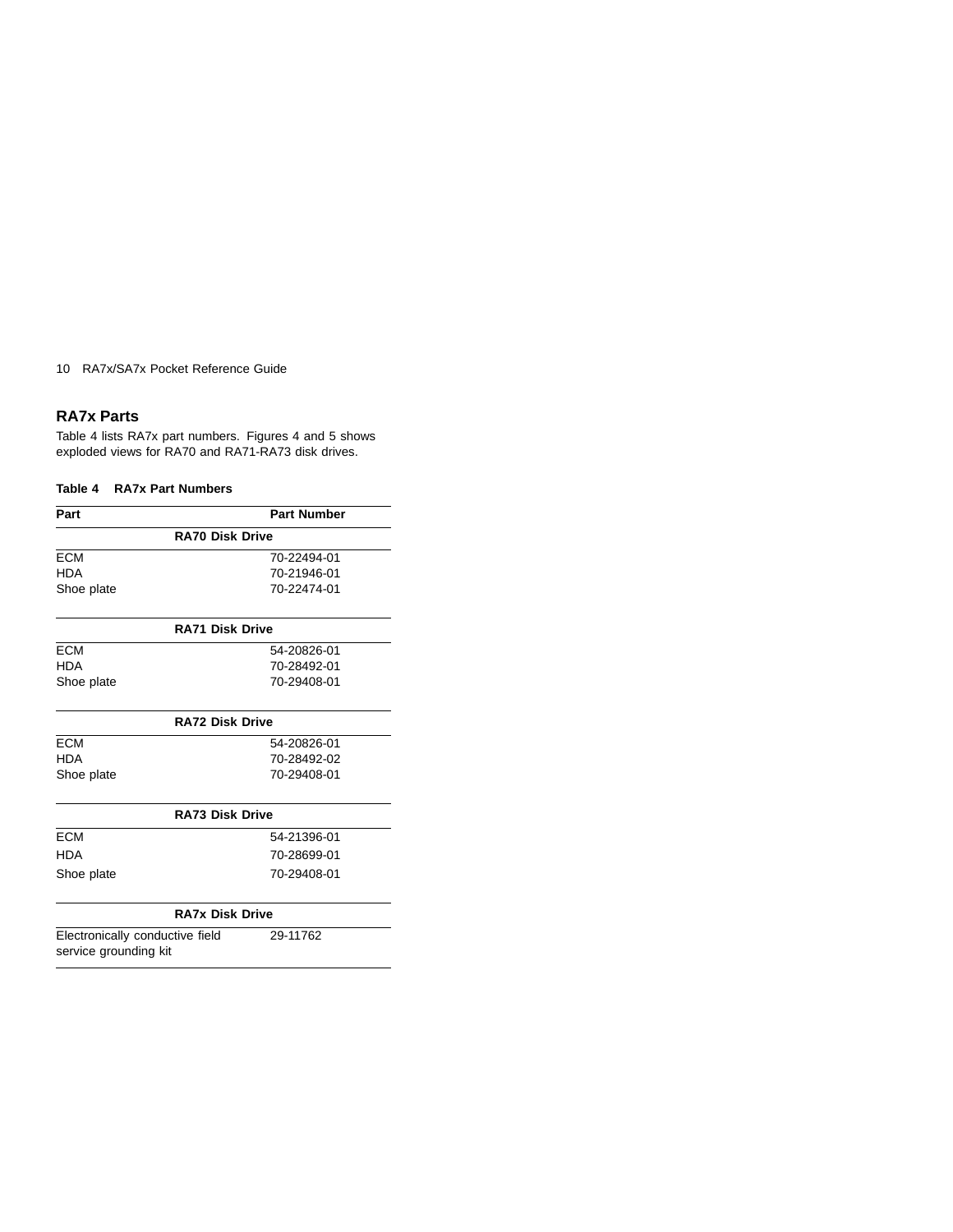## RA7x Parts

Table 4 lists RA7x part numbers. Figures 4 and 5 shows exploded views for RA70 and RA71-RA73 disk drives.

**Table 4 RA7x Part Numbers**

| Part | Part Number |
|---|---|
| **RA70 Disk Drive** | |
| ECM | 70-22494-01 |
| HDA | 70-21946-01 |
| Shoe plate | 70-22474-01 |
| **RA71 Disk Drive** | |
| ECM | 54-20826-01 |
| HDA | 70-28492-01 |
| Shoe plate | 70-29408-01 |
| **RA72 Disk Drive** | |
| ECM | 54-20826-01 |
| HDA | 70-28492-02 |
| Shoe plate | 70-29408-01 |
| **RA73 Disk Drive** | |
| ECM | 54-21396-01 |
| HDA | 70-28699-01 |
| Shoe plate | 70-29408-01 |
| **RA7x Disk Drive** | |
| Electronically conductive field service grounding kit | 29-11762 |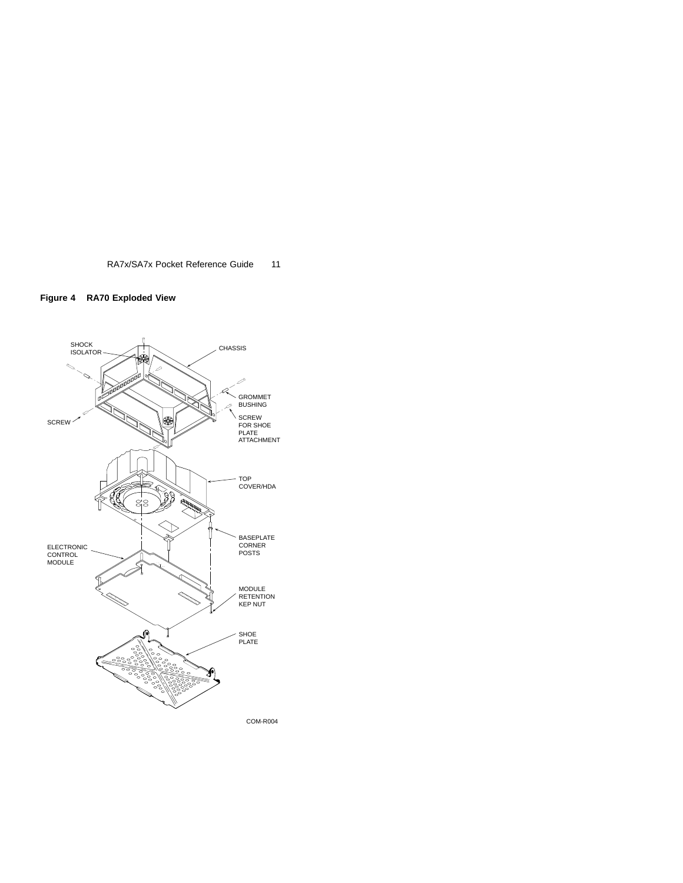**Figure 4 RA70 Exploded View**

SHOCK ISOLATOR

CHASSIS

GROMMET BUSHING

SCREW

SCREW FOR SHOE PLATE ATTACHMENT

TOP COVER/HDA

BASEPLATE CORNER POSTS

ELECTRONIC CONTROL MODULE

MODULE RETENTION KEP NUT

SHOE PLATE

COM-R004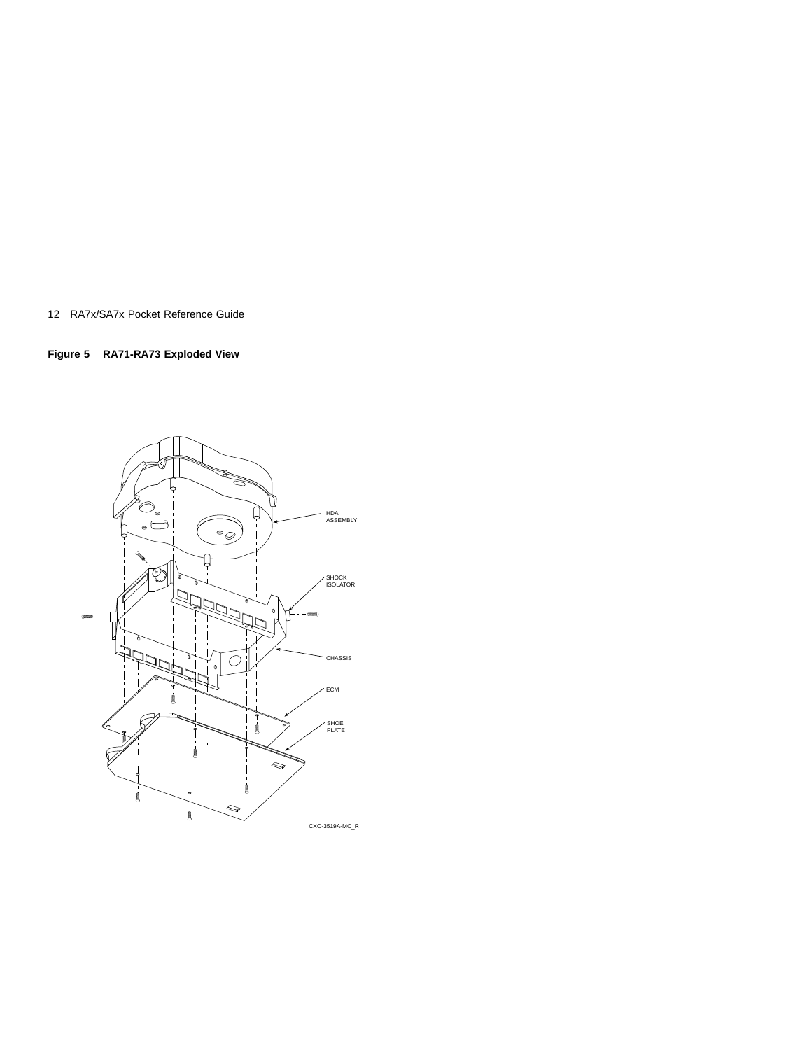**Figure 5 RA71-RA73 Exploded View**

HDA ASSEMBLY

SHOCK ISOLATOR

CHASSIS

ECM

SHOE PLATE

CXO-3519A-MC_R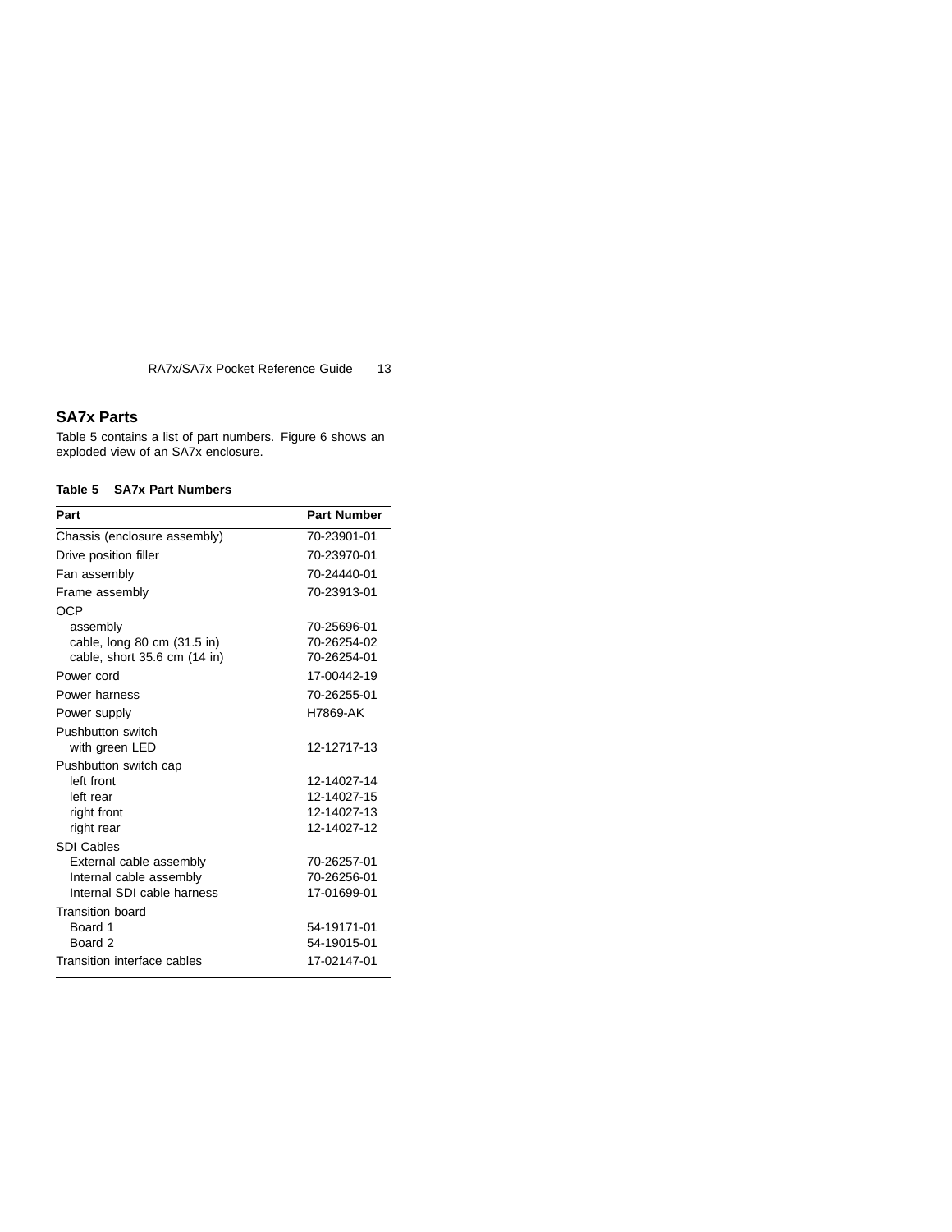## SA7x Parts

Table 5 contains a list of part numbers. Figure 6 shows an exploded view of an SA7x enclosure.

**Table 5 SA7x Part Numbers**

| Part | Part Number |
| --- | --- |
| Chassis (enclosure assembly) | 70-23901-01 |
| Drive position filler | 70-23970-01 |
| Fan assembly | 70-24440-01 |
| Frame assembly | 70-23913-01 |
| OCP | |
| assembly | 70-25696-01 |
| cable, long 80 cm (31.5 in) | 70-26254-02 |
| cable, short 35.6 cm (14 in) | 70-26254-01 |
| Power cord | 17-00442-19 |
| Power harness | 70-26255-01 |
| Power supply | H7869-AK |
| Pushbutton switch | |
| with green LED | 12-12717-13 |
| Pushbutton switch cap | |
| left front | 12-14027-14 |
| left rear | 12-14027-15 |
| right front | 12-14027-13 |
| right rear | 12-14027-12 |
| SDI Cables | |
| External cable assembly | 70-26257-01 |
| Internal cable assembly | 70-26256-01 |
| Internal SDI cable harness | 17-01699-01 |
| Transition board | |
| Board 1 | 54-19171-01 |
| Board 2 | 54-19015-01 |
| Transition interface cables | 17-02147-01 |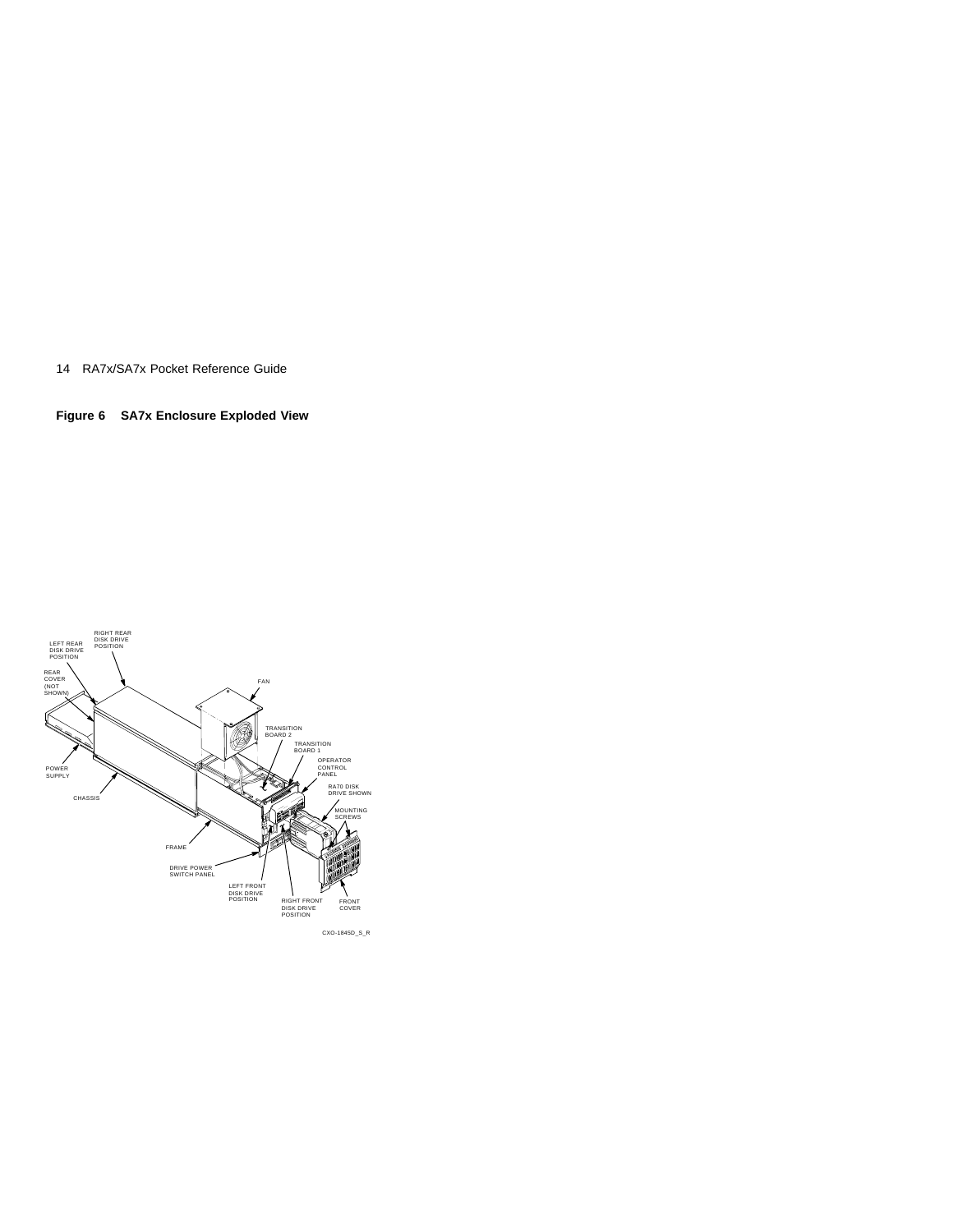**Figure 6 SA7x Enclosure Exploded View**

LEFT REAR DISK DRIVE POSITION

RIGHT REAR DISK DRIVE POSITION

REAR COVER (NOT SHOWN)

FAN

TRANSITION BOARD 2

TRANSITION BOARD 1

OPERATOR CONTROL PANEL

POWER SUPPLY

RA70 DISK DRIVE SHOWN

CHASSIS

MOUNTING SCREWS

FRAME

DRIVE POWER SWITCH PANEL

LEFT FRONT DISK DRIVE POSITION

RIGHT FRONT DISK DRIVE POSITION

FRONT COVER

CXO-1845D_S_R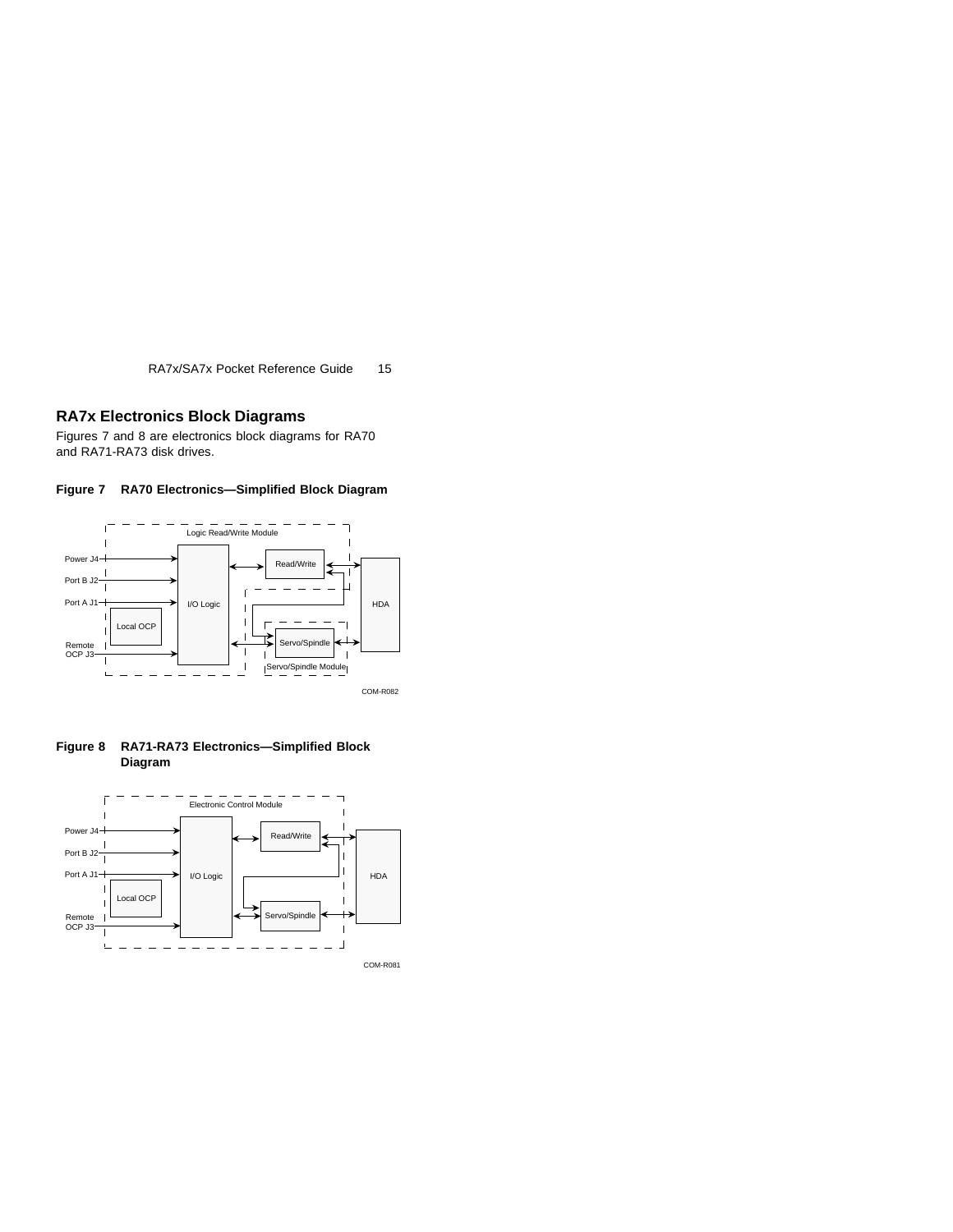## RA7x Electronics Block Diagrams

Figures 7 and 8 are electronics block diagrams for RA70 and RA71-RA73 disk drives.

**Figure 7 RA70 Electronics—Simplified Block Diagram**

Logic Read/Write Module

Power J4
Port B J2
Port A J1
Local OCP
Remote OCP J3

I/O Logic
Read/Write
Servo/Spindle
Servo/Spindle Module
HDA

COM-R082

**Figure 8 RA71-RA73 Electronics—Simplified Block Diagram**

Electronic Control Module

Power J4
Port B J2
Port A J1
Local OCP
Remote OCP J3

I/O Logic
Read/Write
Servo/Spindle
HDA

COM-R081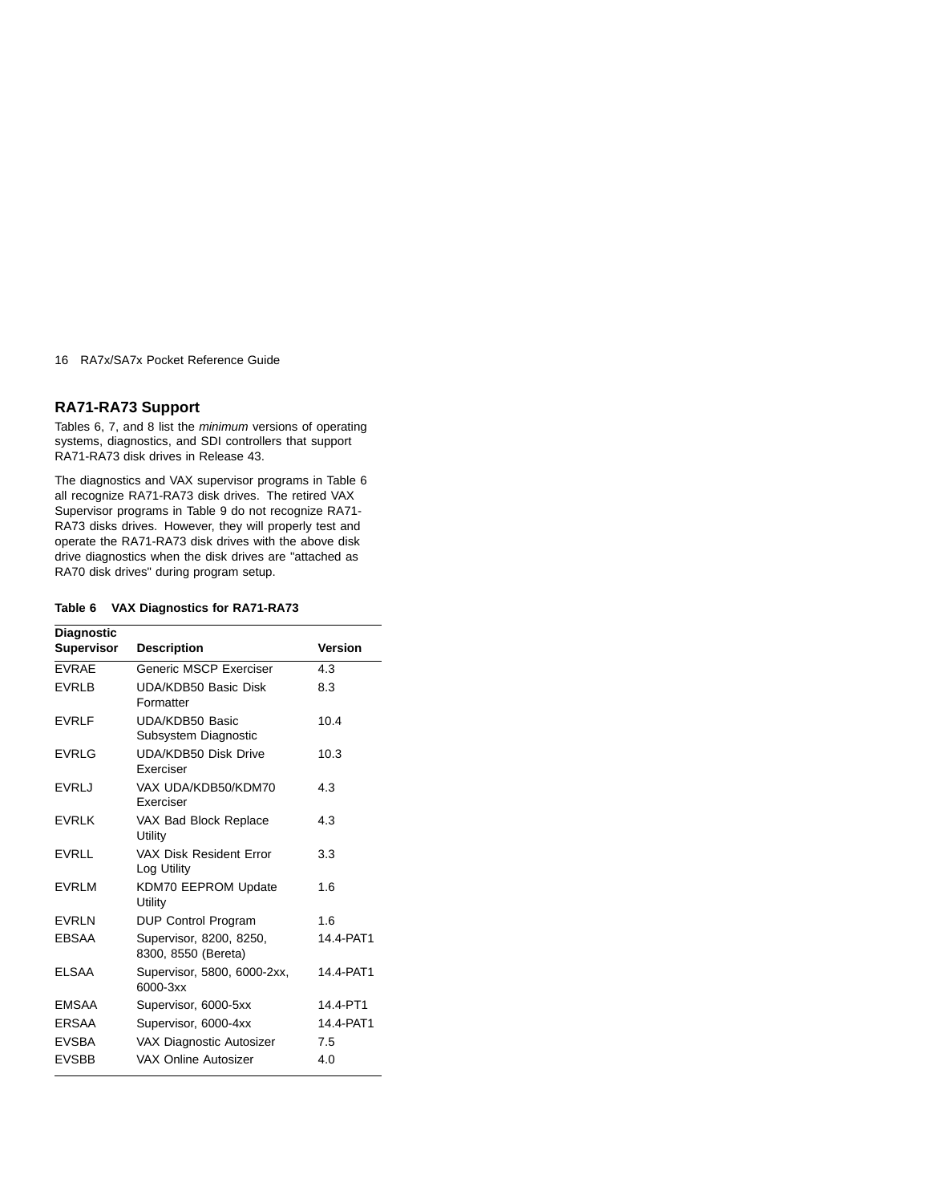## RA71-RA73 Support

Tables 6, 7, and 8 list the *minimum* versions of operating systems, diagnostics, and SDI controllers that support RA71-RA73 disk drives in Release 43.

The diagnostics and VAX supervisor programs in Table 6 all recognize RA71-RA73 disk drives. The retired VAX Supervisor programs in Table 9 do not recognize RA71-RA73 disks drives. However, they will properly test and operate the RA71-RA73 disk drives with the above disk drive diagnostics when the disk drives are "attached as RA70 disk drives" during program setup.

**Table 6 VAX Diagnostics for RA71-RA73**

| Diagnostic Supervisor | Description | Version |
|---|---|---|
| EVRAE | Generic MSCP Exerciser | 4.3 |
| EVRLB | UDA/KDB50 Basic Disk Formatter | 8.3 |
| EVRLF | UDA/KDB50 Basic Subsystem Diagnostic | 10.4 |
| EVRLG | UDA/KDB50 Disk Drive Exerciser | 10.3 |
| EVRLJ | VAX UDA/KDB50/KDM70 Exerciser | 4.3 |
| EVRLK | VAX Bad Block Replace Utility | 4.3 |
| EVRLL | VAX Disk Resident Error Log Utility | 3.3 |
| EVRLM | KDM70 EEPROM Update Utility | 1.6 |
| EVRLN | DUP Control Program | 1.6 |
| EBSAA | Supervisor, 8200, 8250, 8300, 8550 (Bereta) | 14.4-PAT1 |
| ELSAA | Supervisor, 5800, 6000-2xx, 6000-3xx | 14.4-PAT1 |
| EMSAA | Supervisor, 6000-5xx | 14.4-PT1 |
| ERSAA | Supervisor, 6000-4xx | 14.4-PAT1 |
| EVSBA | VAX Diagnostic Autosizer | 7.5 |
| EVSBB | VAX Online Autosizer | 4.0 |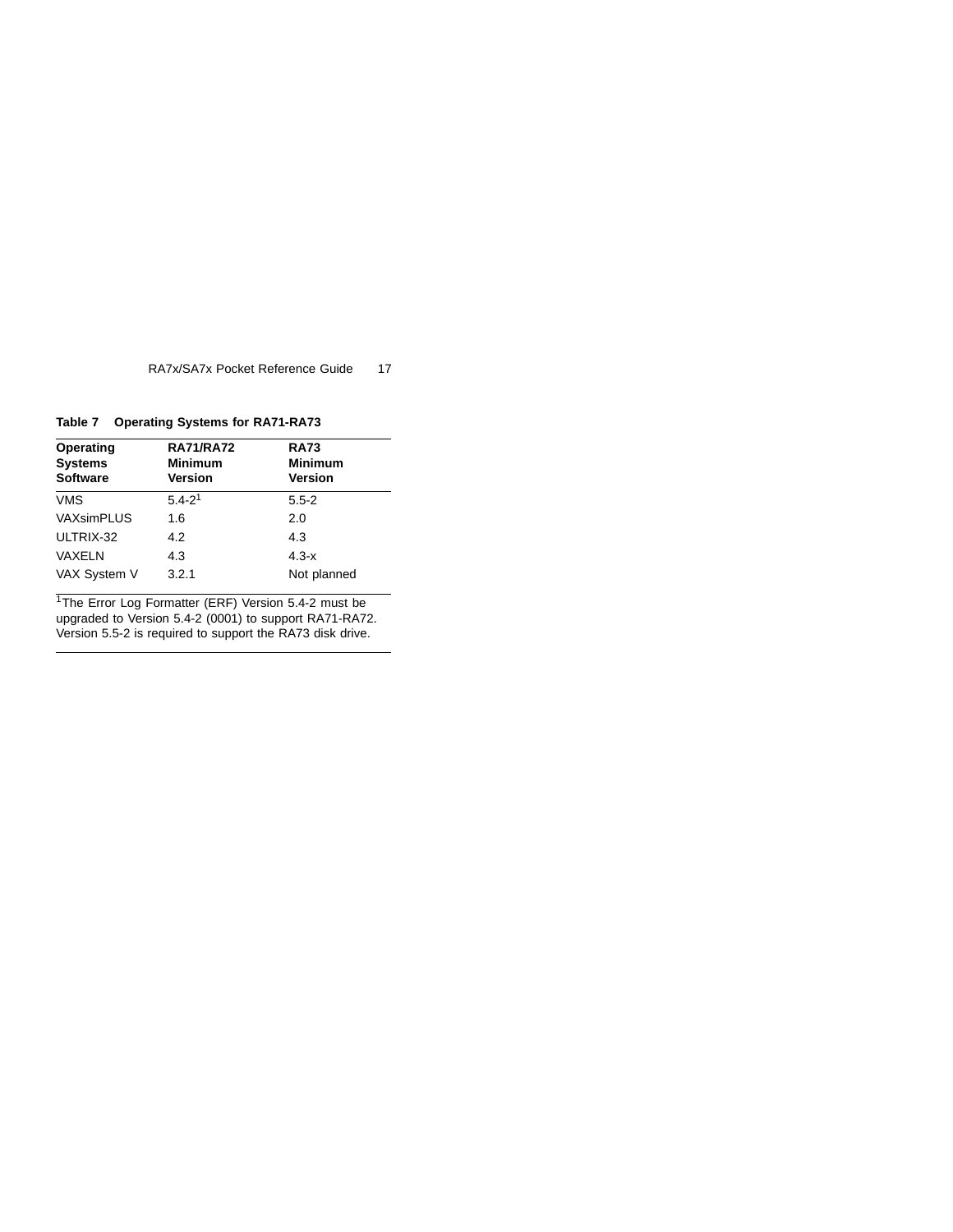**Table 7 Operating Systems for RA71-RA73**

| Operating Systems Software | RA71/RA72 Minimum Version | RA73 Minimum Version |
|---|---|---|
| VMS | 5.4-2[1] | 5.5-2 |
| VAXsimPLUS | 1.6 | 2.0 |
| ULTRIX-32 | 4.2 | 4.3 |
| VAXELN | 4.3 | 4.3-x |
| VAX System V | 3.2.1 | Not planned |

[1]The Error Log Formatter (ERF) Version 5.4-2 must be upgraded to Version 5.4-2 (0001) to support RA71-RA72. Version 5.5-2 is required to support the RA73 disk drive.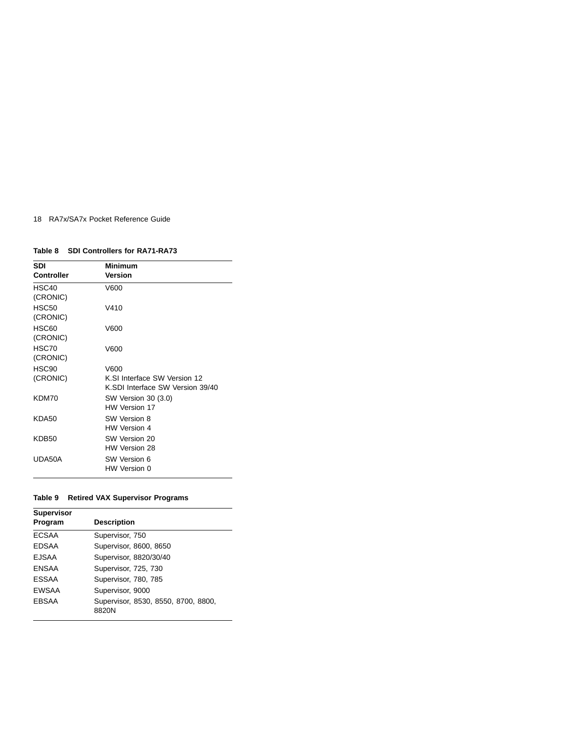**Table 8 SDI Controllers for RA71-RA73**

| SDI Controller | Minimum Version |
|---|---|
| HSC40 (CRONIC) | V600 |
| HSC50 (CRONIC) | V410 |
| HSC60 (CRONIC) | V600 |
| HSC70 (CRONIC) | V600 |
| HSC90 (CRONIC) | V600<br>K.SI Interface SW Version 12<br>K.SDI Interface SW Version 39/40 |
| KDM70 | SW Version 30 (3.0)<br>HW Version 17 |
| KDA50 | SW Version 8<br>HW Version 4 |
| KDB50 | SW Version 20<br>HW Version 28 |
| UDA50A | SW Version 6<br>HW Version 0 |

**Table 9 Retired VAX Supervisor Programs**

| Supervisor Program | Description |
|---|---|
| ECSAA | Supervisor, 750 |
| EDSAA | Supervisor, 8600, 8650 |
| EJSAA | Supervisor, 8820/30/40 |
| ENSAA | Supervisor, 725, 730 |
| ESSAA | Supervisor, 780, 785 |
| EWSAA | Supervisor, 9000 |
| EBSAA | Supervisor, 8530, 8550, 8700, 8800, 8820N |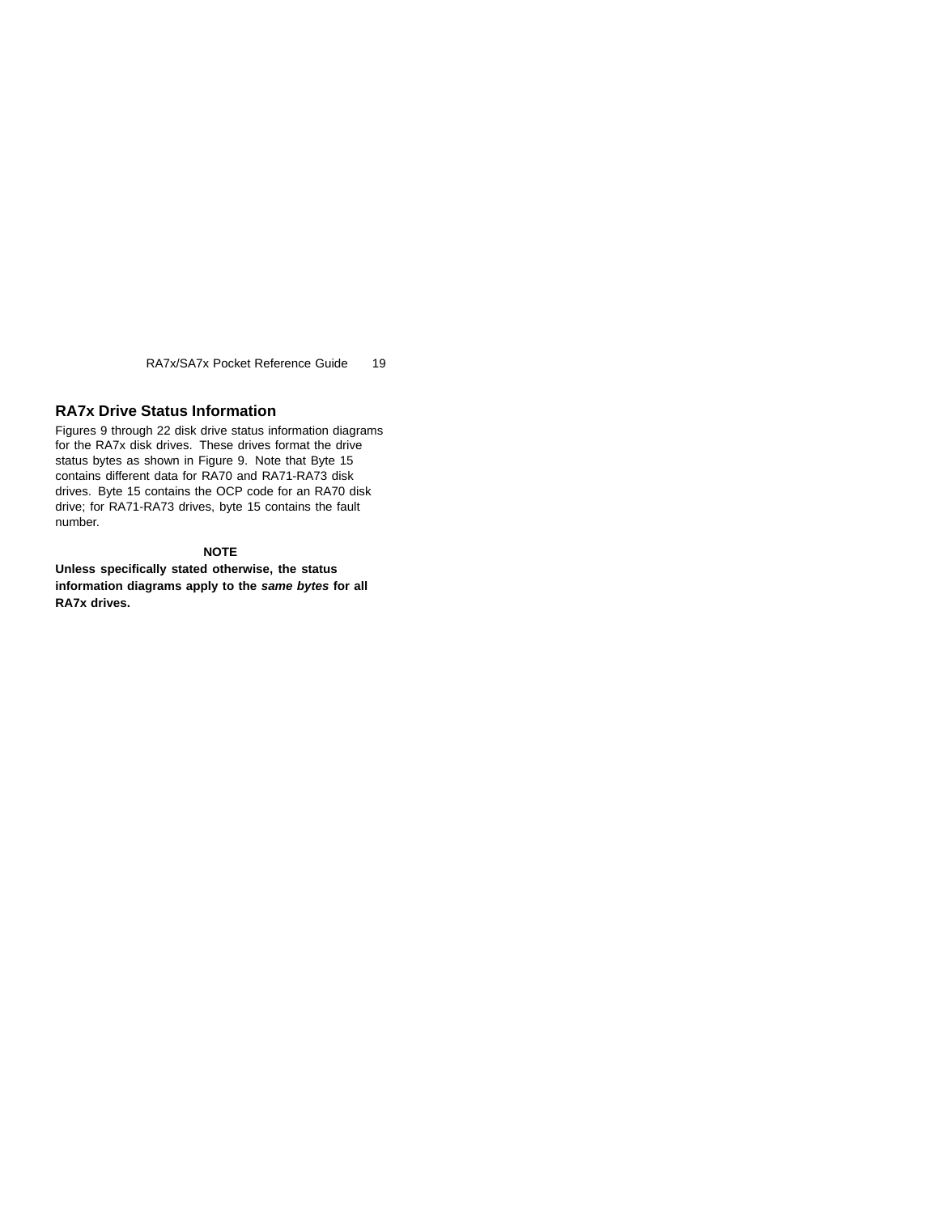## RA7x Drive Status Information

Figures 9 through 22 disk drive status information diagrams for the RA7x disk drives. These drives format the drive status bytes as shown in Figure 9. Note that Byte 15 contains different data for RA70 and RA71-RA73 disk drives. Byte 15 contains the OCP code for an RA70 disk drive; for RA71-RA73 drives, byte 15 contains the fault number.

**NOTE**

**Unless specifically stated otherwise, the status information diagrams apply to the *same bytes* for all RA7x drives.**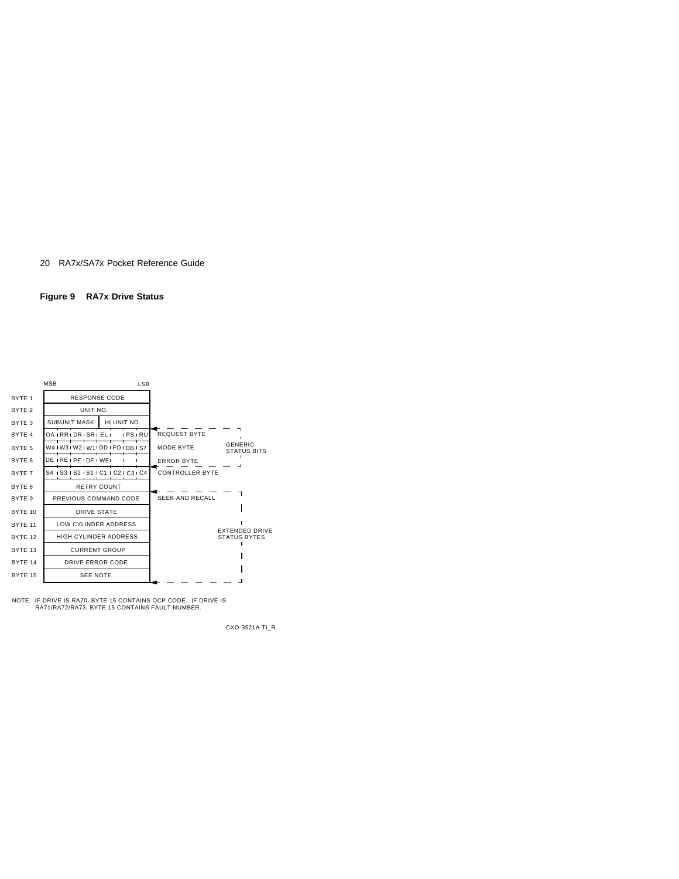**Figure 9 RA7x Drive Status**

| | MSB ... LSB | | |
|---|---|---|---|
| BYTE 1 | RESPONSE CODE | | |
| BYTE 2 | UNIT NO. | | |
| BYTE 3 | SUBUNIT MASK / HI UNIT NO. | | |
| BYTE 4 | OA / RR / DR / SR / EL / / PS / RU | REQUEST BYTE | GENERIC STATUS BITS |
| BYTE 5 | W4 / W3 / W2 / W1 / DD / FO / DB / S7 | MODE BYTE | GENERIC STATUS BITS |
| BYTE 6 | DE / RE / PE / DF / WE / / / | ERROR BYTE | GENERIC STATUS BITS |
| BYTE 7 | S4 / S3 / S2 / S1 / C1 / C2 / C3 / C4 | CONTROLLER BYTE | |
| BYTE 8 | RETRY COUNT | | |
| BYTE 9 | PREVIOUS COMMAND CODE | SEEK AND RECALL | EXTENDED DRIVE STATUS BYTES |
| BYTE 10 | DRIVE STATE | | EXTENDED DRIVE STATUS BYTES |
| BYTE 11 | LOW CYLINDER ADDRESS | | EXTENDED DRIVE STATUS BYTES |
| BYTE 12 | HIGH CYLINDER ADDRESS | | EXTENDED DRIVE STATUS BYTES |
| BYTE 13 | CURRENT GROUP | | EXTENDED DRIVE STATUS BYTES |
| BYTE 14 | DRIVE ERROR CODE | | EXTENDED DRIVE STATUS BYTES |
| BYTE 15 | SEE NOTE | | EXTENDED DRIVE STATUS BYTES |

NOTE: IF DRIVE IS RA70, BYTE 15 CONTAINS OCP CODE. IF DRIVE IS RA71/RA72/RA73, BYTE 15 CONTAINS FAULT NUMBER.

CXO-3521A-TI_R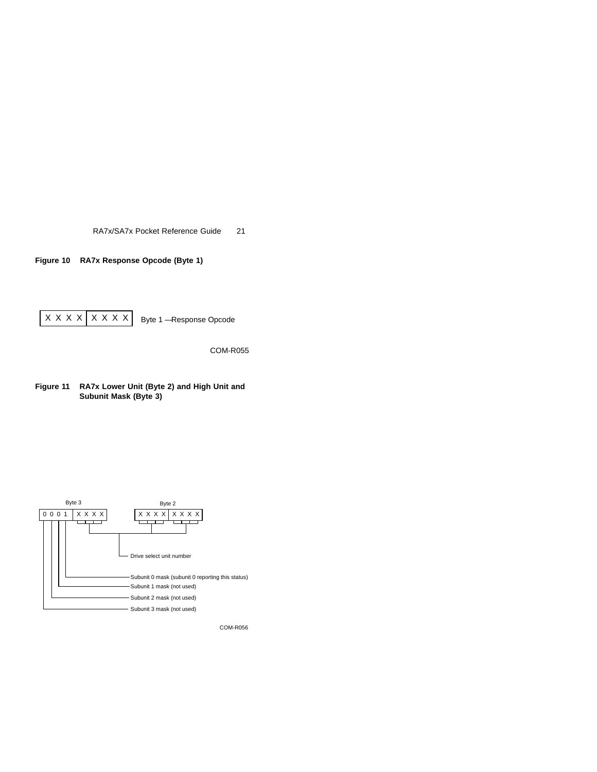**Figure 10 RA7x Response Opcode (Byte 1)**

```
| X X X X | X X X X |   Byte 1 —Response Opcode
```

COM-R055

**Figure 11 RA7x Lower Unit (Byte 2) and High Unit and Subunit Mask (Byte 3)**

```
       Byte 3                  Byte 2
| 0 0 0 1 | X X X X |    | X X X X | X X X X |
```

- Drive select unit number
- Subunit 0 mask (subunit 0 reporting this status)
- Subunit 1 mask (not used)
- Subunit 2 mask (not used)
- Subunit 3 mask (not used)

COM-R056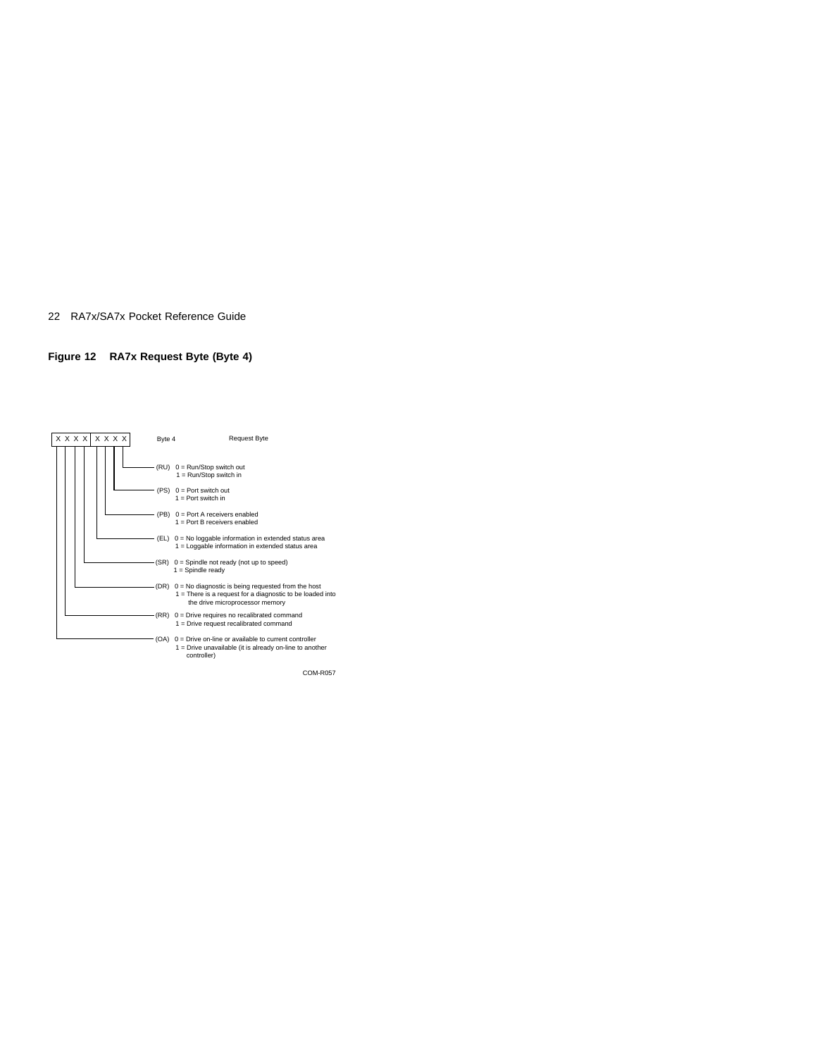**Figure 12 RA7x Request Byte (Byte 4)**

```
| X X X X | X X X X |     Byte 4          Request Byte
```

- (RU) 0 = Run/Stop switch out
  1 = Run/Stop switch in
- (PS) 0 = Port switch out
  1 = Port switch in
- (PB) 0 = Port A receivers enabled
  1 = Port B receivers enabled
- (EL) 0 = No loggable information in extended status area
  1 = Loggable information in extended status area
- (SR) 0 = Spindle not ready (not up to speed)
  1 = Spindle ready
- (DR) 0 = No diagnostic is being requested from the host
  1 = There is a request for a diagnostic to be loaded into the drive microprocessor memory
- (RR) 0 = Drive requires no recalibrated command
  1 = Drive request recalibrated command
- (OA) 0 = Drive on-line or available to current controller
  1 = Drive unavailable (it is already on-line to another controller)

COM-R057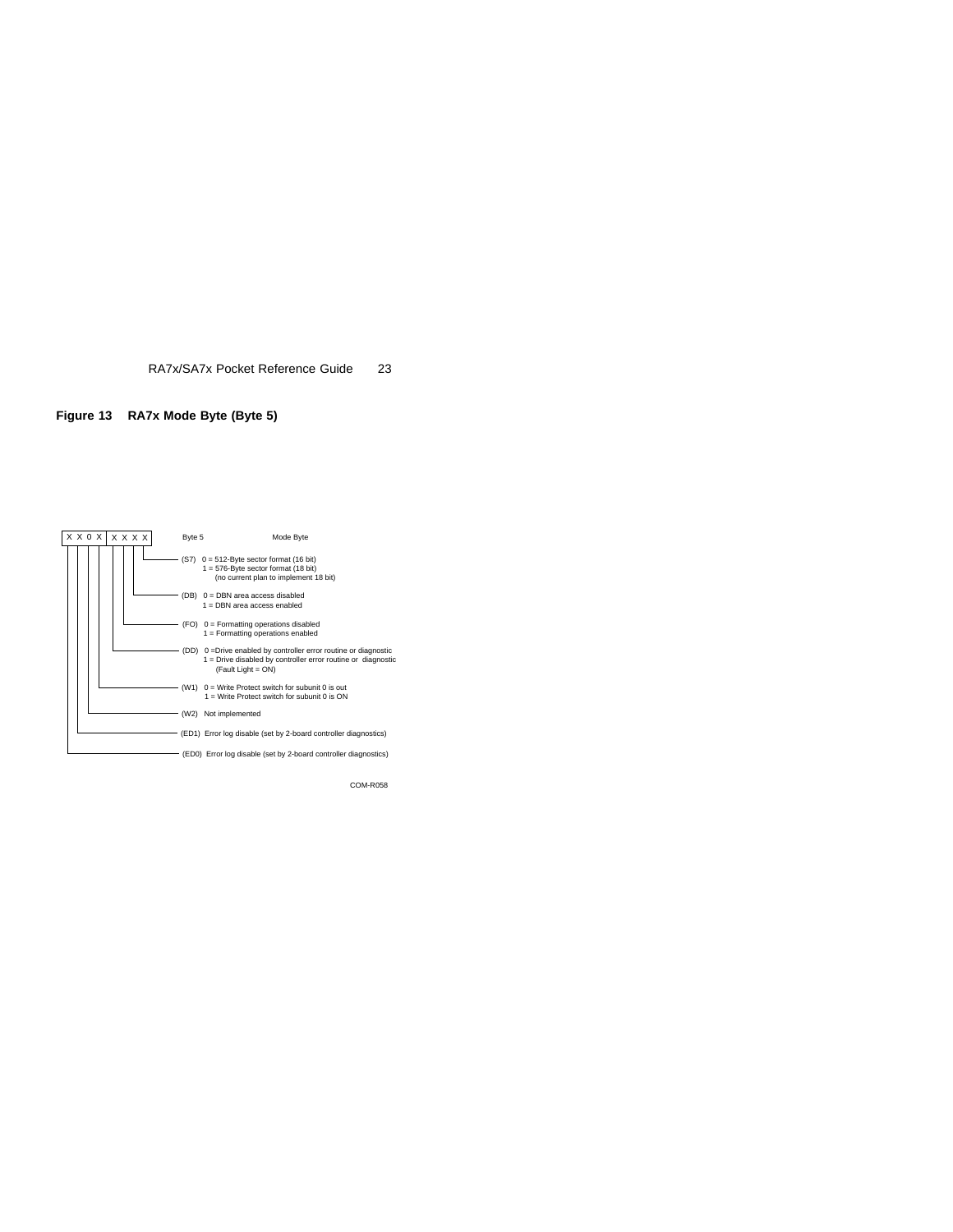**Figure 13 RA7x Mode Byte (Byte 5)**

```
X X 0 X | X X X X          Byte 5                    Mode Byte
```

- (S7) 0 = 512-Byte sector format (16 bit)
  1 = 576-Byte sector format (18 bit)
  (no current plan to implement 18 bit)
- (DB) 0 = DBN area access disabled
  1 = DBN area access enabled
- (FO) 0 = Formatting operations disabled
  1 = Formatting operations enabled
- (DD) 0 =Drive enabled by controller error routine or diagnostic
  1 = Drive disabled by controller error routine or diagnostic
  (Fault Light = ON)
- (W1) 0 = Write Protect switch for subunit 0 is out
  1 = Write Protect switch for subunit 0 is ON
- (W2) Not implemented
- (ED1) Error log disable (set by 2-board controller diagnostics)
- (ED0) Error log disable (set by 2-board controller diagnostics)

COM-R058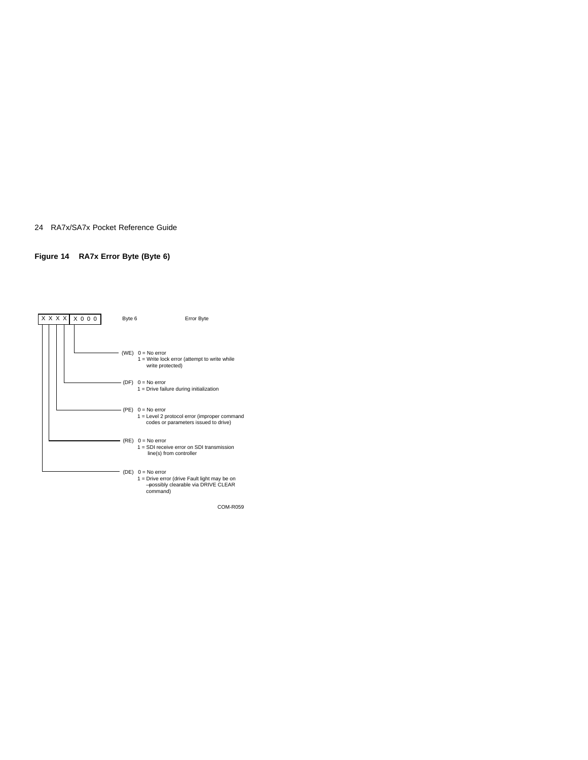**Figure 14 RA7x Error Byte (Byte 6)**

```
 X X X X  X 0 0 0     Byte 6              Error Byte
 | | | |  |
 | | | |  +---------- (WE)  0 = No error
 | | | |                    1 = Write lock error (attempt to write while
 | | | |                        write protected)
 | | | |
 | | | +------------- (DF)  0 = No error
 | | |                      1 = Drive failure during initialization
 | | |
 | | +--------------- (PE)  0 = No error
 | |                        1 = Level 2 protocol error (improper command
 | |                            codes or parameters issued to drive)
 | |
 | +----------------- (RE)  0 = No error
 |                          1 = SDI receive error on SDI transmission
 |                              line(s) from controller
 |
 +------------------- (DE)  0 = No error
                            1 = Drive error (drive Fault light may be on
                                —possibly clearable via DRIVE CLEAR
                                command)
```

COM-R059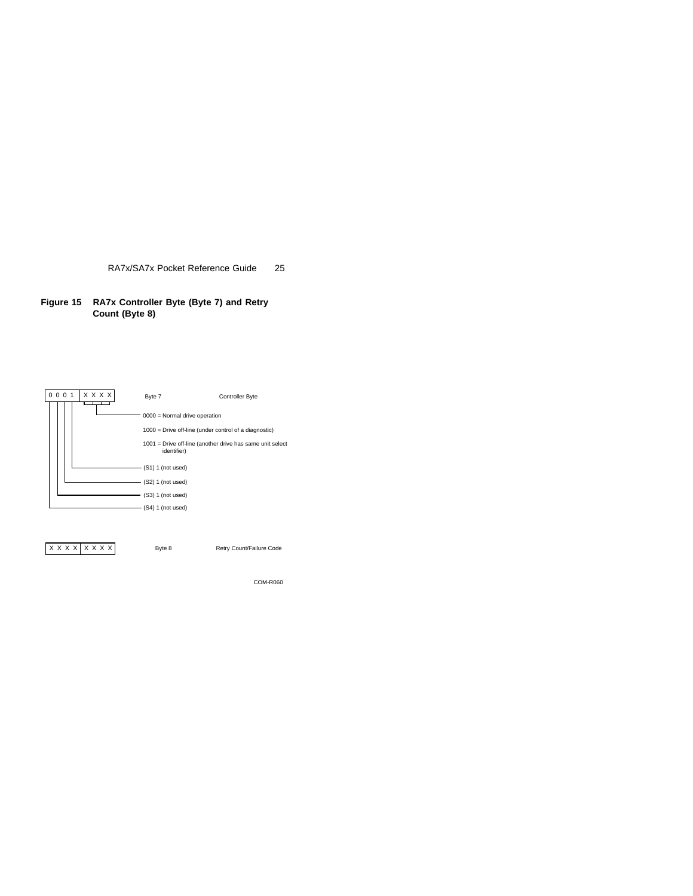**Figure 15 RA7x Controller Byte (Byte 7) and Retry Count (Byte 8)**

0 0 0 1 | X X X X    Byte 7    Controller Byte

- 0000 = Normal drive operation
- 1000 = Drive off-line (under control of a diagnostic)
- 1001 = Drive off-line (another drive has same unit select identifier)
- (S1) 1 (not used)
- (S2) 1 (not used)
- (S3) 1 (not used)
- (S4) 1 (not used)

X X X X | X X X X    Byte 8    Retry Count/Failure Code

COM-R060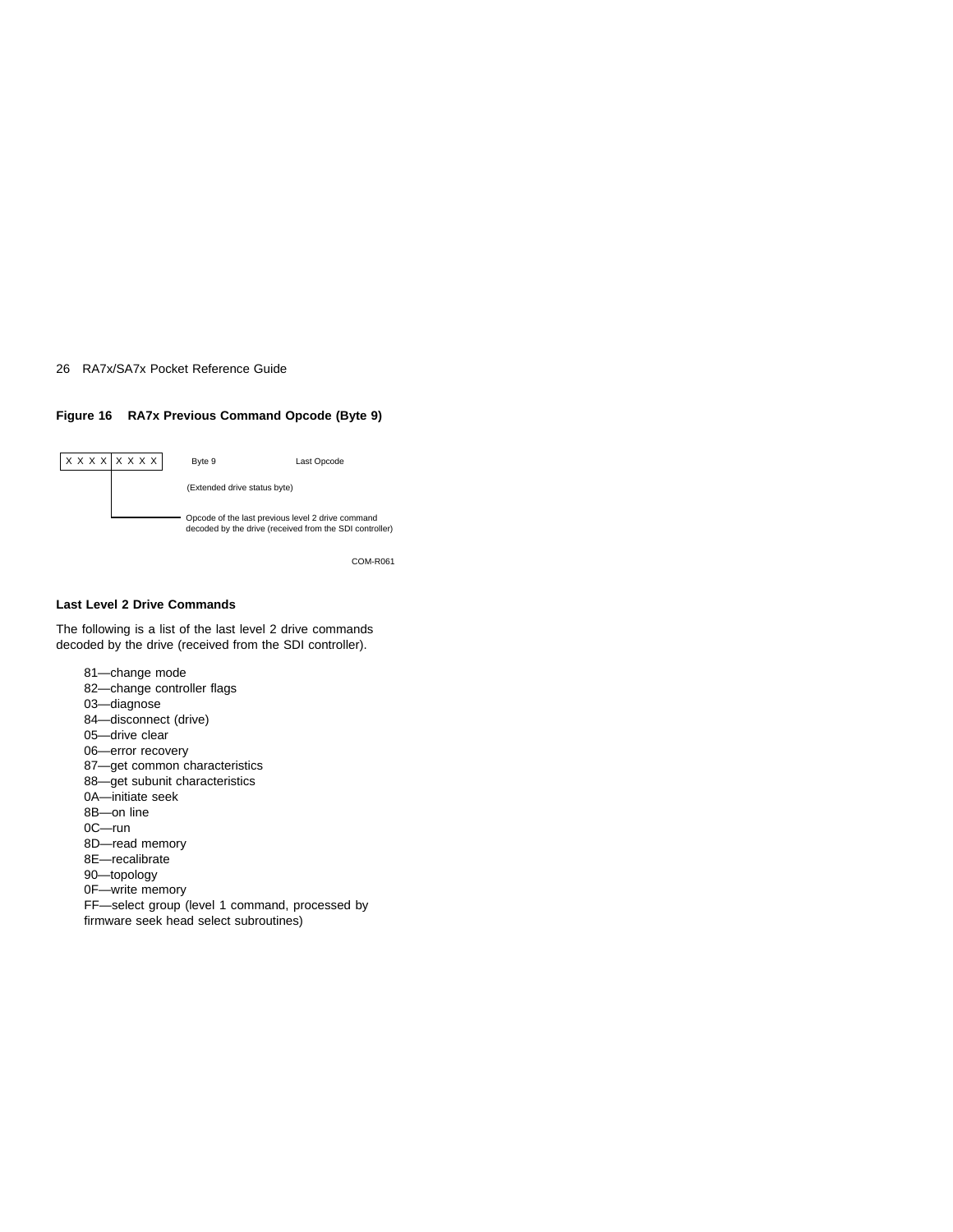**Figure 16 RA7x Previous Command Opcode (Byte 9)**

```
 ________________
| X X X X|X X X X|   Byte 9            Last Opcode
          |
          |          (Extended drive status byte)
          |
          |_________ Opcode of the last previous level 2 drive command
                     decoded by the drive (received from the SDI controller)

                                                              COM-R061
```

### Last Level 2 Drive Commands

The following is a list of the last level 2 drive commands decoded by the drive (received from the SDI controller).

- 81—change mode
- 82—change controller flags
- 03—diagnose
- 84—disconnect (drive)
- 05—drive clear
- 06—error recovery
- 87—get common characteristics
- 88—get subunit characteristics
- 0A—initiate seek
- 8B—on line
- 0C—run
- 8D—read memory
- 8E—recalibrate
- 90—topology
- 0F—write memory
- FF—select group (level 1 command, processed by firmware seek head select subroutines)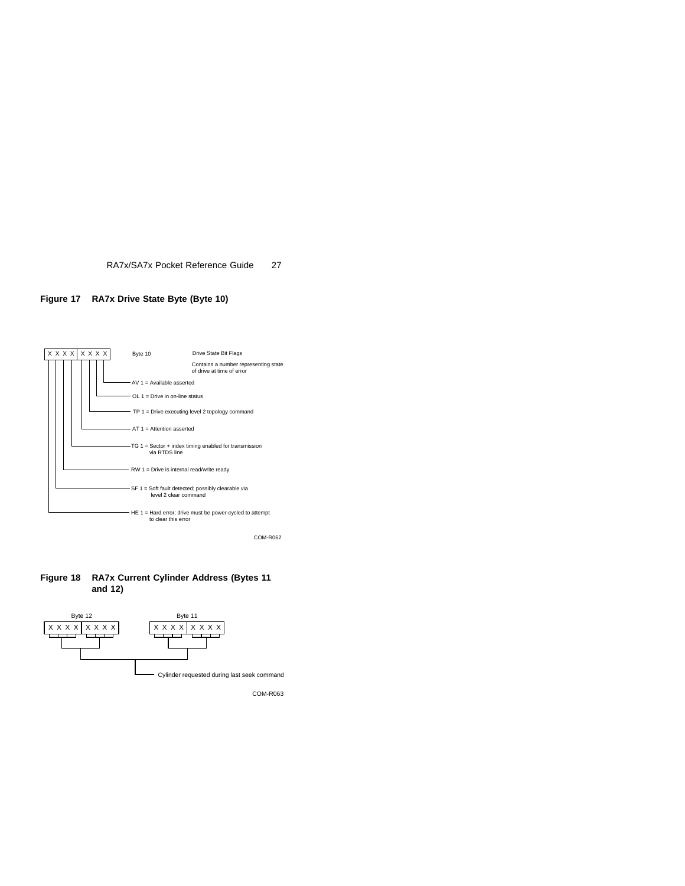**Figure 17 RA7x Drive State Byte (Byte 10)**

X X X X X X X X — Byte 10

Drive State Bit Flags

Contains a number representing state of drive at time of error

- AV 1 = Available asserted
- OL 1 = Drive in on-line status
- TP 1 = Drive executing level 2 topology command
- AT 1 = Attention asserted
- TG 1 = Sector + index timing enabled for transmission via RTDS line
- RW 1 = Drive is internal read/write ready
- SF 1 = Soft fault detected; possibly clearable via level 2 clear command
- HE 1 = Hard error; drive must be power-cycled to attempt to clear this error

COM-R062

**Figure 18 RA7x Current Cylinder Address (Bytes 11 and 12)**

Byte 12: X X X X X X X X    Byte 11: X X X X X X X X

Cylinder requested during last seek command

COM-R063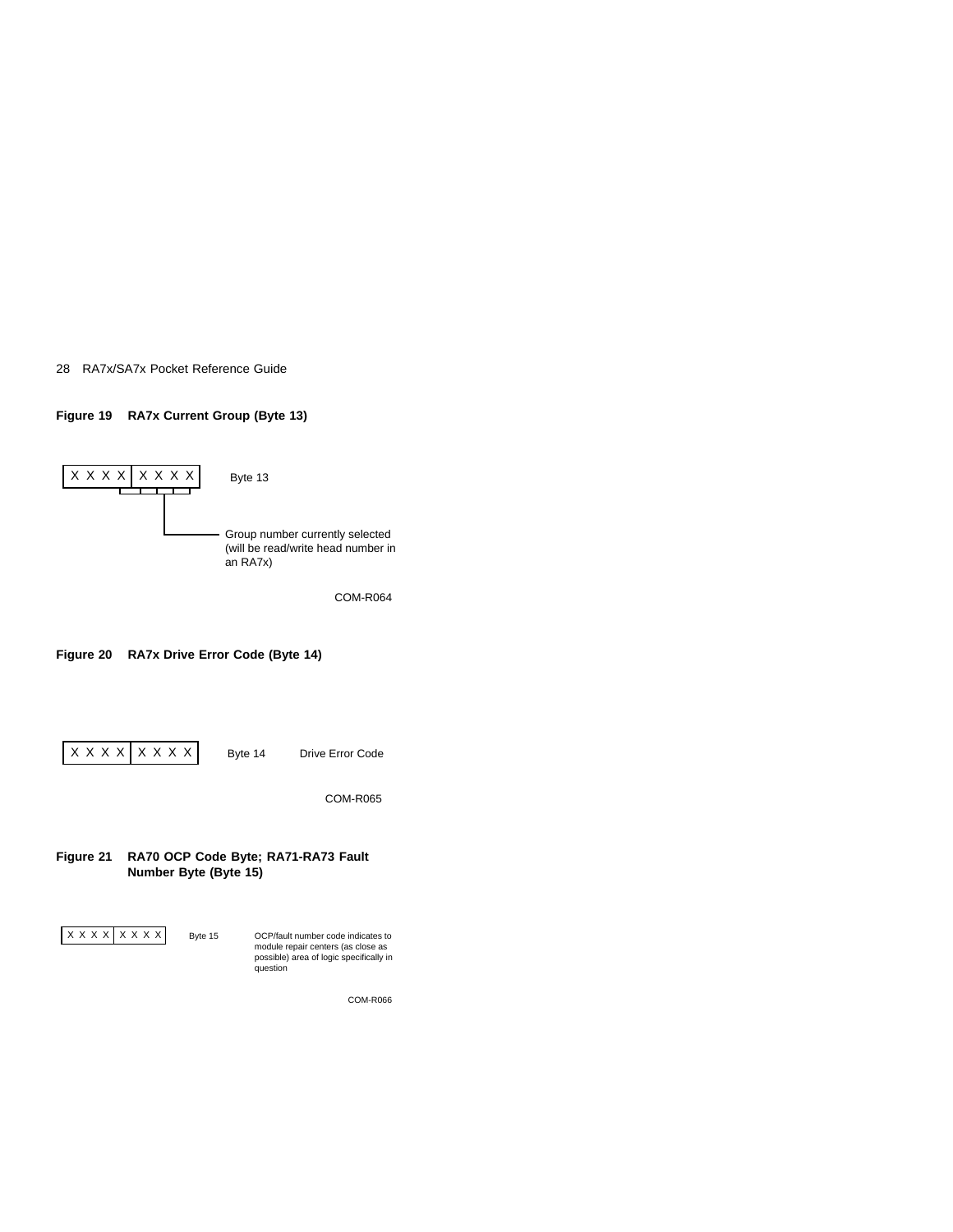**Figure 19 RA7x Current Group (Byte 13)**

```
X X X X | X X X X     Byte 13
          └─┴─┴─┘
             │
             └──────── Group number currently selected
                       (will be read/write head number in
                       an RA7x)
```

COM-R064

**Figure 20 RA7x Drive Error Code (Byte 14)**

```
X X X X | X X X X     Byte 14     Drive Error Code
```

COM-R065

**Figure 21 RA70 OCP Code Byte; RA71-RA73 Fault Number Byte (Byte 15)**

```
X X X X | X X X X     Byte 15     OCP/fault number code indicates to
                                  module repair centers (as close as
                                  possible) area of logic specifically in
                                  question
```

COM-R066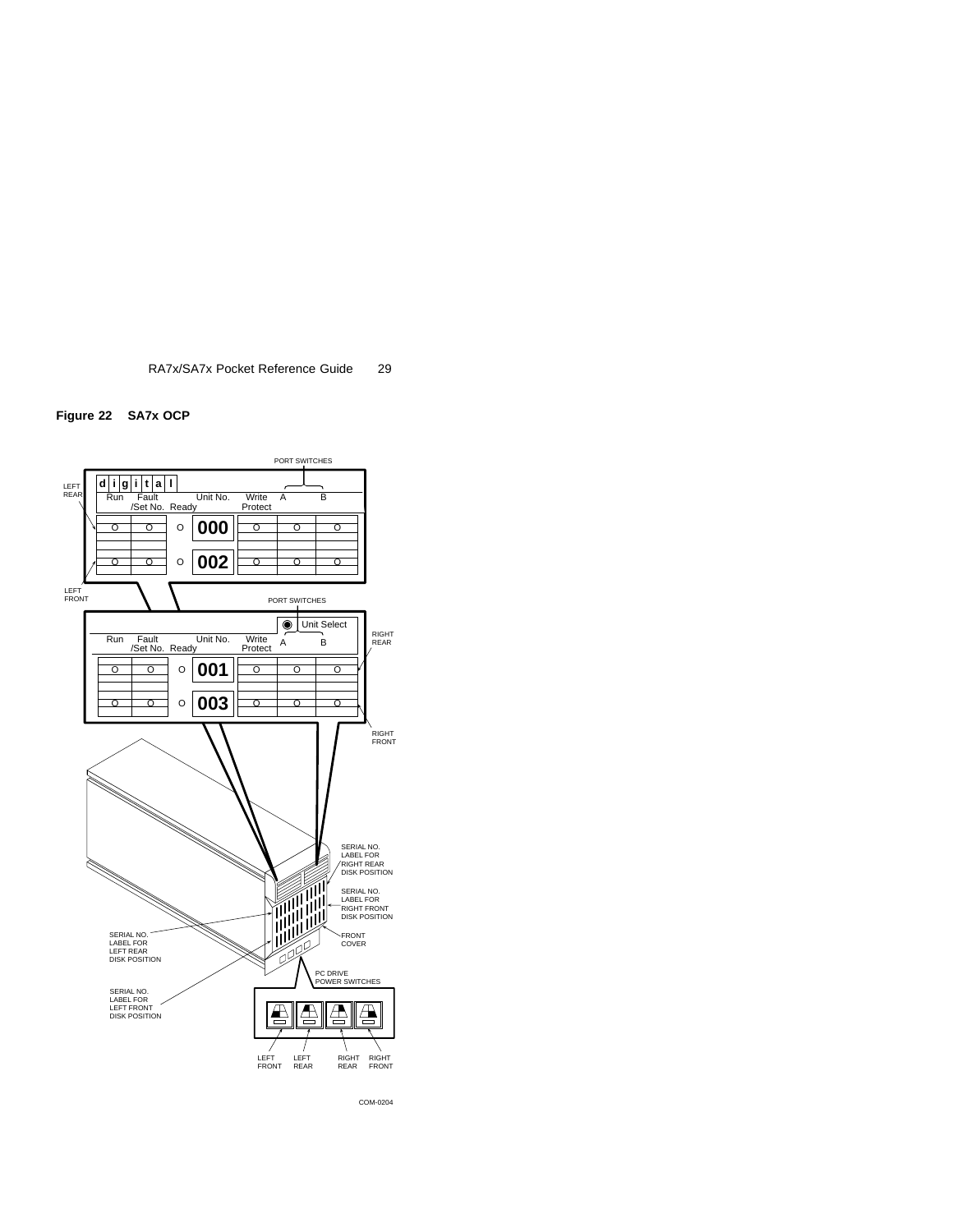**Figure 22 SA7x OCP**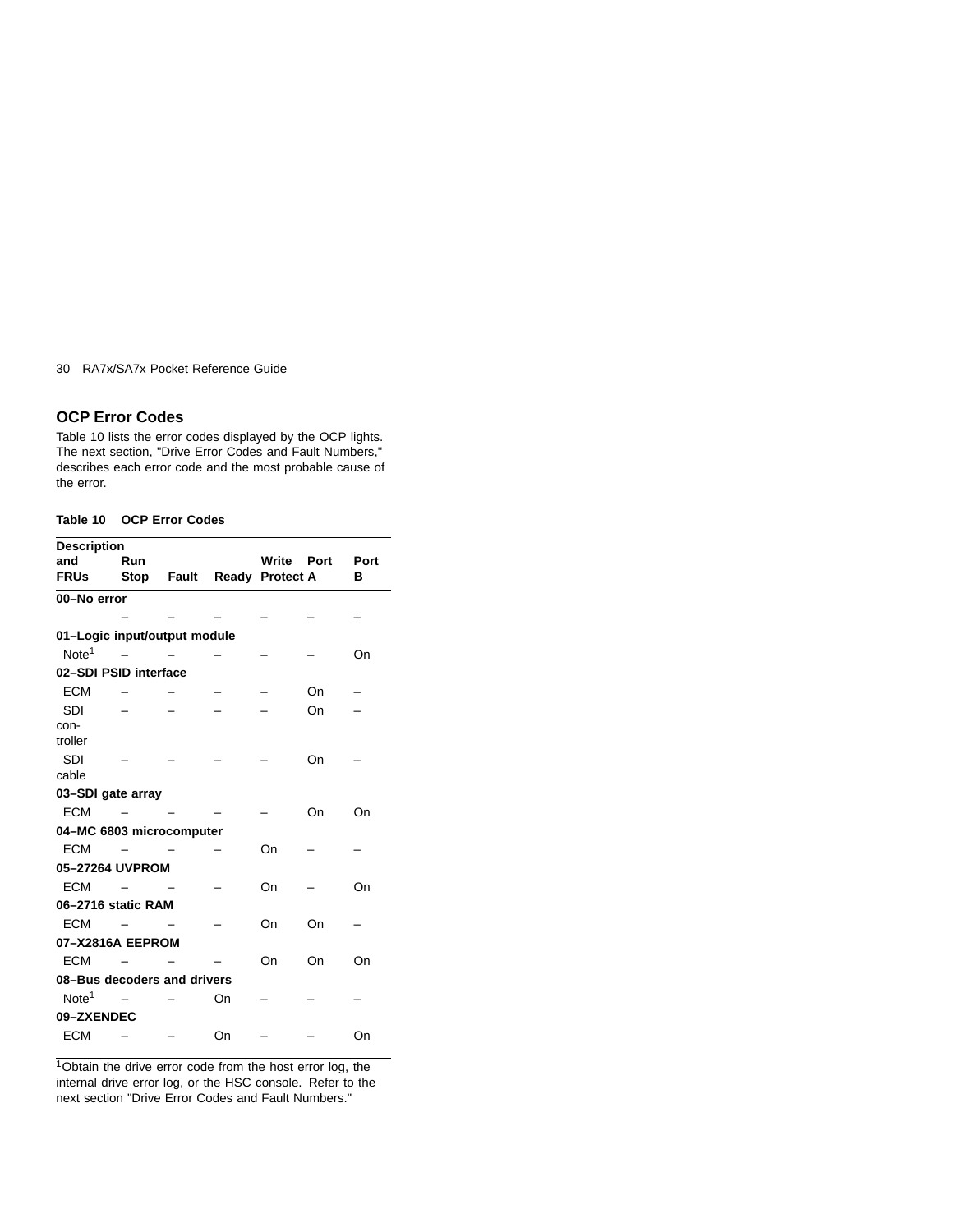## OCP Error Codes

Table 10 lists the error codes displayed by the OCP lights. The next section, "Drive Error Codes and Fault Numbers," describes each error code and the most probable cause of the error.

**Table 10 OCP Error Codes**

| Description and FRUs | Run Stop | Fault | Ready | Write Protect | Port A | Port B |
|---|---|---|---|---|---|---|
| **00–No error** | | | | | | |
| | – | – | – | – | – | – |
| **01–Logic input/output module** | | | | | | |
| Note[1] | – | – | – | – | – | On |
| **02–SDI PSID interface** | | | | | | |
| ECM | – | – | – | – | On | – |
| SDI controller | – | – | – | – | On | – |
| SDI cable | – | – | – | – | On | – |
| **03–SDI gate array** | | | | | | |
| ECM | – | – | – | – | On | On |
| **04–MC 6803 microcomputer** | | | | | | |
| ECM | – | – | – | On | – | – |
| **05–27264 UVPROM** | | | | | | |
| ECM | – | – | – | On | – | On |
| **06–2716 static RAM** | | | | | | |
| ECM | – | – | – | On | On | – |
| **07–X2816A EEPROM** | | | | | | |
| ECM | – | – | – | On | On | On |
| **08–Bus decoders and drivers** | | | | | | |
| Note[1] | – | – | On | – | – | – |
| **09–ZXENDEC** | | | | | | |
| ECM | – | – | On | – | – | On |

[1]Obtain the drive error code from the host error log, the internal drive error log, or the HSC console. Refer to the next section "Drive Error Codes and Fault Numbers."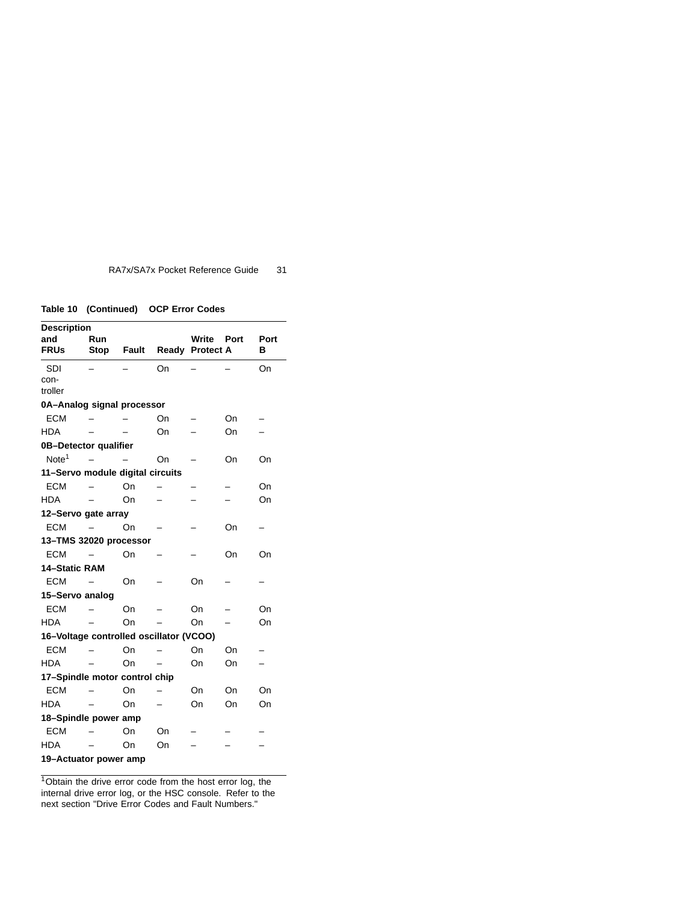**Table 10 (Continued) OCP Error Codes**

| Description and FRUs | Run Stop | Fault | Ready | Write Protect | Port A | Port B |
|---|---|---|---|---|---|---|
| SDI controller | – | – | On | – | – | On |
| **0A–Analog signal processor** | | | | | | |
| ECM | – | – | On | – | On | – |
| HDA | – | – | On | – | On | – |
| **0B–Detector qualifier** | | | | | | |
| Note[1] | – | – | On | – | On | On |
| **11–Servo module digital circuits** | | | | | | |
| ECM | – | On | – | – | – | On |
| HDA | – | On | – | – | – | On |
| **12–Servo gate array** | | | | | | |
| ECM | – | On | – | – | On | – |
| **13–TMS 32020 processor** | | | | | | |
| ECM | – | On | – | – | On | On |
| **14–Static RAM** | | | | | | |
| ECM | – | On | – | On | – | – |
| **15–Servo analog** | | | | | | |
| ECM | – | On | – | On | – | On |
| HDA | – | On | – | On | – | On |
| **16–Voltage controlled oscillator (VCOO)** | | | | | | |
| ECM | – | On | – | On | On | – |
| HDA | – | On | – | On | On | – |
| **17–Spindle motor control chip** | | | | | | |
| ECM | – | On | – | On | On | On |
| HDA | – | On | – | On | On | On |
| **18–Spindle power amp** | | | | | | |
| ECM | – | On | On | – | – | – |
| HDA | – | On | On | – | – | – |
| **19–Actuator power amp** | | | | | | |

[1]Obtain the drive error code from the host error log, the internal drive error log, or the HSC console. Refer to the next section "Drive Error Codes and Fault Numbers."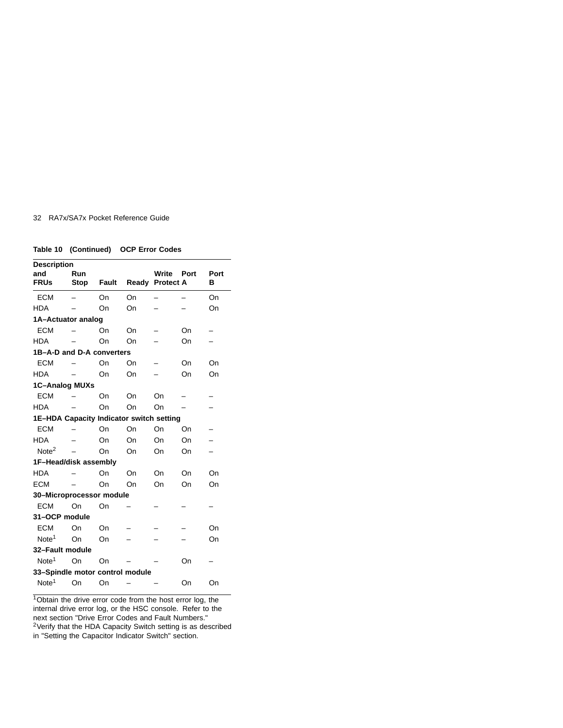**Table 10 (Continued) OCP Error Codes**

| Description and FRUs | Run Stop | Fault | Ready | Write Protect | Port A | Port B |
|---|---|---|---|---|---|---|
| ECM | – | On | On | – | – | On |
| HDA | – | On | On | – | – | On |
| **1A–Actuator analog** | | | | | | |
| ECM | – | On | On | – | On | – |
| HDA | – | On | On | – | On | – |
| **1B–A-D and D-A converters** | | | | | | |
| ECM | – | On | On | – | On | On |
| HDA | – | On | On | – | On | On |
| **1C–Analog MUXs** | | | | | | |
| ECM | – | On | On | On | – | – |
| HDA | – | On | On | On | – | – |
| **1E–HDA Capacity Indicator switch setting** | | | | | | |
| ECM | – | On | On | On | On | – |
| HDA | – | On | On | On | On | – |
| Note[2] | – | On | On | On | On | – |
| **1F–Head/disk assembly** | | | | | | |
| HDA | – | On | On | On | On | On |
| ECM | – | On | On | On | On | On |
| **30–Microprocessor module** | | | | | | |
| ECM | On | On | – | – | – | – |
| **31–OCP module** | | | | | | |
| ECM | On | On | – | – | – | On |
| Note[1] | On | On | – | – | – | On |
| **32–Fault module** | | | | | | |
| Note[1] | On | On | – | – | On | – |
| **33–Spindle motor control module** | | | | | | |
| Note[1] | On | On | – | – | On | On |

[1]Obtain the drive error code from the host error log, the internal drive error log, or the HSC console. Refer to the next section "Drive Error Codes and Fault Numbers."
[2]Verify that the HDA Capacity Switch setting is as described in "Setting the Capacitor Indicator Switch" section.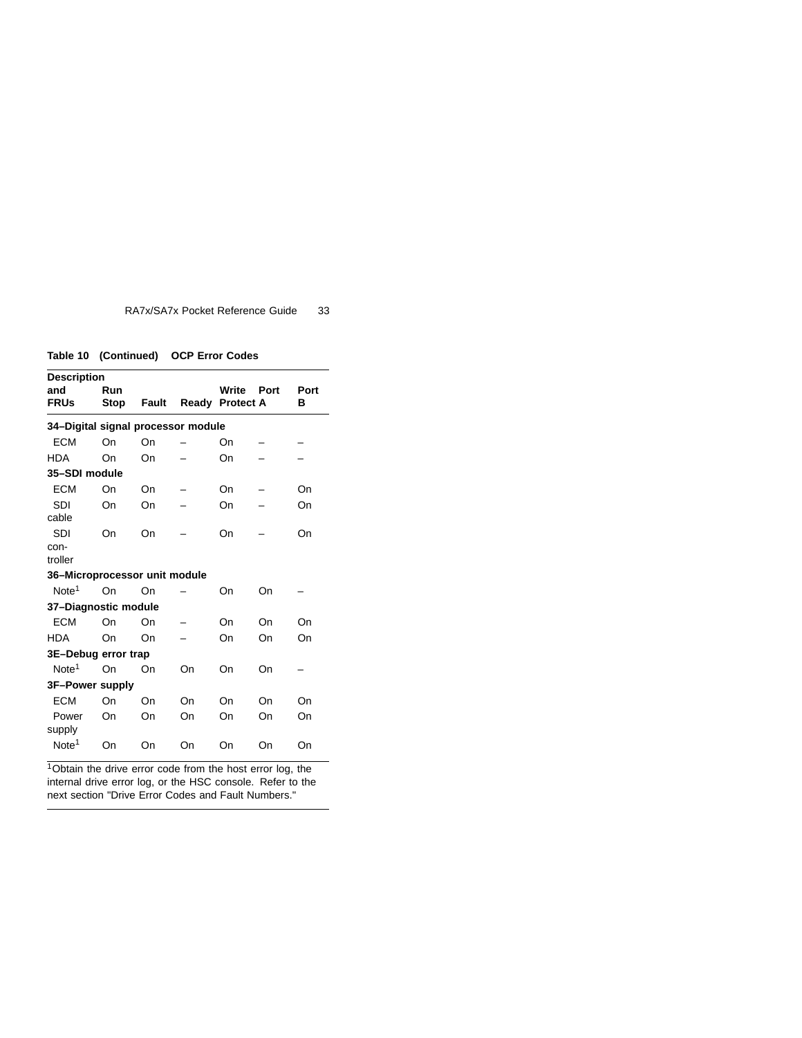**Table 10 (Continued) OCP Error Codes**

| Description and FRUs | Run Stop | Fault | Ready | Write Protect | Port A | Port B |
|---|---|---|---|---|---|---|
| **34–Digital signal processor module** | | | | | | |
| ECM | On | On | – | On | – | – |
| HDA | On | On | – | On | – | – |
| **35–SDI module** | | | | | | |
| ECM | On | On | – | On | – | On |
| SDI cable | On | On | – | On | – | On |
| SDI con-troller | On | On | – | On | – | On |
| **36–Microprocessor unit module** | | | | | | |
| Note[1] | On | On | – | On | On | – |
| **37–Diagnostic module** | | | | | | |
| ECM | On | On | – | On | On | On |
| HDA | On | On | – | On | On | On |
| **3E–Debug error trap** | | | | | | |
| Note[1] | On | On | On | On | On | – |
| **3F–Power supply** | | | | | | |
| ECM | On | On | On | On | On | On |
| Power supply | On | On | On | On | On | On |
| Note[1] | On | On | On | On | On | On |

[1]Obtain the drive error code from the host error log, the internal drive error log, or the HSC console. Refer to the next section "Drive Error Codes and Fault Numbers."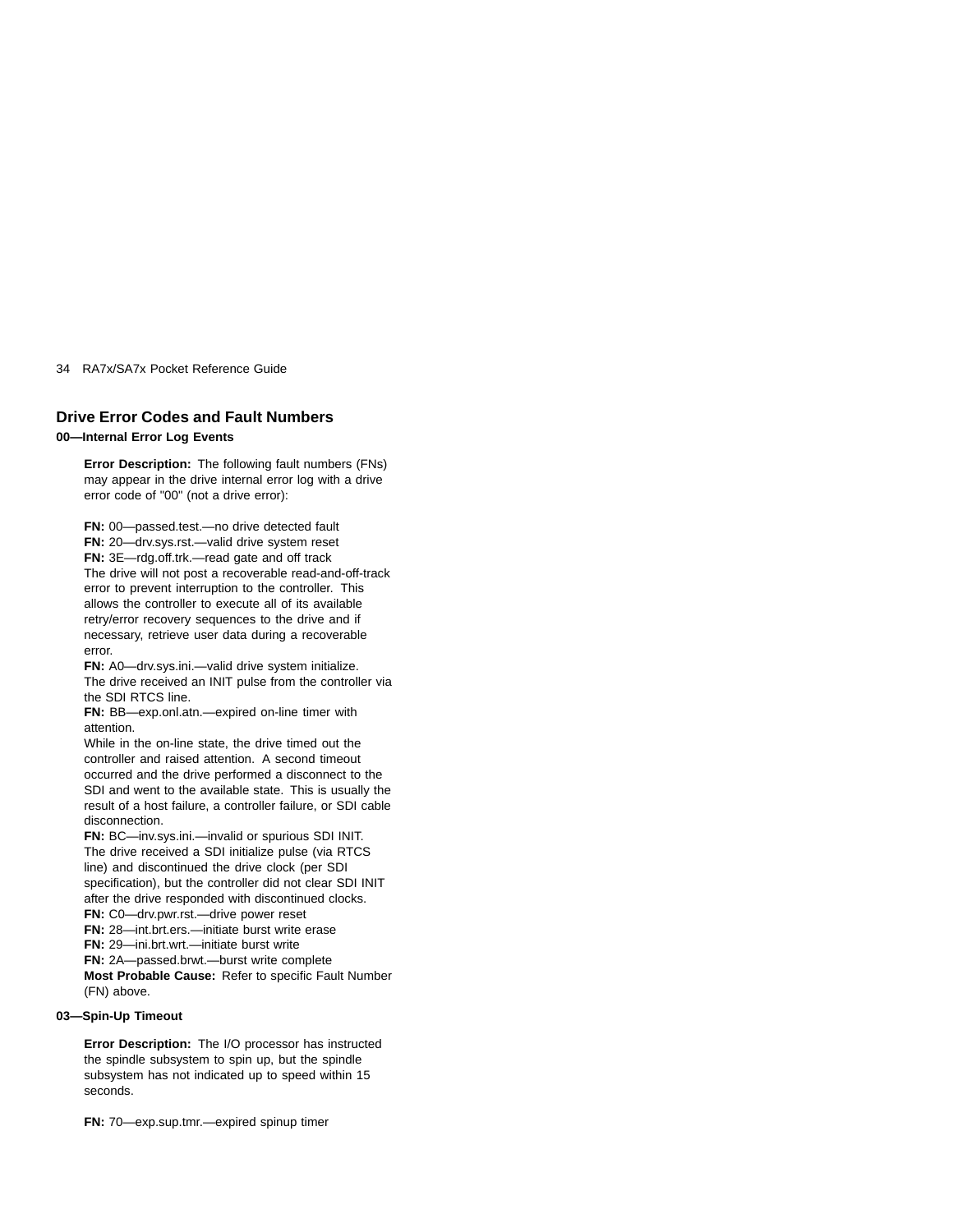## Drive Error Codes and Fault Numbers

### 00—Internal Error Log Events

**Error Description:** The following fault numbers (FNs) may appear in the drive internal error log with a drive error code of "00" (not a drive error):

**FN:** 00—passed.test.—no drive detected fault
**FN:** 20—drv.sys.rst.—valid drive system reset
**FN:** 3E—rdg.off.trk.—read gate and off track
The drive will not post a recoverable read-and-off-track error to prevent interruption to the controller. This allows the controller to execute all of its available retry/error recovery sequences to the drive and if necessary, retrieve user data during a recoverable error.
**FN:** A0—drv.sys.ini.—valid drive system initialize.
The drive received an INIT pulse from the controller via the SDI RTCS line.
**FN:** BB—exp.onl.atn.—expired on-line timer with attention.
While in the on-line state, the drive timed out the controller and raised attention. A second timeout occurred and the drive performed a disconnect to the SDI and went to the available state. This is usually the result of a host failure, a controller failure, or SDI cable disconnection.
**FN:** BC—inv.sys.ini.—invalid or spurious SDI INIT.
The drive received a SDI initialize pulse (via RTCS line) and discontinued the drive clock (per SDI specification), but the controller did not clear SDI INIT after the drive responded with discontinued clocks.
**FN:** C0—drv.pwr.rst.—drive power reset
**FN:** 28—int.brt.ers.—initiate burst write erase
**FN:** 29—ini.brt.wrt.—initiate burst write
**FN:** 2A—passed.brwt.—burst write complete
**Most Probable Cause:** Refer to specific Fault Number (FN) above.

### 03—Spin-Up Timeout

**Error Description:** The I/O processor has instructed the spindle subsystem to spin up, but the spindle subsystem has not indicated up to speed within 15 seconds.

**FN:** 70—exp.sup.tmr.—expired spinup timer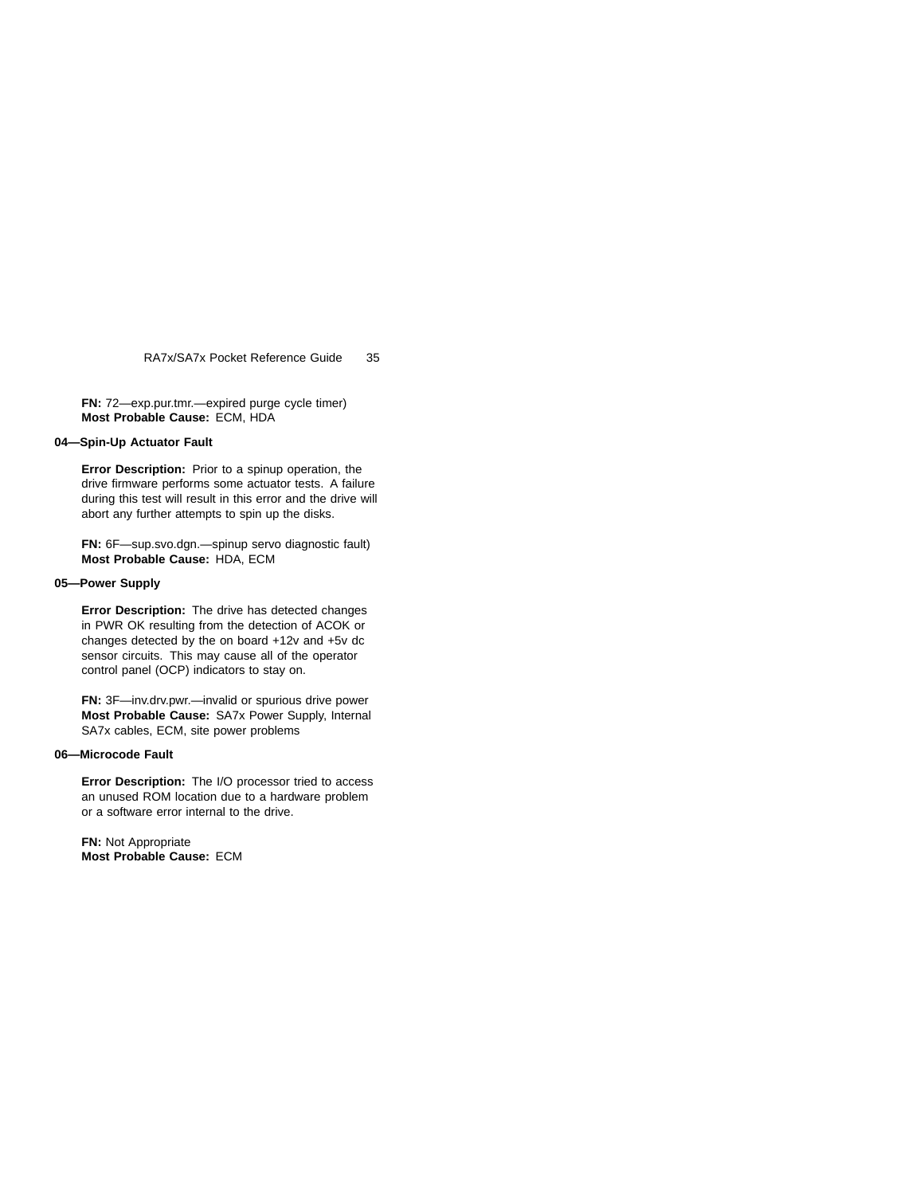**FN:** 72—exp.pur.tmr.—expired purge cycle timer)
**Most Probable Cause:** ECM, HDA

### 04—Spin-Up Actuator Fault

**Error Description:** Prior to a spinup operation, the drive firmware performs some actuator tests. A failure during this test will result in this error and the drive will abort any further attempts to spin up the disks.

**FN:** 6F—sup.svo.dgn.—spinup servo diagnostic fault)
**Most Probable Cause:** HDA, ECM

### 05—Power Supply

**Error Description:** The drive has detected changes in PWR OK resulting from the detection of ACOK or changes detected by the on board +12v and +5v dc sensor circuits. This may cause all of the operator control panel (OCP) indicators to stay on.

**FN:** 3F—inv.drv.pwr.—invalid or spurious drive power
**Most Probable Cause:** SA7x Power Supply, Internal SA7x cables, ECM, site power problems

### 06—Microcode Fault

**Error Description:** The I/O processor tried to access an unused ROM location due to a hardware problem or a software error internal to the drive.

**FN:** Not Appropriate
**Most Probable Cause:** ECM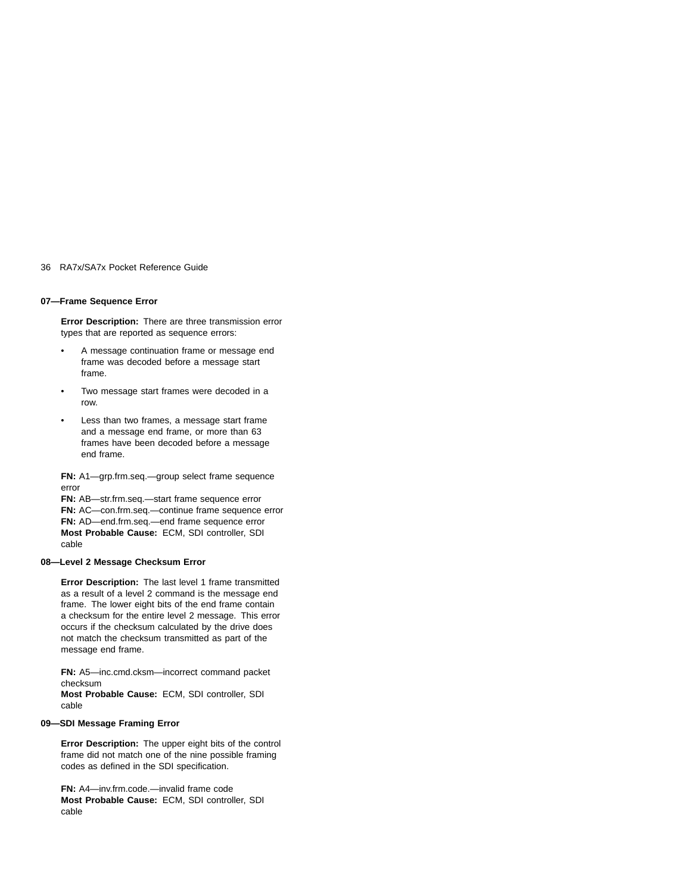### 07—Frame Sequence Error

**Error Description:** There are three transmission error types that are reported as sequence errors:

- A message continuation frame or message end frame was decoded before a message start frame.
- Two message start frames were decoded in a row.
- Less than two frames, a message start frame and a message end frame, or more than 63 frames have been decoded before a message end frame.

**FN:** A1—grp.frm.seq.—group select frame sequence error
**FN:** AB—str.frm.seq.—start frame sequence error
**FN:** AC—con.frm.seq.—continue frame sequence error
**FN:** AD—end.frm.seq.—end frame sequence error
**Most Probable Cause:** ECM, SDI controller, SDI cable

### 08—Level 2 Message Checksum Error

**Error Description:** The last level 1 frame transmitted as a result of a level 2 command is the message end frame. The lower eight bits of the end frame contain a checksum for the entire level 2 message. This error occurs if the checksum calculated by the drive does not match the checksum transmitted as part of the message end frame.

**FN:** A5—inc.cmd.cksm—incorrect command packet checksum
**Most Probable Cause:** ECM, SDI controller, SDI cable

### 09—SDI Message Framing Error

**Error Description:** The upper eight bits of the control frame did not match one of the nine possible framing codes as defined in the SDI specification.

**FN:** A4—inv.frm.code.—invalid frame code
**Most Probable Cause:** ECM, SDI controller, SDI cable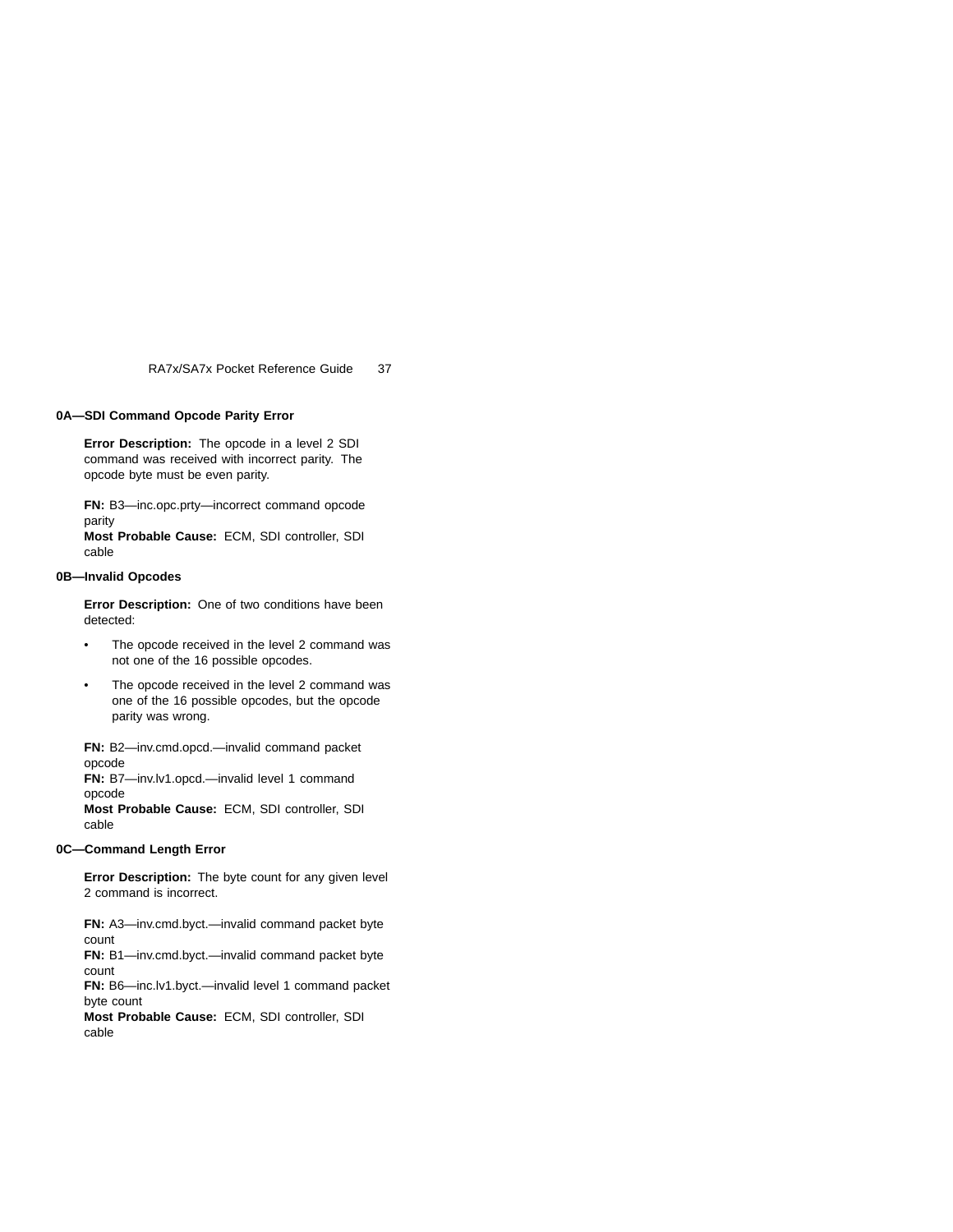### 0A—SDI Command Opcode Parity Error

**Error Description:** The opcode in a level 2 SDI command was received with incorrect parity. The opcode byte must be even parity.

**FN:** B3—inc.opc.prty—incorrect command opcode parity
**Most Probable Cause:** ECM, SDI controller, SDI cable

### 0B—Invalid Opcodes

**Error Description:** One of two conditions have been detected:

- The opcode received in the level 2 command was not one of the 16 possible opcodes.
- The opcode received in the level 2 command was one of the 16 possible opcodes, but the opcode parity was wrong.

**FN:** B2—inv.cmd.opcd.—invalid command packet opcode
**FN:** B7—inv.lv1.opcd.—invalid level 1 command opcode
**Most Probable Cause:** ECM, SDI controller, SDI cable

### 0C—Command Length Error

**Error Description:** The byte count for any given level 2 command is incorrect.

**FN:** A3—inv.cmd.byct.—invalid command packet byte count
**FN:** B1—inv.cmd.byct.—invalid command packet byte count
**FN:** B6—inc.lv1.byct.—invalid level 1 command packet byte count
**Most Probable Cause:** ECM, SDI controller, SDI cable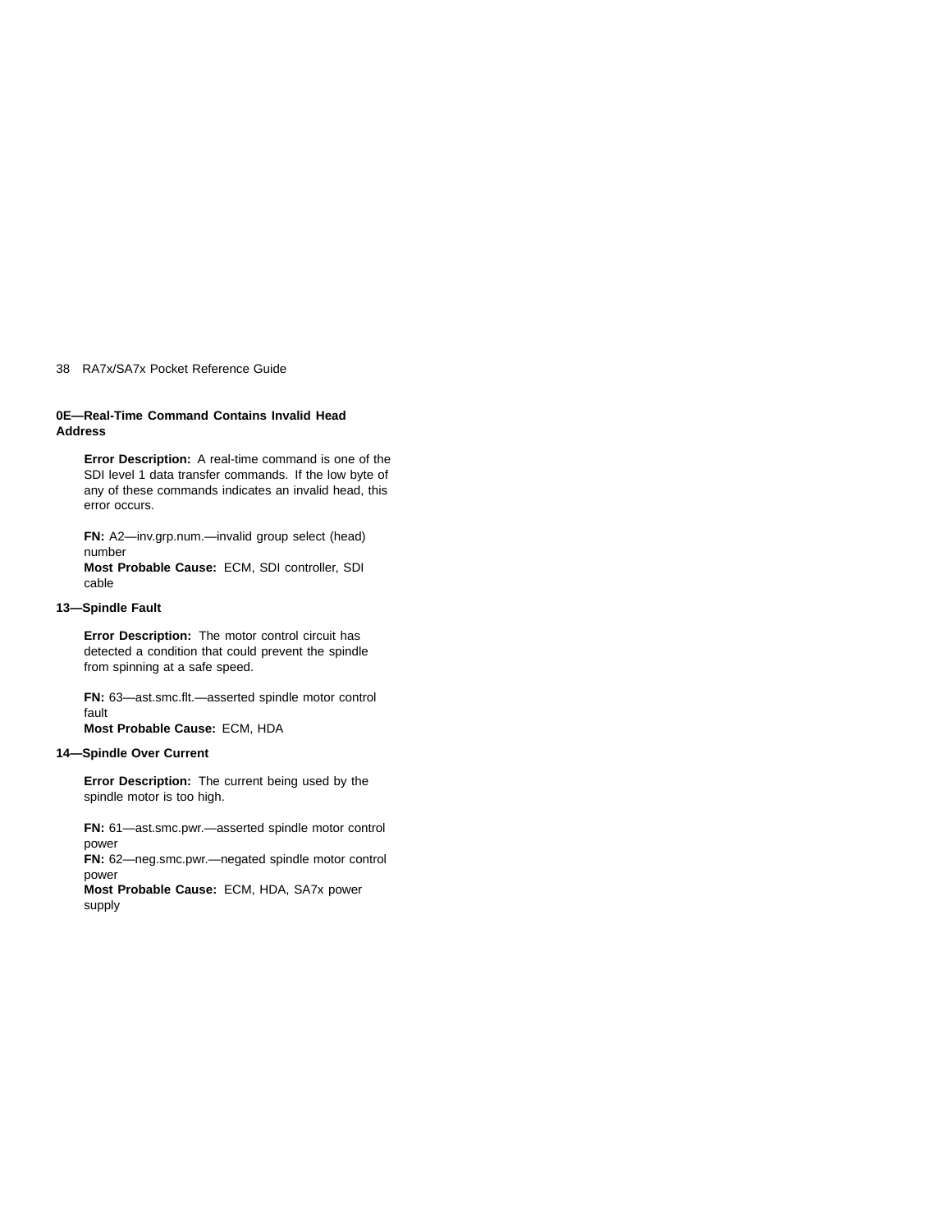### 0E—Real-Time Command Contains Invalid Head Address

**Error Description:** A real-time command is one of the SDI level 1 data transfer commands. If the low byte of any of these commands indicates an invalid head, this error occurs.

**FN:** A2—inv.grp.num.—invalid group select (head) number
**Most Probable Cause:** ECM, SDI controller, SDI cable

### 13—Spindle Fault

**Error Description:** The motor control circuit has detected a condition that could prevent the spindle from spinning at a safe speed.

**FN:** 63—ast.smc.flt.—asserted spindle motor control fault
**Most Probable Cause:** ECM, HDA

### 14—Spindle Over Current

**Error Description:** The current being used by the spindle motor is too high.

**FN:** 61—ast.smc.pwr.—asserted spindle motor control power
**FN:** 62—neg.smc.pwr.—negated spindle motor control power
**Most Probable Cause:** ECM, HDA, SA7x power supply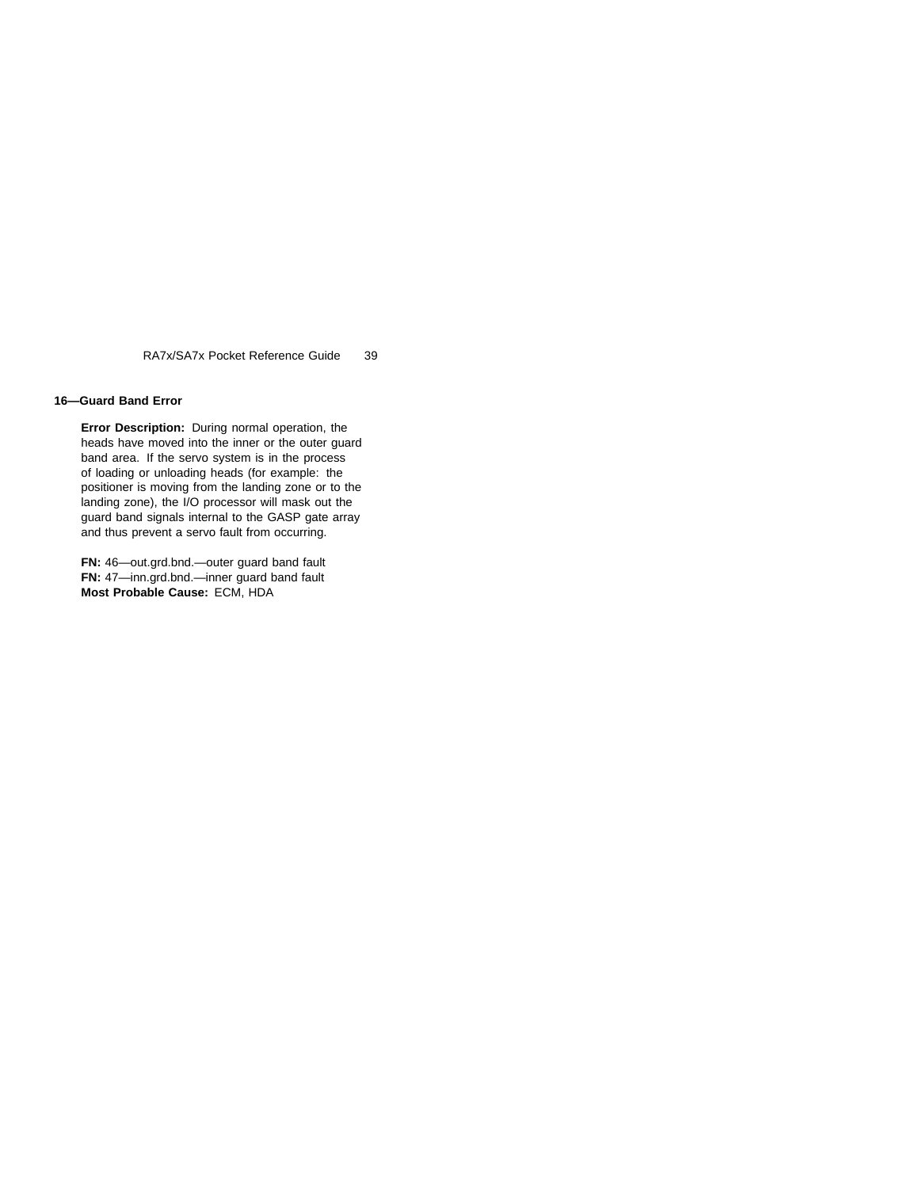## 16—Guard Band Error

**Error Description:** During normal operation, the heads have moved into the inner or the outer guard band area. If the servo system is in the process of loading or unloading heads (for example: the positioner is moving from the landing zone or to the landing zone), the I/O processor will mask out the guard band signals internal to the GASP gate array and thus prevent a servo fault from occurring.

**FN:** 46—out.grd.bnd.—outer guard band fault
**FN:** 47—inn.grd.bnd.—inner guard band fault
**Most Probable Cause:** ECM, HDA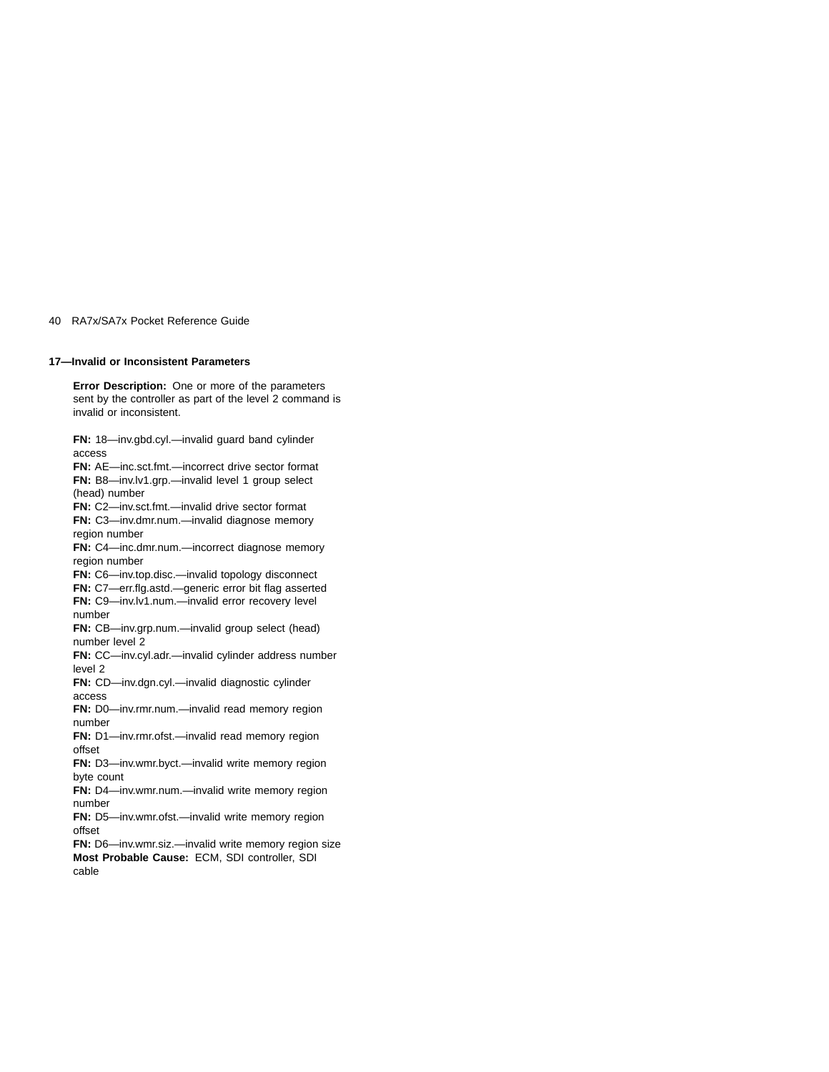### 17—Invalid or Inconsistent Parameters

**Error Description:** One or more of the parameters sent by the controller as part of the level 2 command is invalid or inconsistent.

**FN:** 18—inv.gbd.cyl.—invalid guard band cylinder access
**FN:** AE—inc.sct.fmt.—incorrect drive sector format
**FN:** B8—inv.lv1.grp.—invalid level 1 group select (head) number
**FN:** C2—inv.sct.fmt.—invalid drive sector format
**FN:** C3—inv.dmr.num.—invalid diagnose memory region number
**FN:** C4—inc.dmr.num.—incorrect diagnose memory region number
**FN:** C6—inv.top.disc.—invalid topology disconnect
**FN:** C7—err.flg.astd.—generic error bit flag asserted
**FN:** C9—inv.lv1.num.—invalid error recovery level number
**FN:** CB—inv.grp.num.—invalid group select (head) number level 2
**FN:** CC—inv.cyl.adr.—invalid cylinder address number level 2
**FN:** CD—inv.dgn.cyl.—invalid diagnostic cylinder access
**FN:** D0—inv.rmr.num.—invalid read memory region number
**FN:** D1—inv.rmr.ofst.—invalid read memory region offset
**FN:** D3—inv.wmr.byct.—invalid write memory region byte count
**FN:** D4—inv.wmr.num.—invalid write memory region number
**FN:** D5—inv.wmr.ofst.—invalid write memory region offset
**FN:** D6—inv.wmr.siz.—invalid write memory region size
**Most Probable Cause:** ECM, SDI controller, SDI cable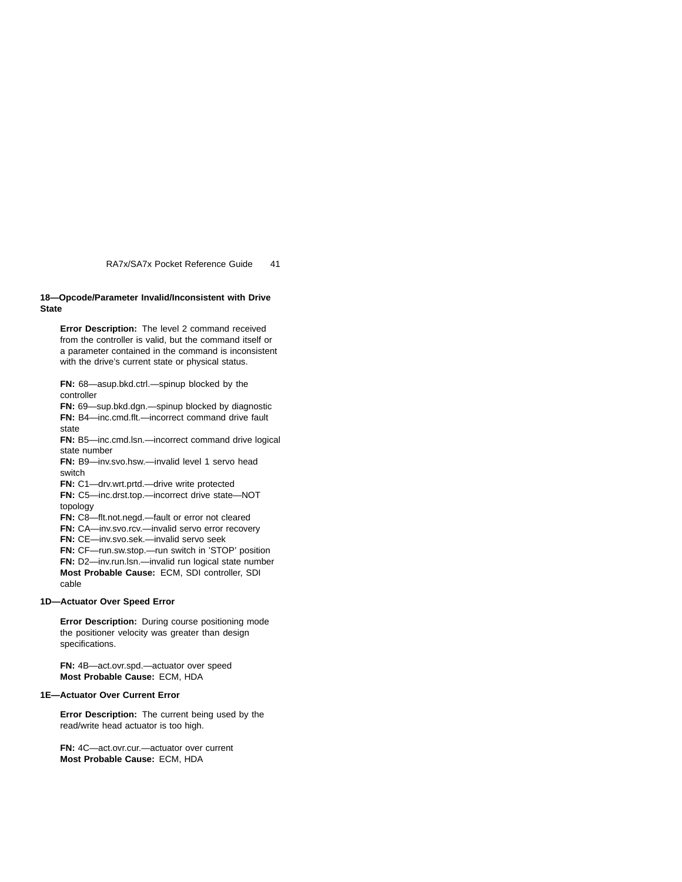### 18—Opcode/Parameter Invalid/Inconsistent with Drive State

**Error Description:** The level 2 command received from the controller is valid, but the command itself or a parameter contained in the command is inconsistent with the drive's current state or physical status.

**FN:** 68—asup.bkd.ctrl.—spinup blocked by the controller
**FN:** 69—sup.bkd.dgn.—spinup blocked by diagnostic
**FN:** B4—inc.cmd.flt.—incorrect command drive fault state
**FN:** B5—inc.cmd.lsn.—incorrect command drive logical state number
**FN:** B9—inv.svo.hsw.—invalid level 1 servo head switch
**FN:** C1—drv.wrt.prtd.—drive write protected
**FN:** C5—inc.drst.top.—incorrect drive state—NOT topology
**FN:** C8—flt.not.negd.—fault or error not cleared
**FN:** CA—inv.svo.rcv.—invalid servo error recovery
**FN:** CE—inv.svo.sek.—invalid servo seek
**FN:** CF—run.sw.stop.—run switch in 'STOP' position
**FN:** D2—inv.run.lsn.—invalid run logical state number
**Most Probable Cause:** ECM, SDI controller, SDI cable

### 1D—Actuator Over Speed Error

**Error Description:** During course positioning mode the positioner velocity was greater than design specifications.

**FN:** 4B—act.ovr.spd.—actuator over speed
**Most Probable Cause:** ECM, HDA

### 1E—Actuator Over Current Error

**Error Description:** The current being used by the read/write head actuator is too high.

**FN:** 4C—act.ovr.cur.—actuator over current
**Most Probable Cause:** ECM, HDA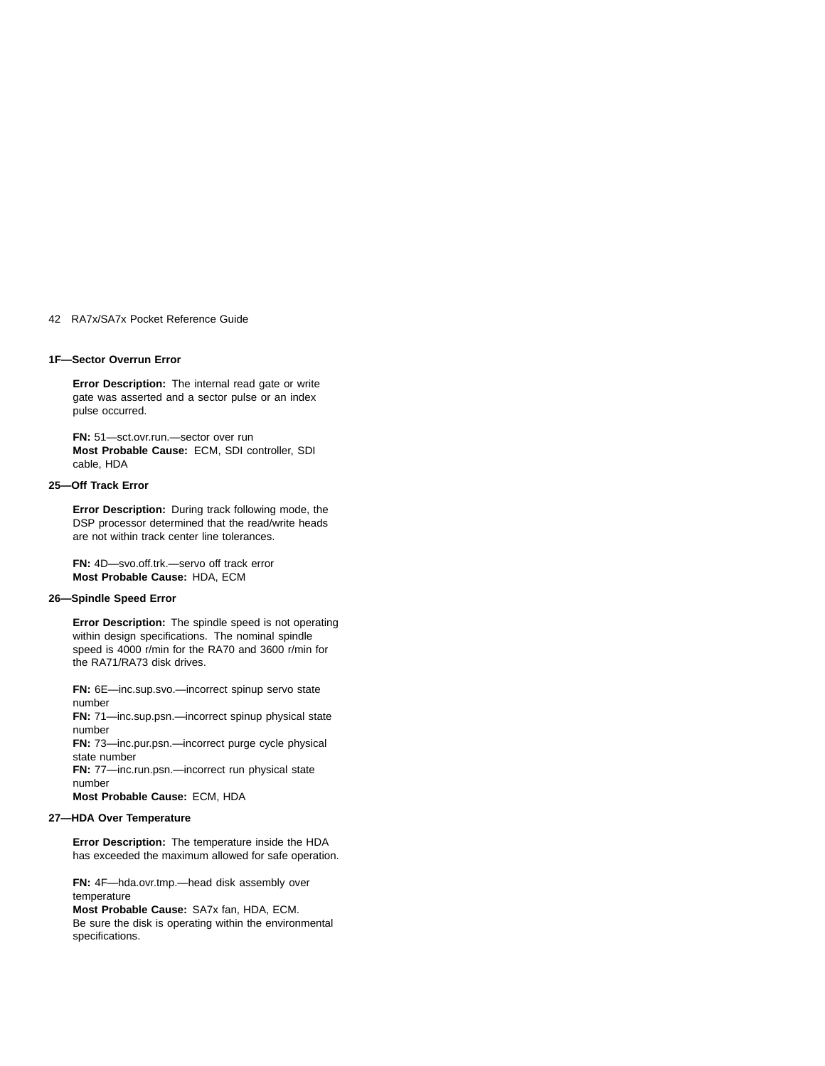**1F—Sector Overrun Error**

**Error Description:** The internal read gate or write gate was asserted and a sector pulse or an index pulse occurred.

**FN:** 51—sct.ovr.run.—sector over run
**Most Probable Cause:** ECM, SDI controller, SDI cable, HDA

**25—Off Track Error**

**Error Description:** During track following mode, the DSP processor determined that the read/write heads are not within track center line tolerances.

**FN:** 4D—svo.off.trk.—servo off track error
**Most Probable Cause:** HDA, ECM

**26—Spindle Speed Error**

**Error Description:** The spindle speed is not operating within design specifications. The nominal spindle speed is 4000 r/min for the RA70 and 3600 r/min for the RA71/RA73 disk drives.

**FN:** 6E—inc.sup.svo.—incorrect spinup servo state number
**FN:** 71—inc.sup.psn.—incorrect spinup physical state number
**FN:** 73—inc.pur.psn.—incorrect purge cycle physical state number
**FN:** 77—inc.run.psn.—incorrect run physical state number
**Most Probable Cause:** ECM, HDA

**27—HDA Over Temperature**

**Error Description:** The temperature inside the HDA has exceeded the maximum allowed for safe operation.

**FN:** 4F—hda.ovr.tmp.—head disk assembly over temperature
**Most Probable Cause:** SA7x fan, HDA, ECM.
Be sure the disk is operating within the environmental specifications.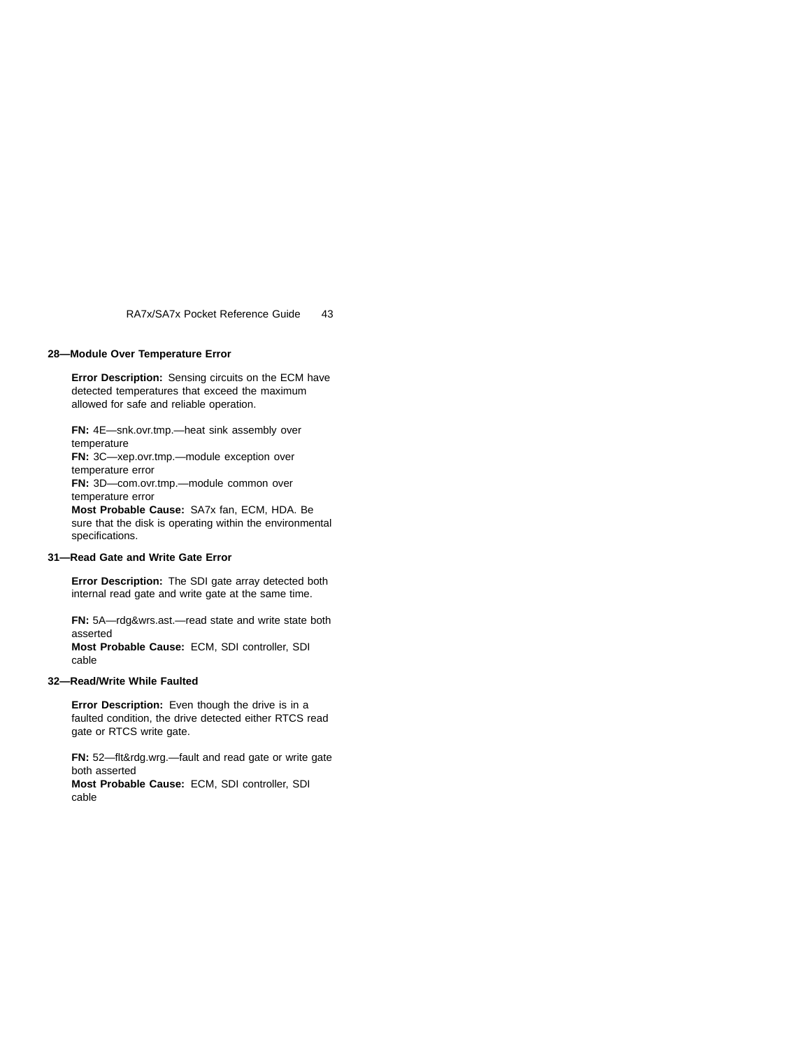### 28—Module Over Temperature Error

**Error Description:** Sensing circuits on the ECM have detected temperatures that exceed the maximum allowed for safe and reliable operation.

**FN:** 4E—snk.ovr.tmp.—heat sink assembly over temperature
**FN:** 3C—xep.ovr.tmp.—module exception over temperature error
**FN:** 3D—com.ovr.tmp.—module common over temperature error
**Most Probable Cause:** SA7x fan, ECM, HDA. Be sure that the disk is operating within the environmental specifications.

### 31—Read Gate and Write Gate Error

**Error Description:** The SDI gate array detected both internal read gate and write gate at the same time.

**FN:** 5A—rdg&wrs.ast.—read state and write state both asserted
**Most Probable Cause:** ECM, SDI controller, SDI cable

### 32—Read/Write While Faulted

**Error Description:** Even though the drive is in a faulted condition, the drive detected either RTCS read gate or RTCS write gate.

**FN:** 52—flt&rdg.wrg.—fault and read gate or write gate both asserted
**Most Probable Cause:** ECM, SDI controller, SDI cable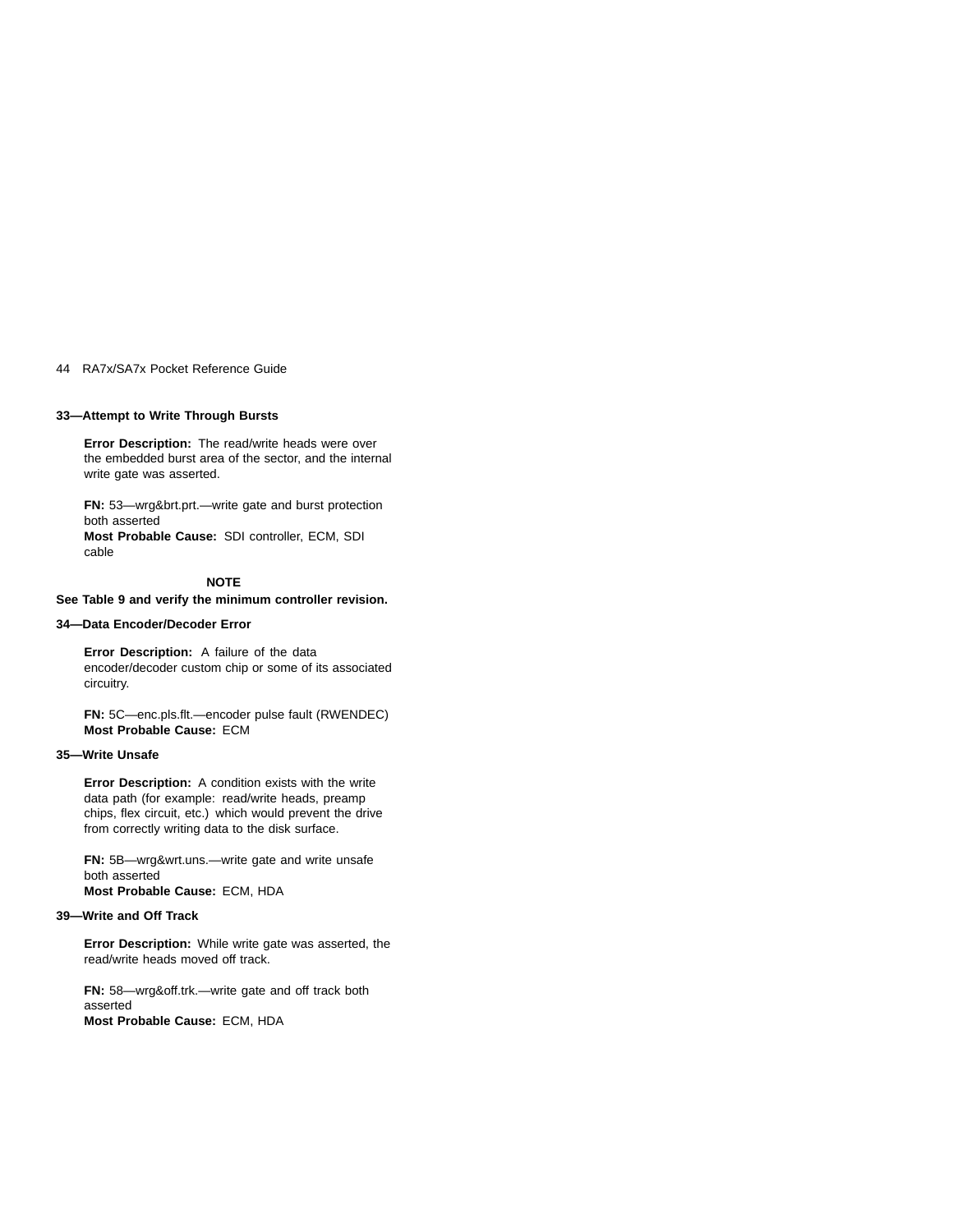**33—Attempt to Write Through Bursts**

**Error Description:** The read/write heads were over the embedded burst area of the sector, and the internal write gate was asserted.

**FN:** 53—wrg&brt.prt.—write gate and burst protection both asserted
**Most Probable Cause:** SDI controller, ECM, SDI cable

**NOTE**

**See Table 9 and verify the minimum controller revision.**

**34—Data Encoder/Decoder Error**

**Error Description:** A failure of the data encoder/decoder custom chip or some of its associated circuitry.

**FN:** 5C—enc.pls.flt.—encoder pulse fault (RWENDEC)
**Most Probable Cause:** ECM

**35—Write Unsafe**

**Error Description:** A condition exists with the write data path (for example: read/write heads, preamp chips, flex circuit, etc.) which would prevent the drive from correctly writing data to the disk surface.

**FN:** 5B—wrg&wrt.uns.—write gate and write unsafe both asserted
**Most Probable Cause:** ECM, HDA

**39—Write and Off Track**

**Error Description:** While write gate was asserted, the read/write heads moved off track.

**FN:** 58—wrg&off.trk.—write gate and off track both asserted
**Most Probable Cause:** ECM, HDA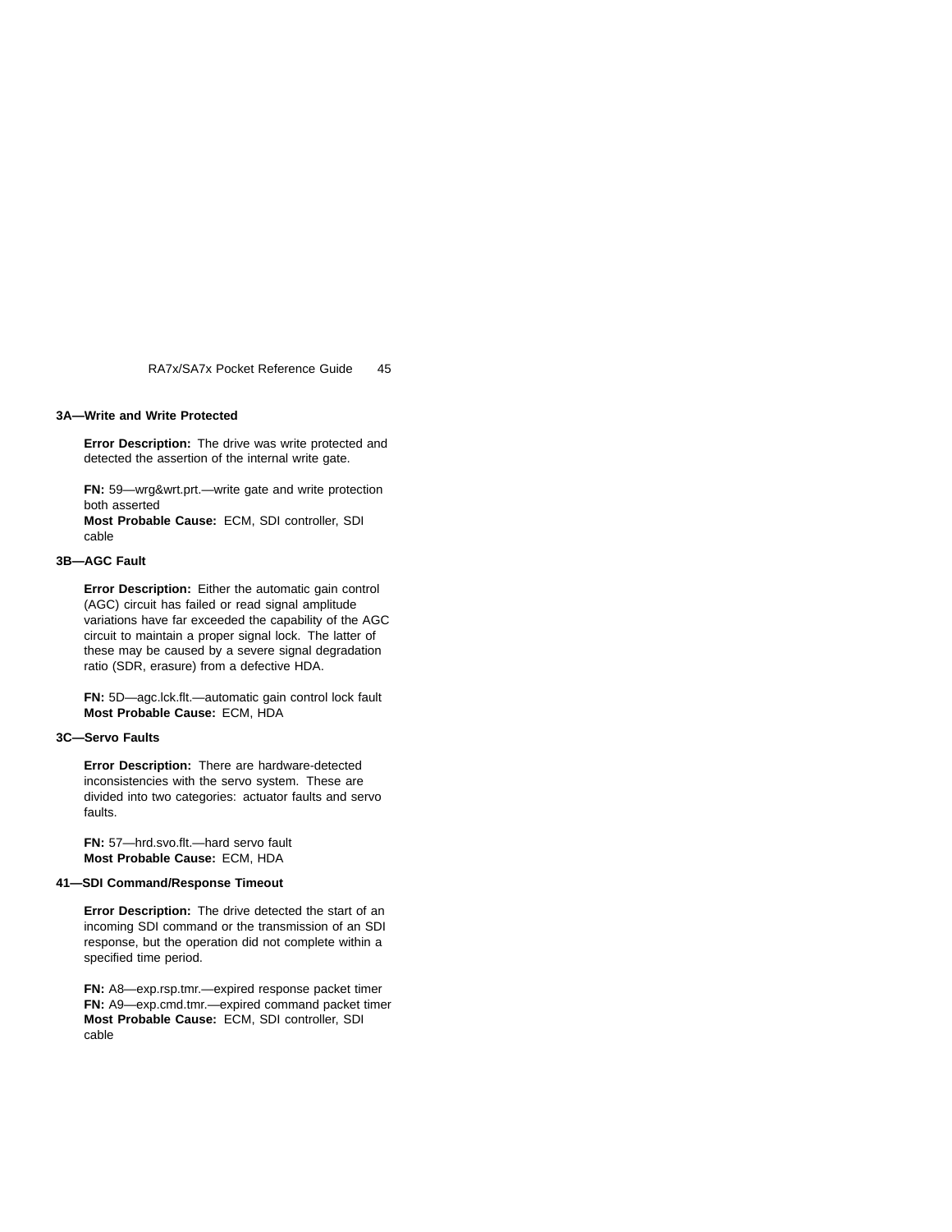### 3A—Write and Write Protected

**Error Description:** The drive was write protected and detected the assertion of the internal write gate.

**FN:** 59—wrg&wrt.prt.—write gate and write protection both asserted
**Most Probable Cause:** ECM, SDI controller, SDI cable

### 3B—AGC Fault

**Error Description:** Either the automatic gain control (AGC) circuit has failed or read signal amplitude variations have far exceeded the capability of the AGC circuit to maintain a proper signal lock. The latter of these may be caused by a severe signal degradation ratio (SDR, erasure) from a defective HDA.

**FN:** 5D—agc.lck.flt.—automatic gain control lock fault
**Most Probable Cause:** ECM, HDA

### 3C—Servo Faults

**Error Description:** There are hardware-detected inconsistencies with the servo system. These are divided into two categories: actuator faults and servo faults.

**FN:** 57—hrd.svo.flt.—hard servo fault
**Most Probable Cause:** ECM, HDA

### 41—SDI Command/Response Timeout

**Error Description:** The drive detected the start of an incoming SDI command or the transmission of an SDI response, but the operation did not complete within a specified time period.

**FN:** A8—exp.rsp.tmr.—expired response packet timer
**FN:** A9—exp.cmd.tmr.—expired command packet timer
**Most Probable Cause:** ECM, SDI controller, SDI cable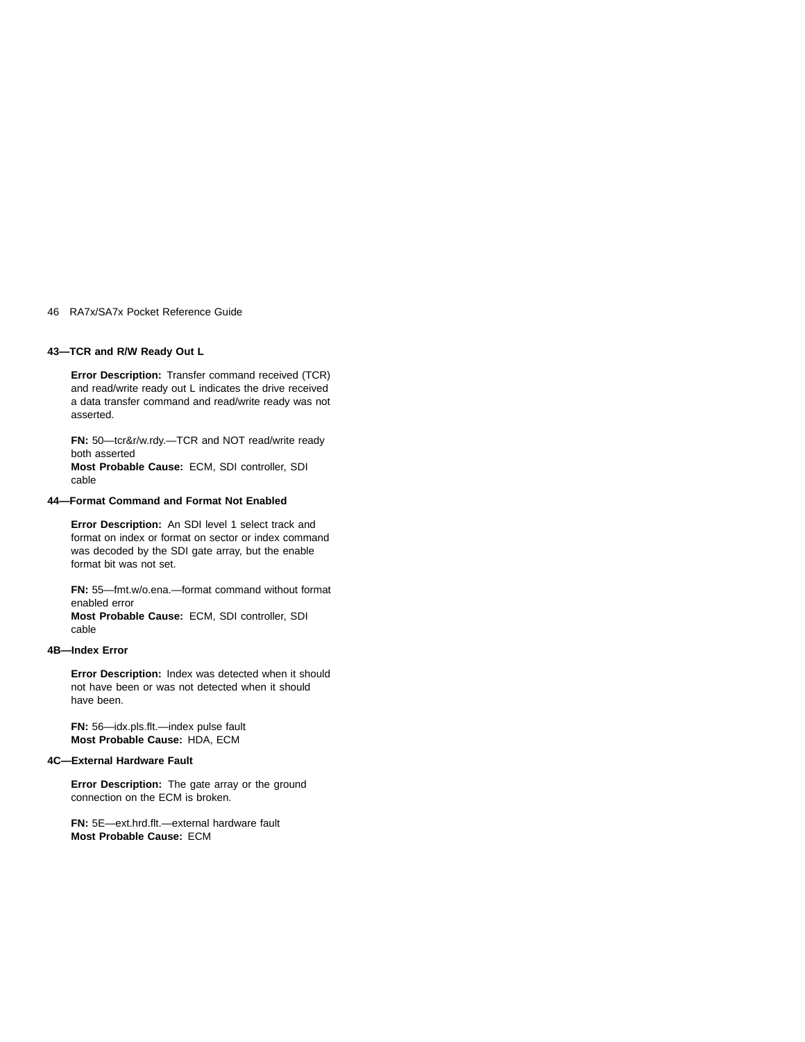### 43—TCR and R/W Ready Out L

**Error Description:** Transfer command received (TCR) and read/write ready out L indicates the drive received a data transfer command and read/write ready was not asserted.

**FN:** 50—tcr&r/w.rdy.—TCR and NOT read/write ready both asserted
**Most Probable Cause:** ECM, SDI controller, SDI cable

### 44—Format Command and Format Not Enabled

**Error Description:** An SDI level 1 select track and format on index or format on sector or index command was decoded by the SDI gate array, but the enable format bit was not set.

**FN:** 55—fmt.w/o.ena.—format command without format enabled error
**Most Probable Cause:** ECM, SDI controller, SDI cable

### 4B—Index Error

**Error Description:** Index was detected when it should not have been or was not detected when it should have been.

**FN:** 56—idx.pls.flt.—index pulse fault
**Most Probable Cause:** HDA, ECM

### 4C—External Hardware Fault

**Error Description:** The gate array or the ground connection on the ECM is broken.

**FN:** 5E—ext.hrd.flt.—external hardware fault
**Most Probable Cause:** ECM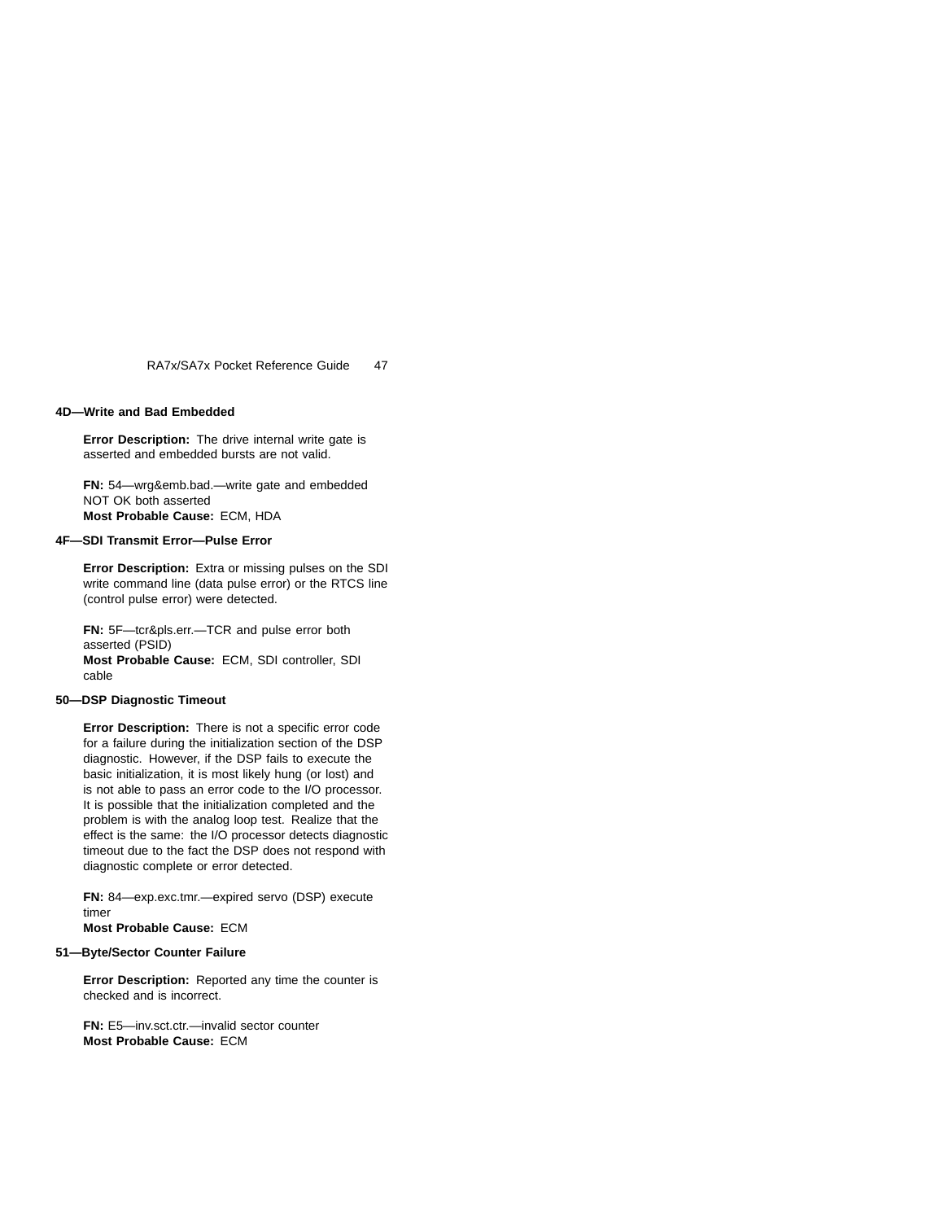### 4D—Write and Bad Embedded

**Error Description:** The drive internal write gate is asserted and embedded bursts are not valid.

**FN:** 54—wrg&emb.bad.—write gate and embedded NOT OK both asserted
**Most Probable Cause:** ECM, HDA

### 4F—SDI Transmit Error—Pulse Error

**Error Description:** Extra or missing pulses on the SDI write command line (data pulse error) or the RTCS line (control pulse error) were detected.

**FN:** 5F—tcr&pls.err.—TCR and pulse error both asserted (PSID)
**Most Probable Cause:** ECM, SDI controller, SDI cable

### 50—DSP Diagnostic Timeout

**Error Description:** There is not a specific error code for a failure during the initialization section of the DSP diagnostic. However, if the DSP fails to execute the basic initialization, it is most likely hung (or lost) and is not able to pass an error code to the I/O processor. It is possible that the initialization completed and the problem is with the analog loop test. Realize that the effect is the same: the I/O processor detects diagnostic timeout due to the fact the DSP does not respond with diagnostic complete or error detected.

**FN:** 84—exp.exc.tmr.—expired servo (DSP) execute timer
**Most Probable Cause:** ECM

### 51—Byte/Sector Counter Failure

**Error Description:** Reported any time the counter is checked and is incorrect.

**FN:** E5—inv.sct.ctr.—invalid sector counter
**Most Probable Cause:** ECM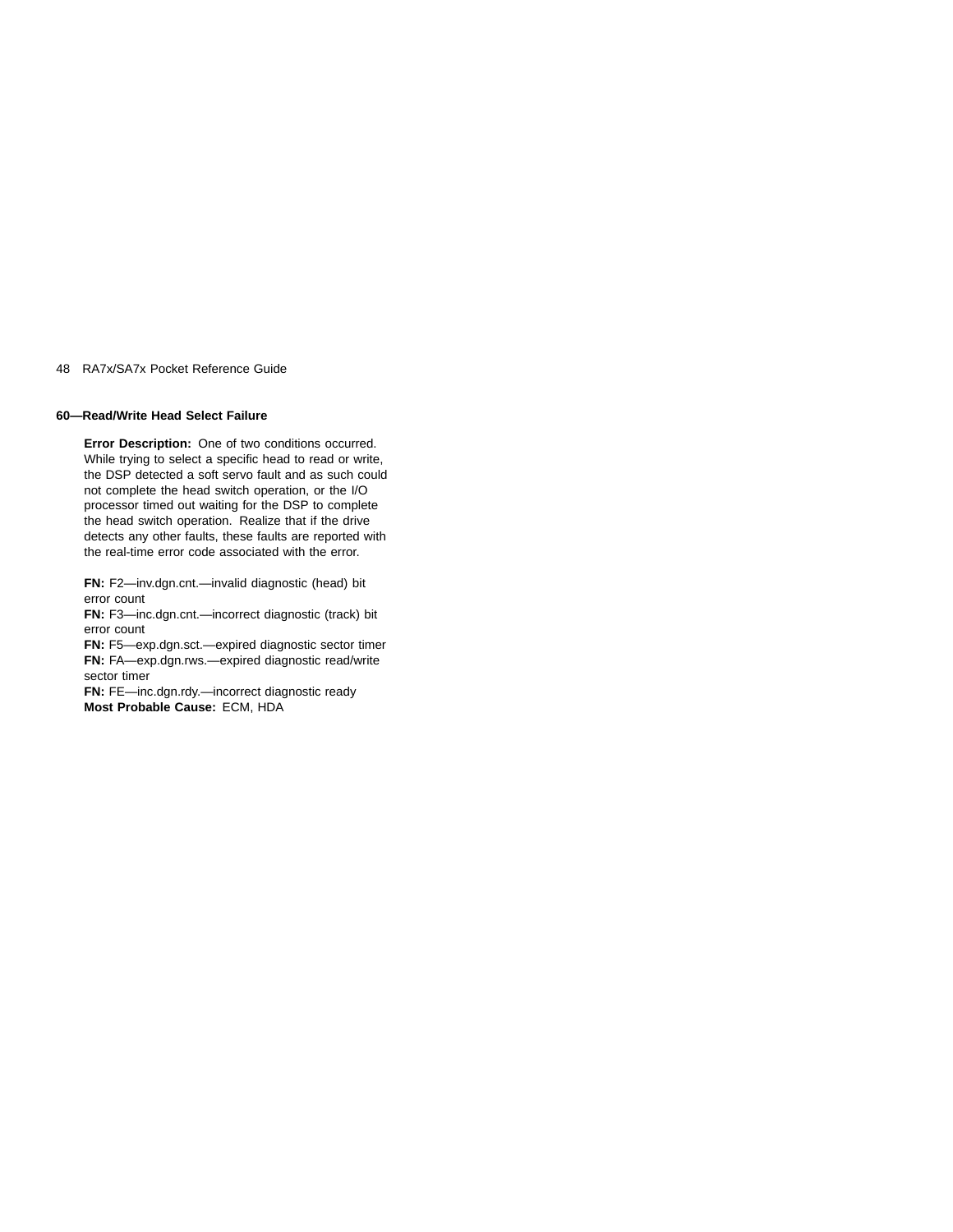**60—Read/Write Head Select Failure**

**Error Description:** One of two conditions occurred. While trying to select a specific head to read or write, the DSP detected a soft servo fault and as such could not complete the head switch operation, or the I/O processor timed out waiting for the DSP to complete the head switch operation. Realize that if the drive detects any other faults, these faults are reported with the real-time error code associated with the error.

**FN:** F2—inv.dgn.cnt.—invalid diagnostic (head) bit error count
**FN:** F3—inc.dgn.cnt.—incorrect diagnostic (track) bit error count
**FN:** F5—exp.dgn.sct.—expired diagnostic sector timer
**FN:** FA—exp.dgn.rws.—expired diagnostic read/write sector timer
**FN:** FE—inc.dgn.rdy.—incorrect diagnostic ready
**Most Probable Cause:** ECM, HDA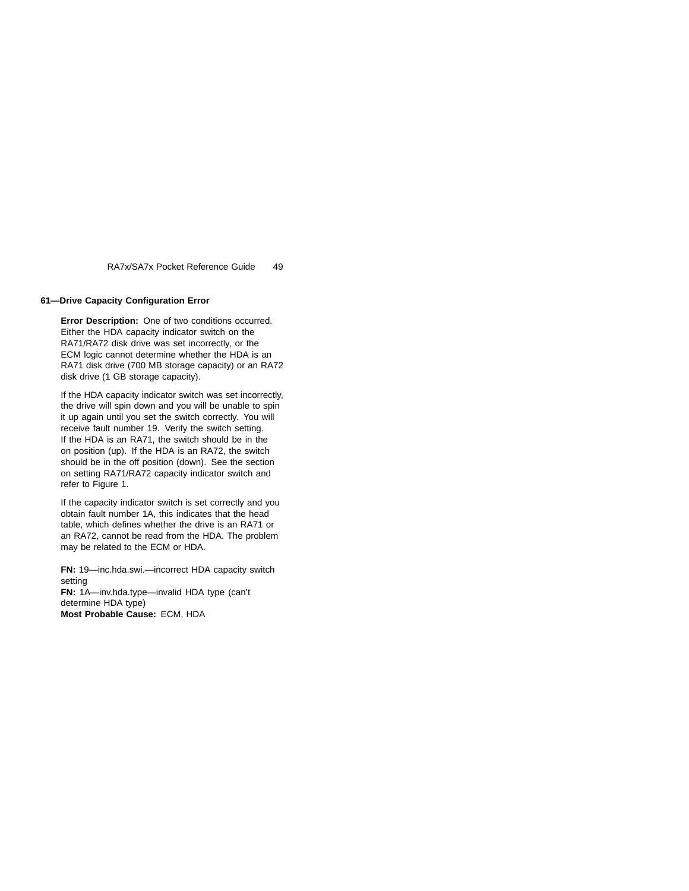## 61—Drive Capacity Configuration Error

**Error Description:** One of two conditions occurred. Either the HDA capacity indicator switch on the RA71/RA72 disk drive was set incorrectly, or the ECM logic cannot determine whether the HDA is an RA71 disk drive (700 MB storage capacity) or an RA72 disk drive (1 GB storage capacity).

If the HDA capacity indicator switch was set incorrectly, the drive will spin down and you will be unable to spin it up again until you set the switch correctly. You will receive fault number 19. Verify the switch setting. If the HDA is an RA71, the switch should be in the on position (up). If the HDA is an RA72, the switch should be in the off position (down). See the section on setting RA71/RA72 capacity indicator switch and refer to Figure 1.

If the capacity indicator switch is set correctly and you obtain fault number 1A, this indicates that the head table, which defines whether the drive is an RA71 or an RA72, cannot be read from the HDA. The problem may be related to the ECM or HDA.

**FN:** 19—inc.hda.swi.—incorrect HDA capacity switch setting
**FN:** 1A—inv.hda.type—invalid HDA type (can't determine HDA type)
**Most Probable Cause:** ECM, HDA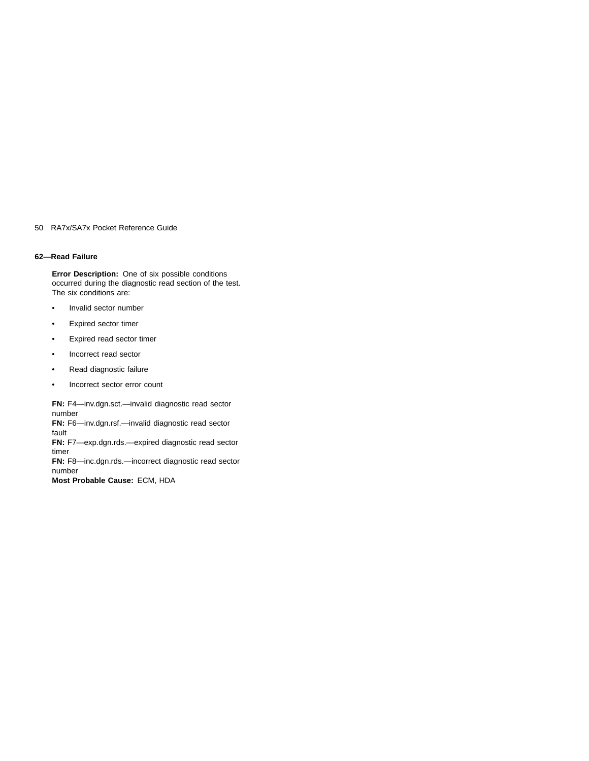### 62—Read Failure

**Error Description:** One of six possible conditions occurred during the diagnostic read section of the test. The six conditions are:

- Invalid sector number
- Expired sector timer
- Expired read sector timer
- Incorrect read sector
- Read diagnostic failure
- Incorrect sector error count

**FN:** F4—inv.dgn.sct.—invalid diagnostic read sector number
**FN:** F6—inv.dgn.rsf.—invalid diagnostic read sector fault
**FN:** F7—exp.dgn.rds.—expired diagnostic read sector timer
**FN:** F8—inc.dgn.rds.—incorrect diagnostic read sector number
**Most Probable Cause:** ECM, HDA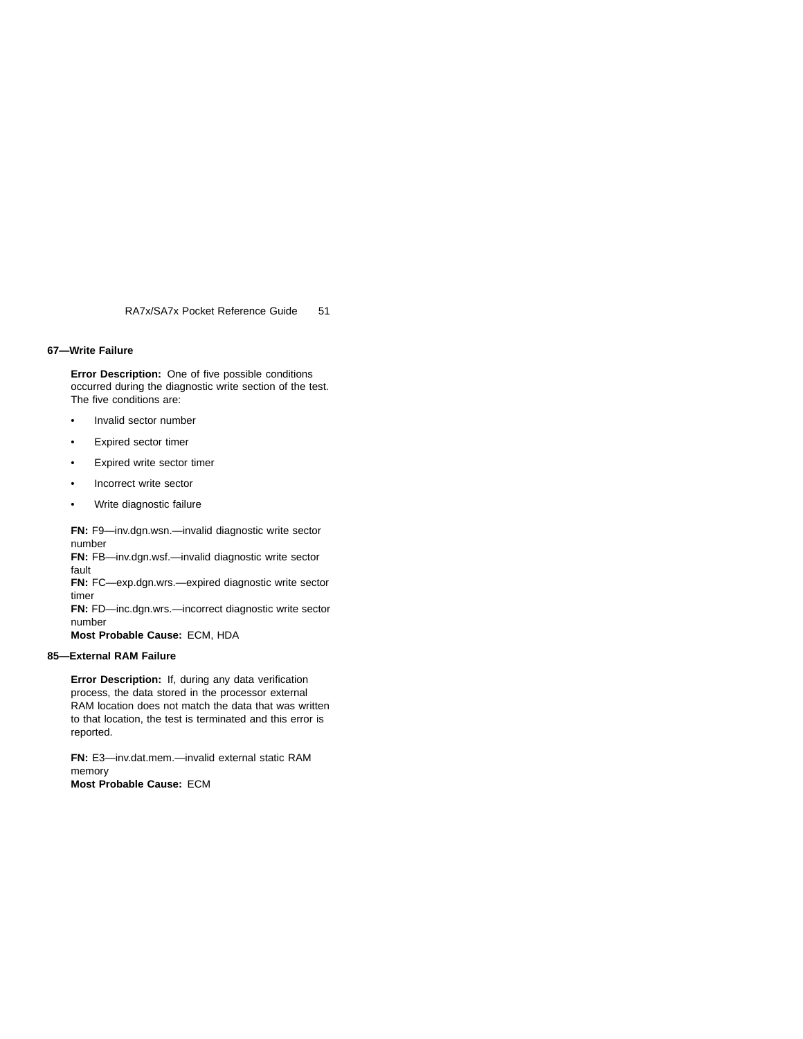### 67—Write Failure

**Error Description:** One of five possible conditions occurred during the diagnostic write section of the test. The five conditions are:

- Invalid sector number
- Expired sector timer
- Expired write sector timer
- Incorrect write sector
- Write diagnostic failure

**FN:** F9—inv.dgn.wsn.—invalid diagnostic write sector number
**FN:** FB—inv.dgn.wsf.—invalid diagnostic write sector fault
**FN:** FC—exp.dgn.wrs.—expired diagnostic write sector timer
**FN:** FD—inc.dgn.wrs.—incorrect diagnostic write sector number
**Most Probable Cause:** ECM, HDA

### 85—External RAM Failure

**Error Description:** If, during any data verification process, the data stored in the processor external RAM location does not match the data that was written to that location, the test is terminated and this error is reported.

**FN:** E3—inv.dat.mem.—invalid external static RAM memory
**Most Probable Cause:** ECM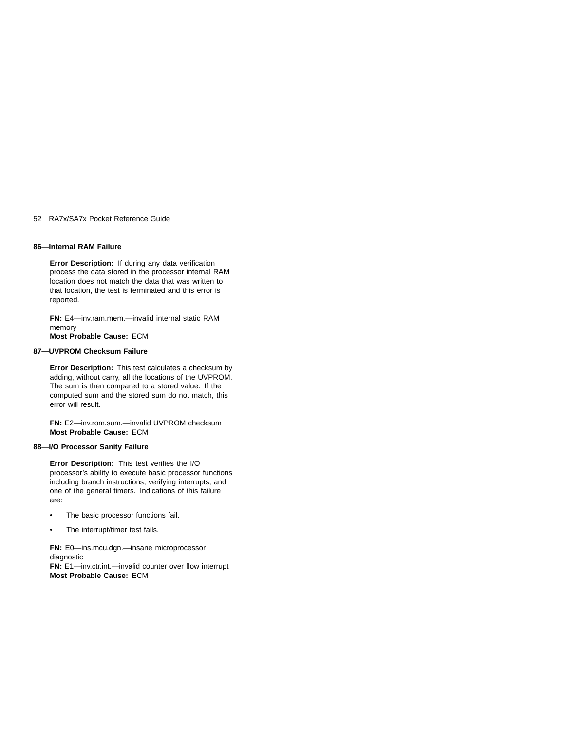**86—Internal RAM Failure**

**Error Description:** If during any data verification process the data stored in the processor internal RAM location does not match the data that was written to that location, the test is terminated and this error is reported.

**FN:** E4—inv.ram.mem.—invalid internal static RAM memory
**Most Probable Cause:** ECM

**87—UVPROM Checksum Failure**

**Error Description:** This test calculates a checksum by adding, without carry, all the locations of the UVPROM. The sum is then compared to a stored value. If the computed sum and the stored sum do not match, this error will result.

**FN:** E2—inv.rom.sum.—invalid UVPROM checksum
**Most Probable Cause:** ECM

**88—I/O Processor Sanity Failure**

**Error Description:** This test verifies the I/O processor's ability to execute basic processor functions including branch instructions, verifying interrupts, and one of the general timers. Indications of this failure are:

- The basic processor functions fail.
- The interrupt/timer test fails.

**FN:** E0—ins.mcu.dgn.—insane microprocessor diagnostic
**FN:** E1—inv.ctr.int.—invalid counter over flow interrupt
**Most Probable Cause:** ECM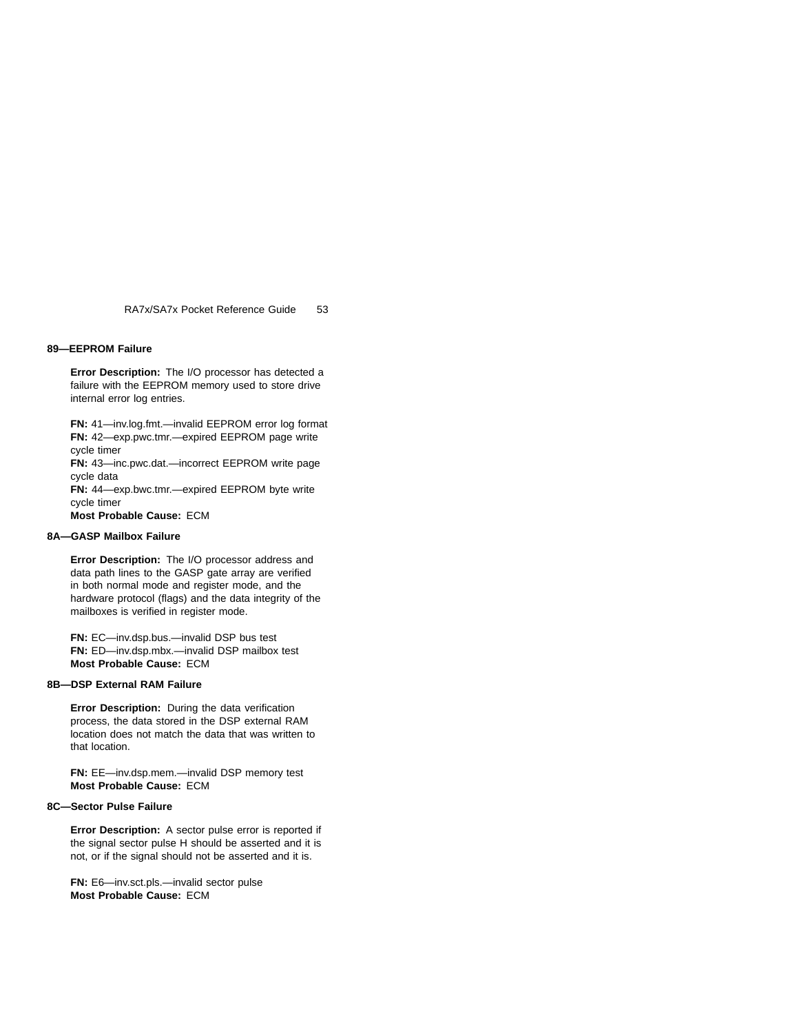### 89—EEPROM Failure

**Error Description:** The I/O processor has detected a failure with the EEPROM memory used to store drive internal error log entries.

**FN:** 41—inv.log.fmt.—invalid EEPROM error log format
**FN:** 42—exp.pwc.tmr.—expired EEPROM page write cycle timer
**FN:** 43—inc.pwc.dat.—incorrect EEPROM write page cycle data
**FN:** 44—exp.bwc.tmr.—expired EEPROM byte write cycle timer
**Most Probable Cause:** ECM

### 8A—GASP Mailbox Failure

**Error Description:** The I/O processor address and data path lines to the GASP gate array are verified in both normal mode and register mode, and the hardware protocol (flags) and the data integrity of the mailboxes is verified in register mode.

**FN:** EC—inv.dsp.bus.—invalid DSP bus test
**FN:** ED—inv.dsp.mbx.—invalid DSP mailbox test
**Most Probable Cause:** ECM

### 8B—DSP External RAM Failure

**Error Description:** During the data verification process, the data stored in the DSP external RAM location does not match the data that was written to that location.

**FN:** EE—inv.dsp.mem.—invalid DSP memory test
**Most Probable Cause:** ECM

### 8C—Sector Pulse Failure

**Error Description:** A sector pulse error is reported if the signal sector pulse H should be asserted and it is not, or if the signal should not be asserted and it is.

**FN:** E6—inv.sct.pls.—invalid sector pulse
**Most Probable Cause:** ECM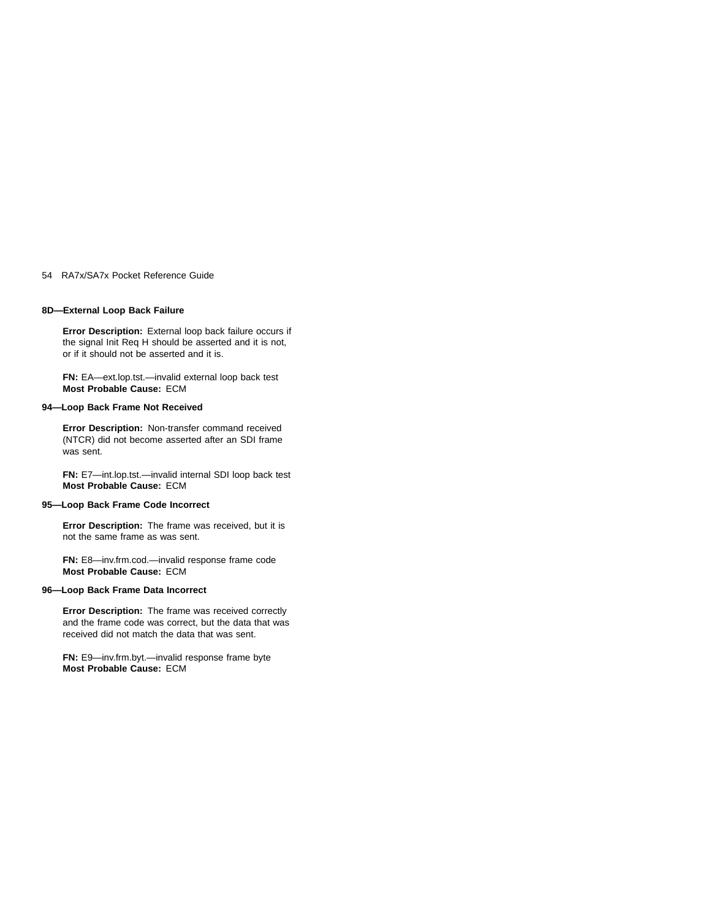### 8D—External Loop Back Failure

**Error Description:** External loop back failure occurs if the signal Init Req H should be asserted and it is not, or if it should not be asserted and it is.

**FN:** EA—ext.lop.tst.—invalid external loop back test
**Most Probable Cause:** ECM

### 94—Loop Back Frame Not Received

**Error Description:** Non-transfer command received (NTCR) did not become asserted after an SDI frame was sent.

**FN:** E7—int.lop.tst.—invalid internal SDI loop back test
**Most Probable Cause:** ECM

### 95—Loop Back Frame Code Incorrect

**Error Description:** The frame was received, but it is not the same frame as was sent.

**FN:** E8—inv.frm.cod.—invalid response frame code
**Most Probable Cause:** ECM

### 96—Loop Back Frame Data Incorrect

**Error Description:** The frame was received correctly and the frame code was correct, but the data that was received did not match the data that was sent.

**FN:** E9—inv.frm.byt.—invalid response frame byte
**Most Probable Cause:** ECM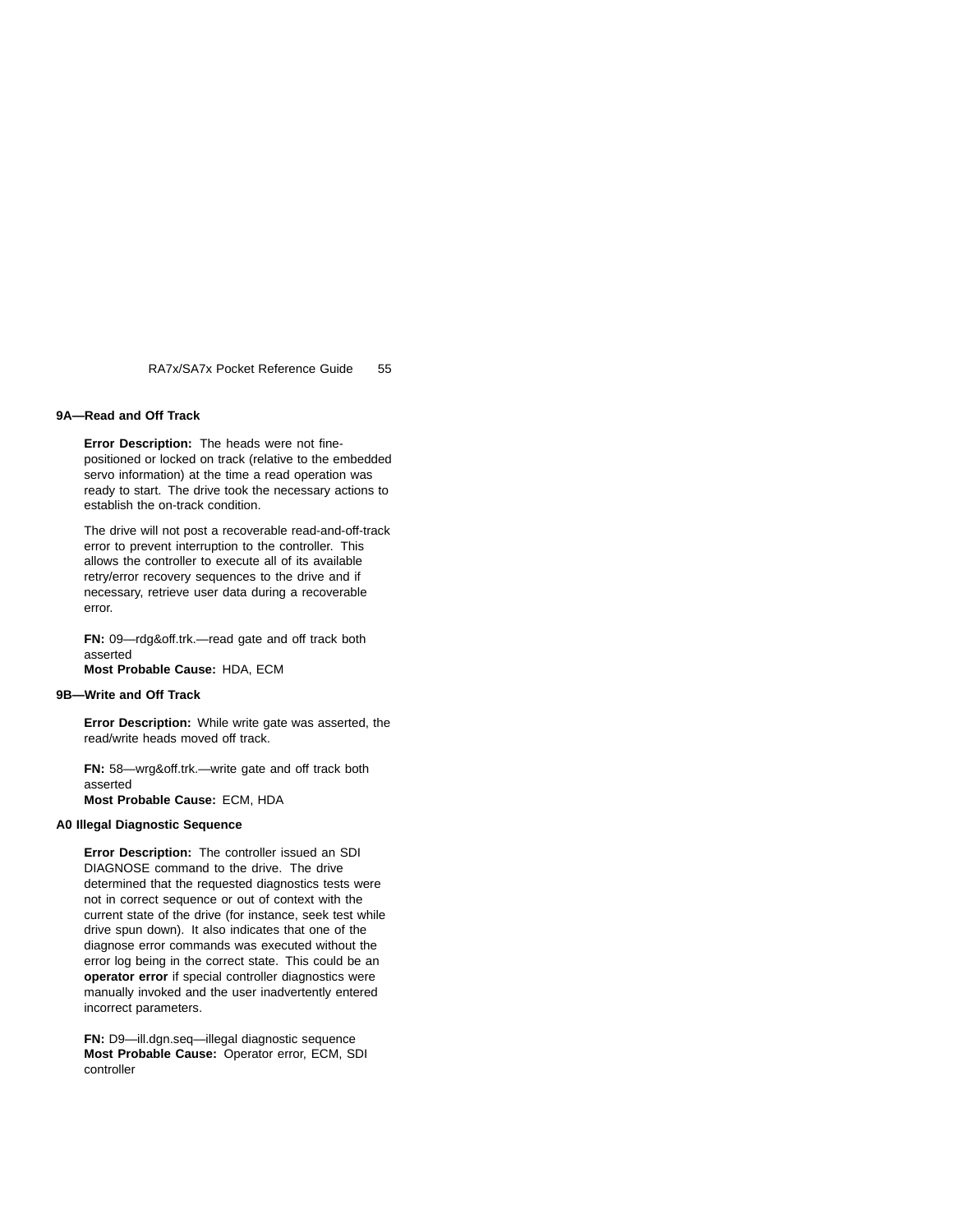### 9A—Read and Off Track

**Error Description:** The heads were not fine-positioned or locked on track (relative to the embedded servo information) at the time a read operation was ready to start. The drive took the necessary actions to establish the on-track condition.

The drive will not post a recoverable read-and-off-track error to prevent interruption to the controller. This allows the controller to execute all of its available retry/error recovery sequences to the drive and if necessary, retrieve user data during a recoverable error.

**FN:** 09—rdg&off.trk.—read gate and off track both asserted
**Most Probable Cause:** HDA, ECM

### 9B—Write and Off Track

**Error Description:** While write gate was asserted, the read/write heads moved off track.

**FN:** 58—wrg&off.trk.—write gate and off track both asserted
**Most Probable Cause:** ECM, HDA

### A0 Illegal Diagnostic Sequence

**Error Description:** The controller issued an SDI DIAGNOSE command to the drive. The drive determined that the requested diagnostics tests were not in correct sequence or out of context with the current state of the drive (for instance, seek test while drive spun down). It also indicates that one of the diagnose error commands was executed without the error log being in the correct state. This could be an **operator error** if special controller diagnostics were manually invoked and the user inadvertently entered incorrect parameters.

**FN:** D9—ill.dgn.seq—illegal diagnostic sequence
**Most Probable Cause:** Operator error, ECM, SDI controller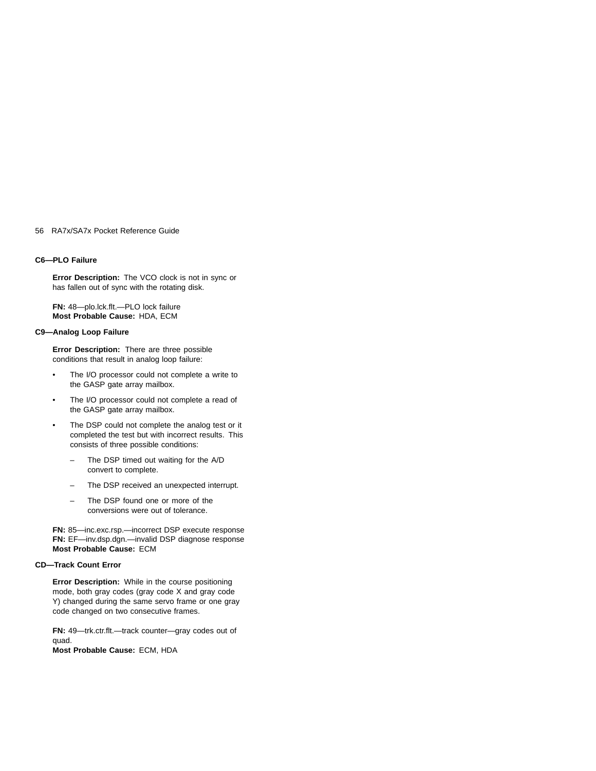### C6—PLO Failure

**Error Description:** The VCO clock is not in sync or has fallen out of sync with the rotating disk.

**FN:** 48—plo.lck.flt.—PLO lock failure
**Most Probable Cause:** HDA, ECM

### C9—Analog Loop Failure

**Error Description:** There are three possible conditions that result in analog loop failure:

- The I/O processor could not complete a write to the GASP gate array mailbox.
- The I/O processor could not complete a read of the GASP gate array mailbox.
- The DSP could not complete the analog test or it completed the test but with incorrect results. This consists of three possible conditions:
  - The DSP timed out waiting for the A/D convert to complete.
  - The DSP received an unexpected interrupt.
  - The DSP found one or more of the conversions were out of tolerance.

**FN:** 85—inc.exc.rsp.—incorrect DSP execute response
**FN:** EF—inv.dsp.dgn.—invalid DSP diagnose response
**Most Probable Cause:** ECM

### CD—Track Count Error

**Error Description:** While in the course positioning mode, both gray codes (gray code X and gray code Y) changed during the same servo frame or one gray code changed on two consecutive frames.

**FN:** 49—trk.ctr.flt.—track counter—gray codes out of quad.
**Most Probable Cause:** ECM, HDA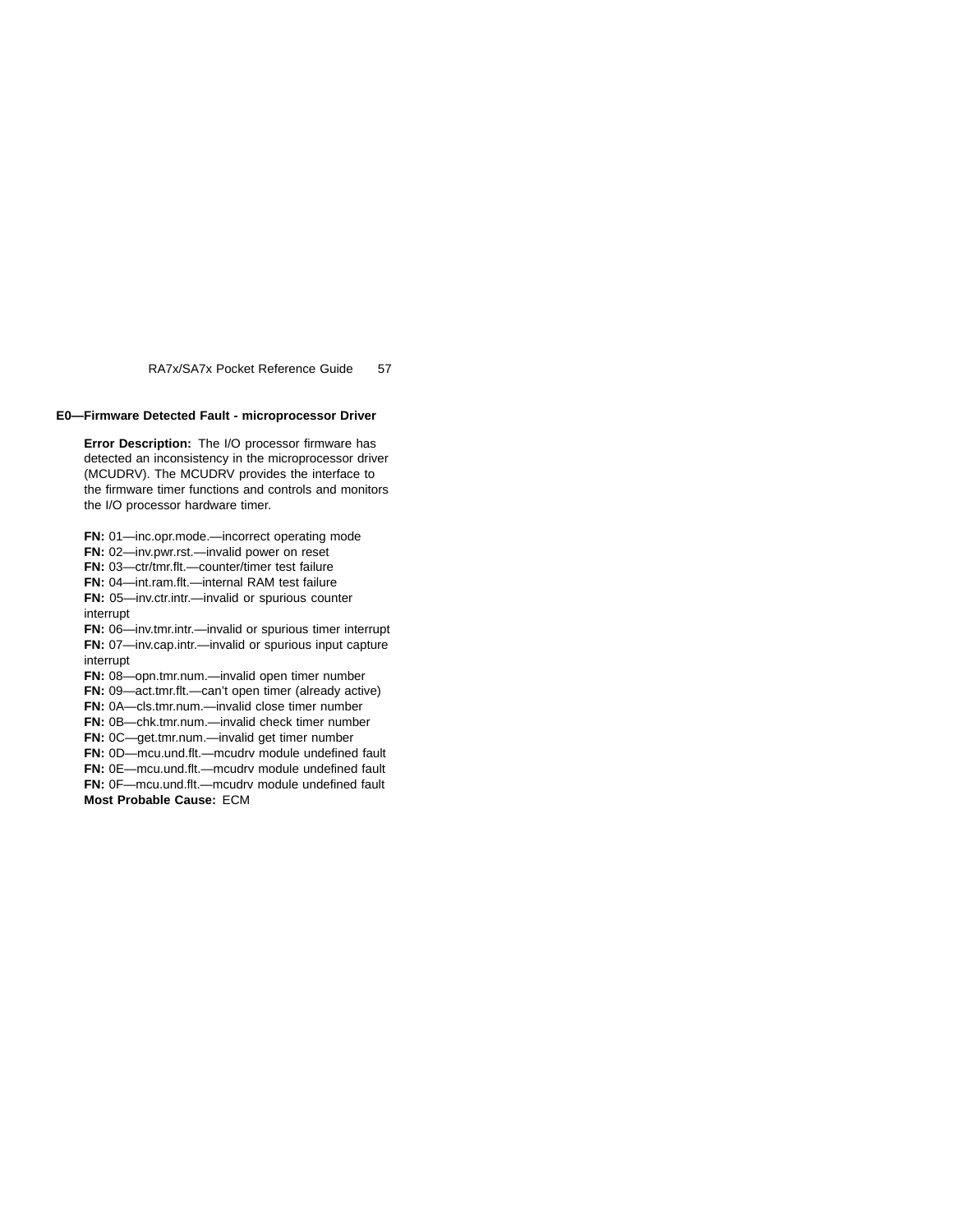## E0—Firmware Detected Fault - microprocessor Driver

**Error Description:** The I/O processor firmware has detected an inconsistency in the microprocessor driver (MCUDRV). The MCUDRV provides the interface to the firmware timer functions and controls and monitors the I/O processor hardware timer.

**FN:** 01—inc.opr.mode.—incorrect operating mode
**FN:** 02—inv.pwr.rst.—invalid power on reset
**FN:** 03—ctr/tmr.flt.—counter/timer test failure
**FN:** 04—int.ram.flt.—internal RAM test failure
**FN:** 05—inv.ctr.intr.—invalid or spurious counter interrupt
**FN:** 06—inv.tmr.intr.—invalid or spurious timer interrupt
**FN:** 07—inv.cap.intr.—invalid or spurious input capture interrupt
**FN:** 08—opn.tmr.num.—invalid open timer number
**FN:** 09—act.tmr.flt.—can't open timer (already active)
**FN:** 0A—cls.tmr.num.—invalid close timer number
**FN:** 0B—chk.tmr.num.—invalid check timer number
**FN:** 0C—get.tmr.num.—invalid get timer number
**FN:** 0D—mcu.und.flt.—mcudrv module undefined fault
**FN:** 0E—mcu.und.flt.—mcudrv module undefined fault
**FN:** 0F—mcu.und.flt.—mcudrv module undefined fault
**Most Probable Cause:** ECM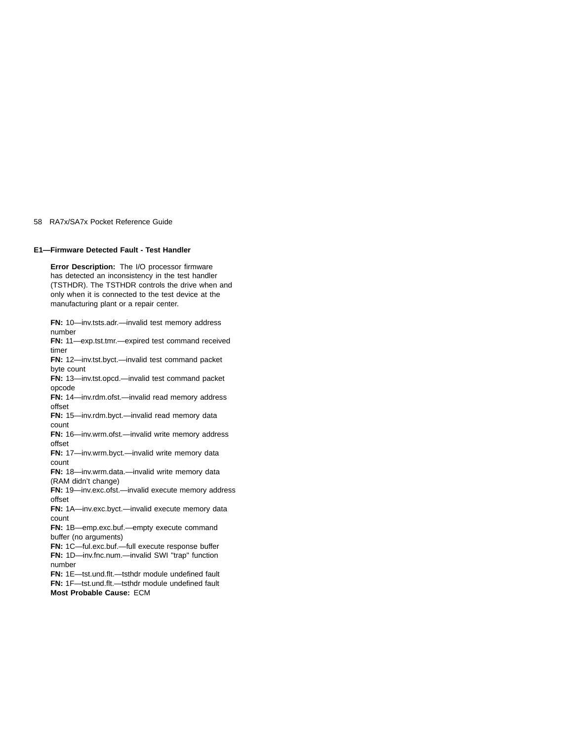### E1—Firmware Detected Fault - Test Handler

**Error Description:** The I/O processor firmware has detected an inconsistency in the test handler (TSTHDR). The TSTHDR controls the drive when and only when it is connected to the test device at the manufacturing plant or a repair center.

**FN:** 10—inv.tsts.adr.—invalid test memory address number
**FN:** 11—exp.tst.tmr.—expired test command received timer
**FN:** 12—inv.tst.byct.—invalid test command packet byte count
**FN:** 13—inv.tst.opcd.—invalid test command packet opcode
**FN:** 14—inv.rdm.ofst.—invalid read memory address offset
**FN:** 15—inv.rdm.byct.—invalid read memory data count
**FN:** 16—inv.wrm.ofst.—invalid write memory address offset
**FN:** 17—inv.wrm.byct.—invalid write memory data count
**FN:** 18—inv.wrm.data.—invalid write memory data (RAM didn't change)
**FN:** 19—inv.exc.ofst.—invalid execute memory address offset
**FN:** 1A—inv.exc.byct.—invalid execute memory data count
**FN:** 1B—emp.exc.buf.—empty execute command buffer (no arguments)
**FN:** 1C—ful.exc.buf.—full execute response buffer
**FN:** 1D—inv.fnc.num.—invalid SWI "trap" function number
**FN:** 1E—tst.und.flt.—tsthdr module undefined fault
**FN:** 1F—tst.und.flt.—tsthdr module undefined fault
**Most Probable Cause:** ECM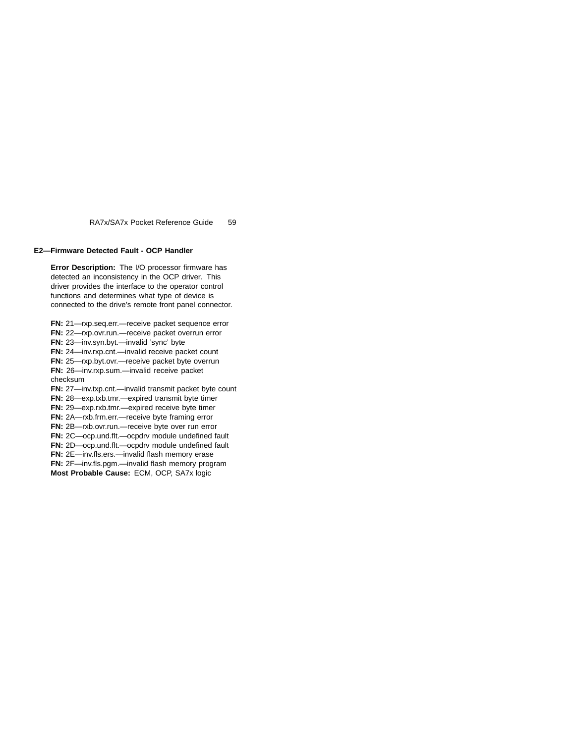### E2—Firmware Detected Fault - OCP Handler

**Error Description:** The I/O processor firmware has detected an inconsistency in the OCP driver. This driver provides the interface to the operator control functions and determines what type of device is connected to the drive's remote front panel connector.

**FN:** 21—rxp.seq.err.—receive packet sequence error
**FN:** 22—rxp.ovr.run.—receive packet overrun error
**FN:** 23—inv.syn.byt.—invalid 'sync' byte
**FN:** 24—inv.rxp.cnt.—invalid receive packet count
**FN:** 25—rxp.byt.ovr.—receive packet byte overrun
**FN:** 26—inv.rxp.sum.—invalid receive packet checksum
**FN:** 27—inv.txp.cnt.—invalid transmit packet byte count
**FN:** 28—exp.txb.tmr.—expired transmit byte timer
**FN:** 29—exp.rxb.tmr.—expired receive byte timer
**FN:** 2A—rxb.frm.err.—receive byte framing error
**FN:** 2B—rxb.ovr.run.—receive byte over run error
**FN:** 2C—ocp.und.flt.—ocpdrv module undefined fault
**FN:** 2D—ocp.und.flt.—ocpdrv module undefined fault
**FN:** 2E—inv.fls.ers.—invalid flash memory erase
**FN:** 2F—inv.fls.pgm.—invalid flash memory program
**Most Probable Cause:** ECM, OCP, SA7x logic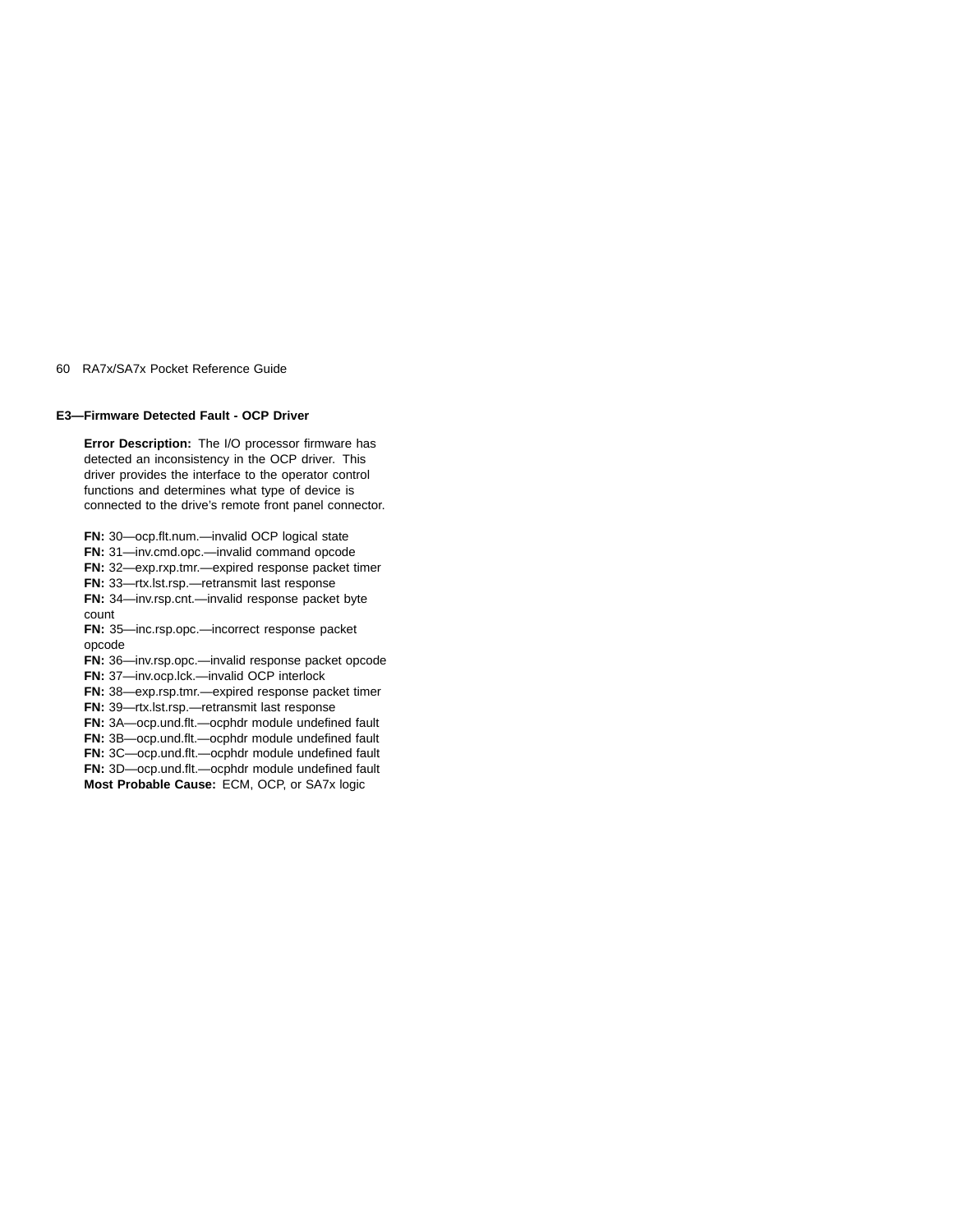**E3—Firmware Detected Fault - OCP Driver**

**Error Description:** The I/O processor firmware has detected an inconsistency in the OCP driver. This driver provides the interface to the operator control functions and determines what type of device is connected to the drive's remote front panel connector.

**FN:** 30—ocp.flt.num.—invalid OCP logical state
**FN:** 31—inv.cmd.opc.—invalid command opcode
**FN:** 32—exp.rxp.tmr.—expired response packet timer
**FN:** 33—rtx.lst.rsp.—retransmit last response
**FN:** 34—inv.rsp.cnt.—invalid response packet byte count
**FN:** 35—inc.rsp.opc.—incorrect response packet opcode
**FN:** 36—inv.rsp.opc.—invalid response packet opcode
**FN:** 37—inv.ocp.lck.—invalid OCP interlock
**FN:** 38—exp.rsp.tmr.—expired response packet timer
**FN:** 39—rtx.lst.rsp.—retransmit last response
**FN:** 3A—ocp.und.flt.—ocphdr module undefined fault
**FN:** 3B—ocp.und.flt.—ocphdr module undefined fault
**FN:** 3C—ocp.und.flt.—ocphdr module undefined fault
**FN:** 3D—ocp.und.flt.—ocphdr module undefined fault
**Most Probable Cause:** ECM, OCP, or SA7x logic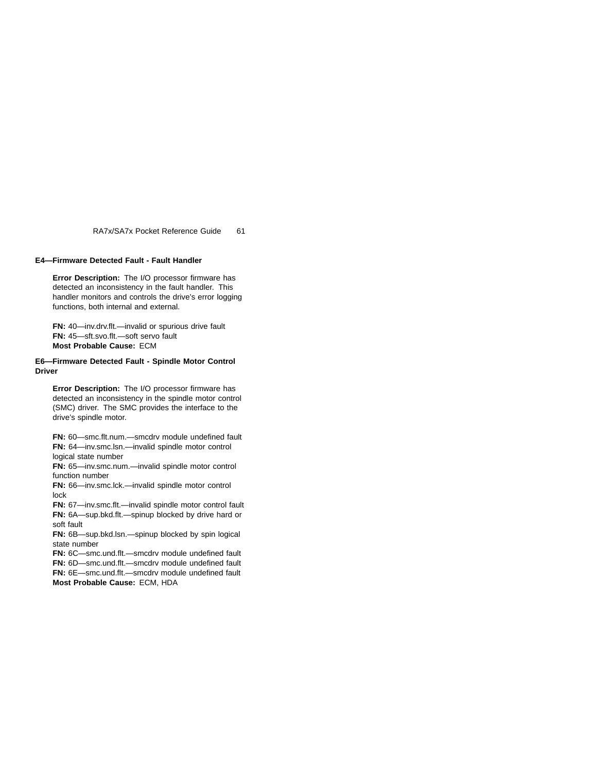**E4—Firmware Detected Fault - Fault Handler**

**Error Description:** The I/O processor firmware has detected an inconsistency in the fault handler. This handler monitors and controls the drive's error logging functions, both internal and external.

**FN:** 40—inv.drv.flt.—invalid or spurious drive fault
**FN:** 45—sft.svo.flt.—soft servo fault
**Most Probable Cause:** ECM

**E6—Firmware Detected Fault - Spindle Motor Control Driver**

**Error Description:** The I/O processor firmware has detected an inconsistency in the spindle motor control (SMC) driver. The SMC provides the interface to the drive's spindle motor.

**FN:** 60—smc.flt.num.—smcdrv module undefined fault
**FN:** 64—inv.smc.lsn.—invalid spindle motor control logical state number
**FN:** 65—inv.smc.num.—invalid spindle motor control function number
**FN:** 66—inv.smc.lck.—invalid spindle motor control lock
**FN:** 67—inv.smc.flt.—invalid spindle motor control fault
**FN:** 6A—sup.bkd.flt.—spinup blocked by drive hard or soft fault
**FN:** 6B—sup.bkd.lsn.—spinup blocked by spin logical state number
**FN:** 6C—smc.und.flt.—smcdrv module undefined fault
**FN:** 6D—smc.und.flt.—smcdrv module undefined fault
**FN:** 6E—smc.und.flt.—smcdrv module undefined fault
**Most Probable Cause:** ECM, HDA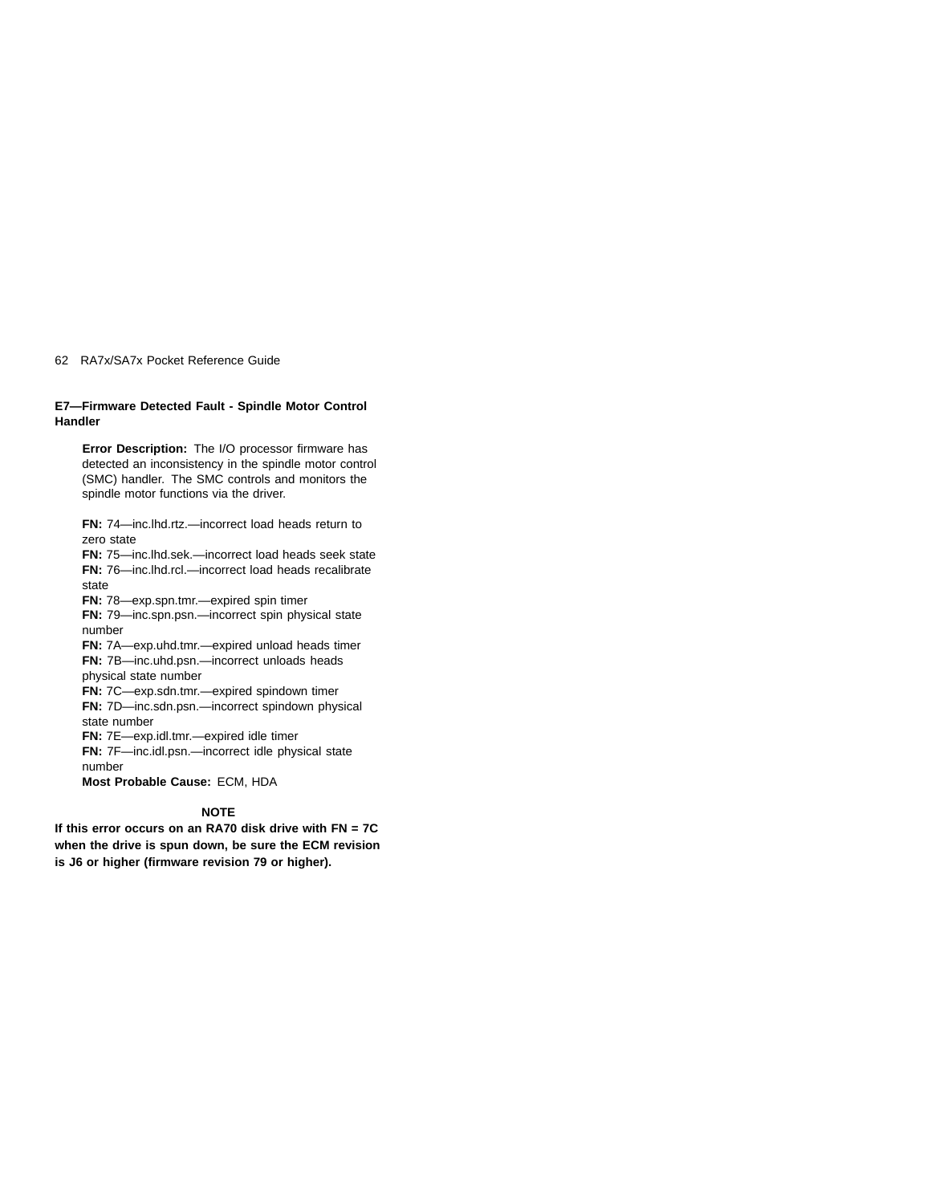**E7—Firmware Detected Fault - Spindle Motor Control Handler**

**Error Description:** The I/O processor firmware has detected an inconsistency in the spindle motor control (SMC) handler. The SMC controls and monitors the spindle motor functions via the driver.

**FN:** 74—inc.lhd.rtz.—incorrect load heads return to zero state
**FN:** 75—inc.lhd.sek.—incorrect load heads seek state
**FN:** 76—inc.lhd.rcl.—incorrect load heads recalibrate state
**FN:** 78—exp.spn.tmr.—expired spin timer
**FN:** 79—inc.spn.psn.—incorrect spin physical state number
**FN:** 7A—exp.uhd.tmr.—expired unload heads timer
**FN:** 7B—inc.uhd.psn.—incorrect unloads heads physical state number
**FN:** 7C—exp.sdn.tmr.—expired spindown timer
**FN:** 7D—inc.sdn.psn.—incorrect spindown physical state number
**FN:** 7E—exp.idl.tmr.—expired idle timer
**FN:** 7F—inc.idl.psn.—incorrect idle physical state number
**Most Probable Cause:** ECM, HDA

**NOTE**

**If this error occurs on an RA70 disk drive with FN = 7C when the drive is spun down, be sure the ECM revision is J6 or higher (firmware revision 79 or higher).**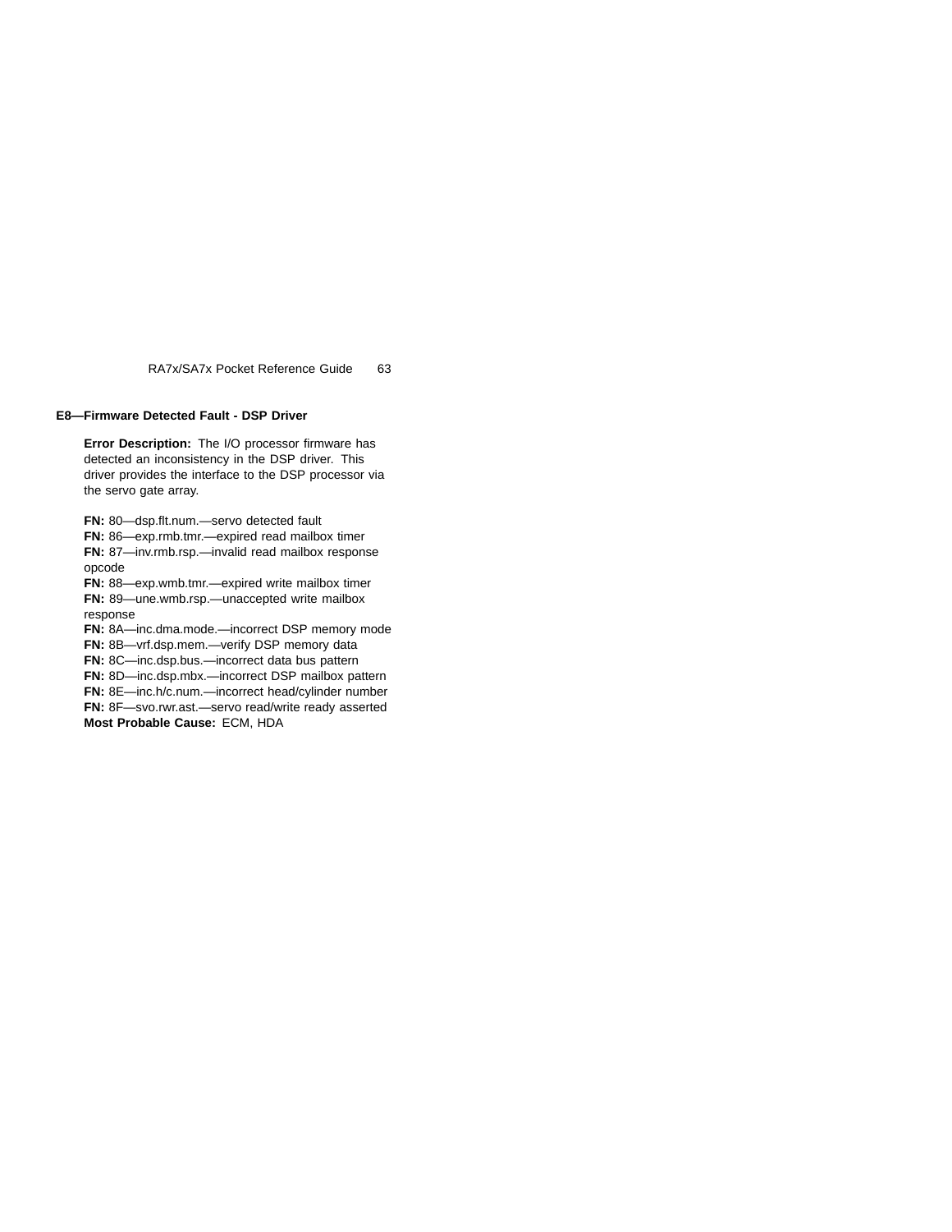## E8—Firmware Detected Fault - DSP Driver

**Error Description:** The I/O processor firmware has detected an inconsistency in the DSP driver. This driver provides the interface to the DSP processor via the servo gate array.

**FN:** 80—dsp.flt.num.—servo detected fault
**FN:** 86—exp.rmb.tmr.—expired read mailbox timer
**FN:** 87—inv.rmb.rsp.—invalid read mailbox response opcode
**FN:** 88—exp.wmb.tmr.—expired write mailbox timer
**FN:** 89—une.wmb.rsp.—unaccepted write mailbox response
**FN:** 8A—inc.dma.mode.—incorrect DSP memory mode
**FN:** 8B—vrf.dsp.mem.—verify DSP memory data
**FN:** 8C—inc.dsp.bus.—incorrect data bus pattern
**FN:** 8D—inc.dsp.mbx.—incorrect DSP mailbox pattern
**FN:** 8E—inc.h/c.num.—incorrect head/cylinder number
**FN:** 8F—svo.rwr.ast.—servo read/write ready asserted
**Most Probable Cause:** ECM, HDA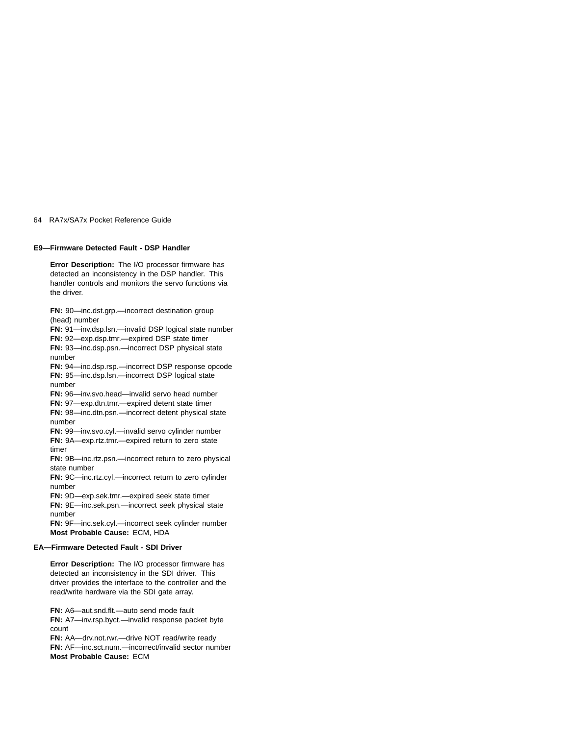### E9—Firmware Detected Fault - DSP Handler

**Error Description:** The I/O processor firmware has detected an inconsistency in the DSP handler. This handler controls and monitors the servo functions via the driver.

**FN:** 90—inc.dst.grp.—incorrect destination group (head) number
**FN:** 91—inv.dsp.lsn.—invalid DSP logical state number
**FN:** 92—exp.dsp.tmr.—expired DSP state timer
**FN:** 93—inc.dsp.psn.—incorrect DSP physical state number
**FN:** 94—inc.dsp.rsp.—incorrect DSP response opcode
**FN:** 95—inc.dsp.lsn.—incorrect DSP logical state number
**FN:** 96—inv.svo.head—invalid servo head number
**FN:** 97—exp.dtn.tmr.—expired detent state timer
**FN:** 98—inc.dtn.psn.—incorrect detent physical state number
**FN:** 99—inv.svo.cyl.—invalid servo cylinder number
**FN:** 9A—exp.rtz.tmr.—expired return to zero state timer
**FN:** 9B—inc.rtz.psn.—incorrect return to zero physical state number
**FN:** 9C—inc.rtz.cyl.—incorrect return to zero cylinder number
**FN:** 9D—exp.sek.tmr.—expired seek state timer
**FN:** 9E—inc.sek.psn.—incorrect seek physical state number
**FN:** 9F—inc.sek.cyl.—incorrect seek cylinder number
**Most Probable Cause:** ECM, HDA

### EA—Firmware Detected Fault - SDI Driver

**Error Description:** The I/O processor firmware has detected an inconsistency in the SDI driver. This driver provides the interface to the controller and the read/write hardware via the SDI gate array.

**FN:** A6—aut.snd.flt.—auto send mode fault
**FN:** A7—inv.rsp.byct.—invalid response packet byte count
**FN:** AA—drv.not.rwr.—drive NOT read/write ready
**FN:** AF—inc.sct.num.—incorrect/invalid sector number
**Most Probable Cause:** ECM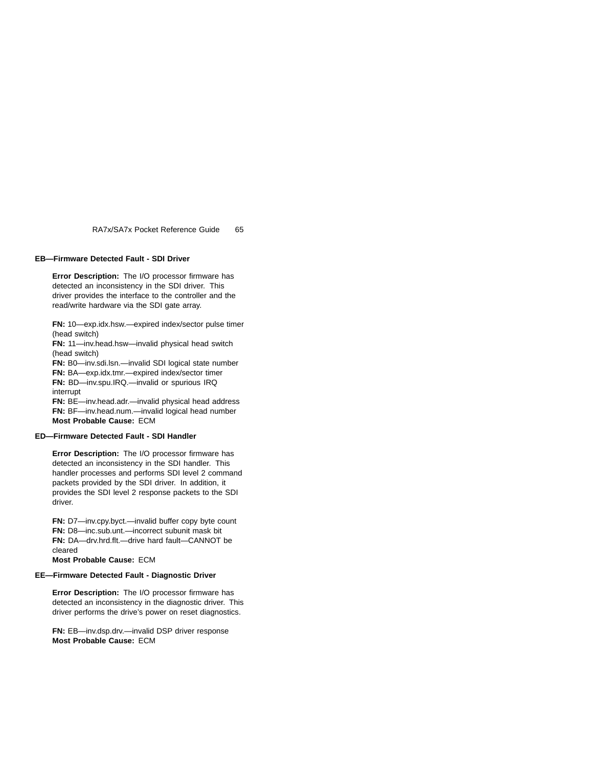### EB—Firmware Detected Fault - SDI Driver

**Error Description:** The I/O processor firmware has detected an inconsistency in the SDI driver. This driver provides the interface to the controller and the read/write hardware via the SDI gate array.

**FN:** 10—exp.idx.hsw.—expired index/sector pulse timer (head switch)
**FN:** 11—inv.head.hsw—invalid physical head switch (head switch)
**FN:** B0—inv.sdi.lsn.—invalid SDI logical state number
**FN:** BA—exp.idx.tmr.—expired index/sector timer
**FN:** BD—inv.spu.IRQ.—invalid or spurious IRQ interrupt
**FN:** BE—inv.head.adr.—invalid physical head address
**FN:** BF—inv.head.num.—invalid logical head number
**Most Probable Cause:** ECM

### ED—Firmware Detected Fault - SDI Handler

**Error Description:** The I/O processor firmware has detected an inconsistency in the SDI handler. This handler processes and performs SDI level 2 command packets provided by the SDI driver. In addition, it provides the SDI level 2 response packets to the SDI driver.

**FN:** D7—inv.cpy.byct.—invalid buffer copy byte count
**FN:** D8—inc.sub.unt.—incorrect subunit mask bit
**FN:** DA—drv.hrd.flt.—drive hard fault—CANNOT be cleared
**Most Probable Cause:** ECM

### EE—Firmware Detected Fault - Diagnostic Driver

**Error Description:** The I/O processor firmware has detected an inconsistency in the diagnostic driver. This driver performs the drive's power on reset diagnostics.

**FN:** EB—inv.dsp.drv.—invalid DSP driver response
**Most Probable Cause:** ECM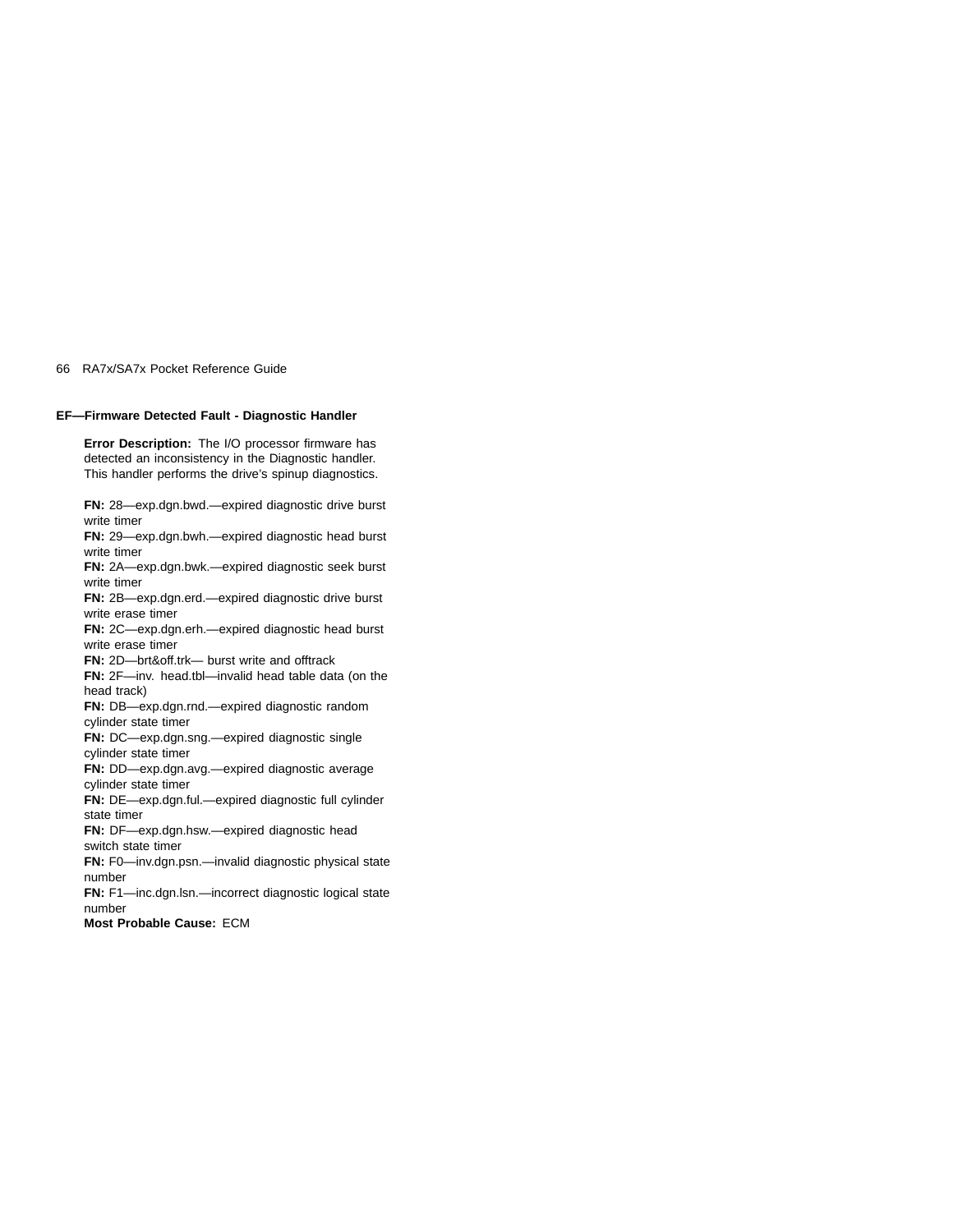## EF—Firmware Detected Fault - Diagnostic Handler

**Error Description:** The I/O processor firmware has detected an inconsistency in the Diagnostic handler. This handler performs the drive's spinup diagnostics.

**FN:** 28—exp.dgn.bwd.—expired diagnostic drive burst write timer
**FN:** 29—exp.dgn.bwh.—expired diagnostic head burst write timer
**FN:** 2A—exp.dgn.bwk.—expired diagnostic seek burst write timer
**FN:** 2B—exp.dgn.erd.—expired diagnostic drive burst write erase timer
**FN:** 2C—exp.dgn.erh.—expired diagnostic head burst write erase timer
**FN:** 2D—brt&off.trk— burst write and offtrack
**FN:** 2F—inv. head.tbl—invalid head table data (on the head track)
**FN:** DB—exp.dgn.rnd.—expired diagnostic random cylinder state timer
**FN:** DC—exp.dgn.sng.—expired diagnostic single cylinder state timer
**FN:** DD—exp.dgn.avg.—expired diagnostic average cylinder state timer
**FN:** DE—exp.dgn.ful.—expired diagnostic full cylinder state timer
**FN:** DF—exp.dgn.hsw.—expired diagnostic head switch state timer
**FN:** F0—inv.dgn.psn.—invalid diagnostic physical state number
**FN:** F1—inc.dgn.lsn.—incorrect diagnostic logical state number
**Most Probable Cause:** ECM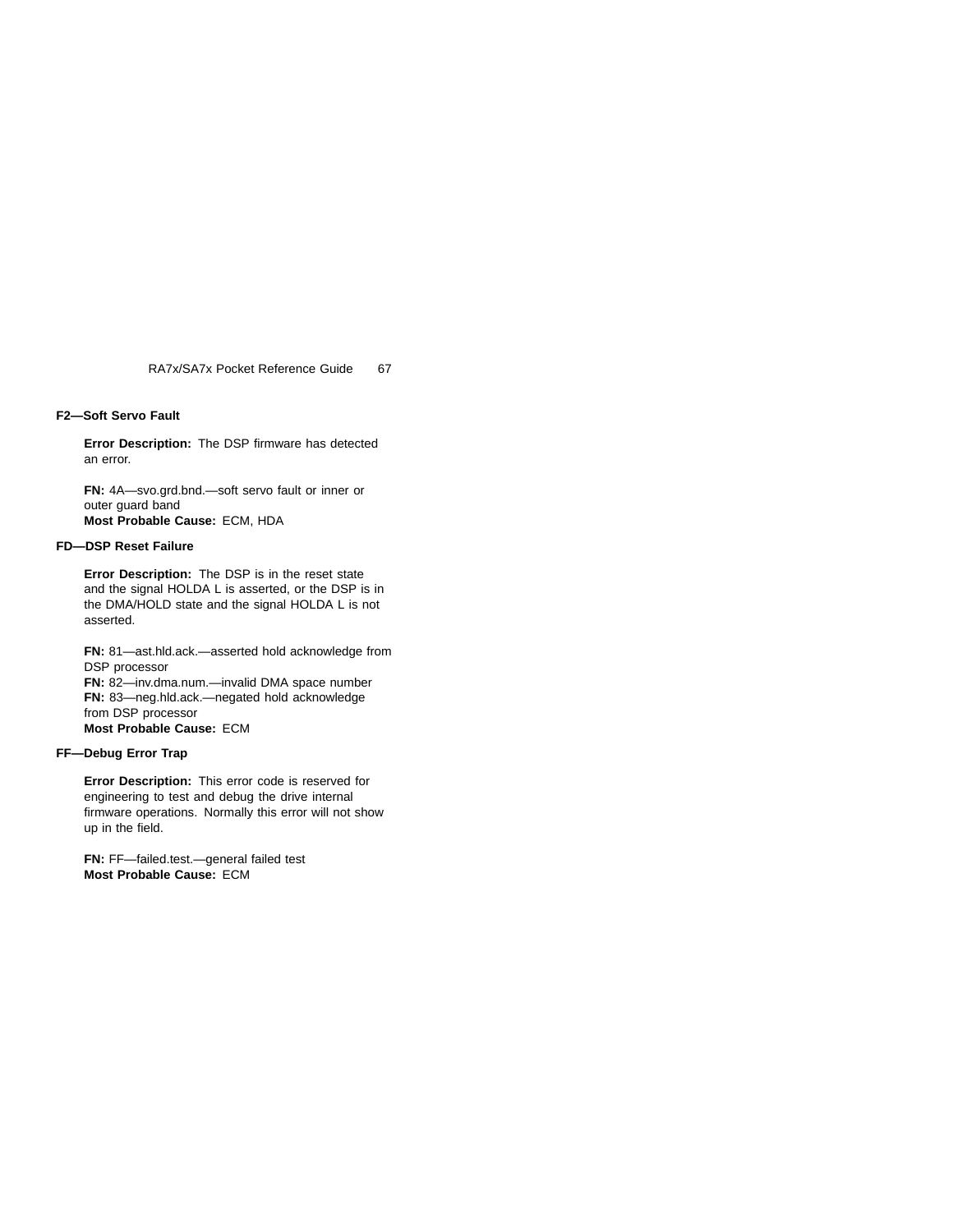### F2—Soft Servo Fault

**Error Description:** The DSP firmware has detected an error.

**FN:** 4A—svo.grd.bnd.—soft servo fault or inner or outer guard band
**Most Probable Cause:** ECM, HDA

### FD—DSP Reset Failure

**Error Description:** The DSP is in the reset state and the signal HOLDA L is asserted, or the DSP is in the DMA/HOLD state and the signal HOLDA L is not asserted.

**FN:** 81—ast.hld.ack.—asserted hold acknowledge from DSP processor
**FN:** 82—inv.dma.num.—invalid DMA space number
**FN:** 83—neg.hld.ack.—negated hold acknowledge from DSP processor
**Most Probable Cause:** ECM

### FF—Debug Error Trap

**Error Description:** This error code is reserved for engineering to test and debug the drive internal firmware operations. Normally this error will not show up in the field.

**FN:** FF—failed.test.—general failed test
**Most Probable Cause:** ECM